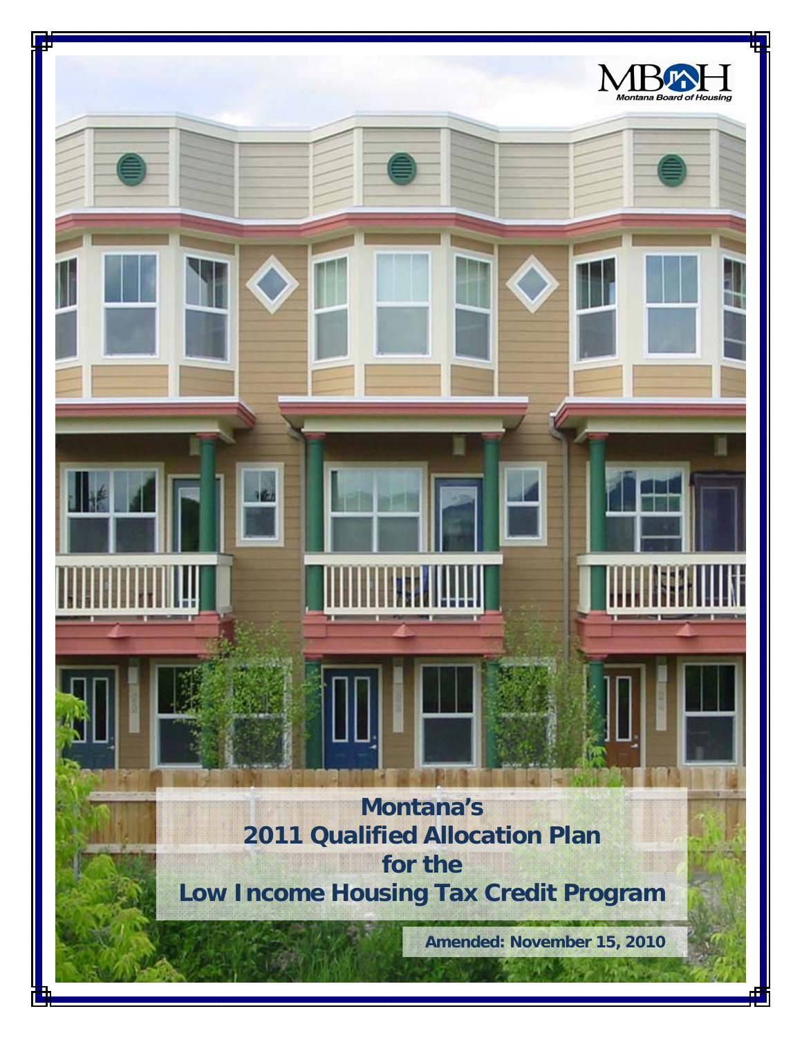MBOH
Montana Board of Housing

# Montana's 2011 Qualified Allocation Plan for the Low Income Housing Tax Credit Program

**Amended: November 15, 2010**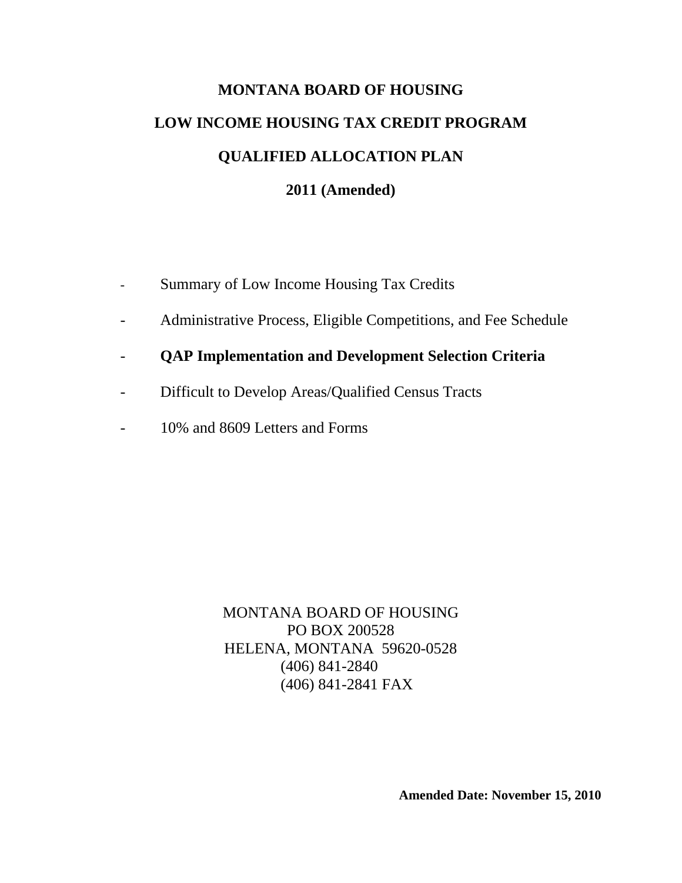# MONTANA BOARD OF HOUSING

## LOW INCOME HOUSING TAX CREDIT PROGRAM

## QUALIFIED ALLOCATION PLAN

## 2011 (Amended)

- Summary of Low Income Housing Tax Credits
- Administrative Process, Eligible Competitions, and Fee Schedule
- **QAP Implementation and Development Selection Criteria**
- Difficult to Develop Areas/Qualified Census Tracts
- 10% and 8609 Letters and Forms

MONTANA BOARD OF HOUSING
PO BOX 200528
HELENA, MONTANA 59620-0528
(406) 841-2840
(406) 841-2841 FAX

**Amended Date: November 15, 2010**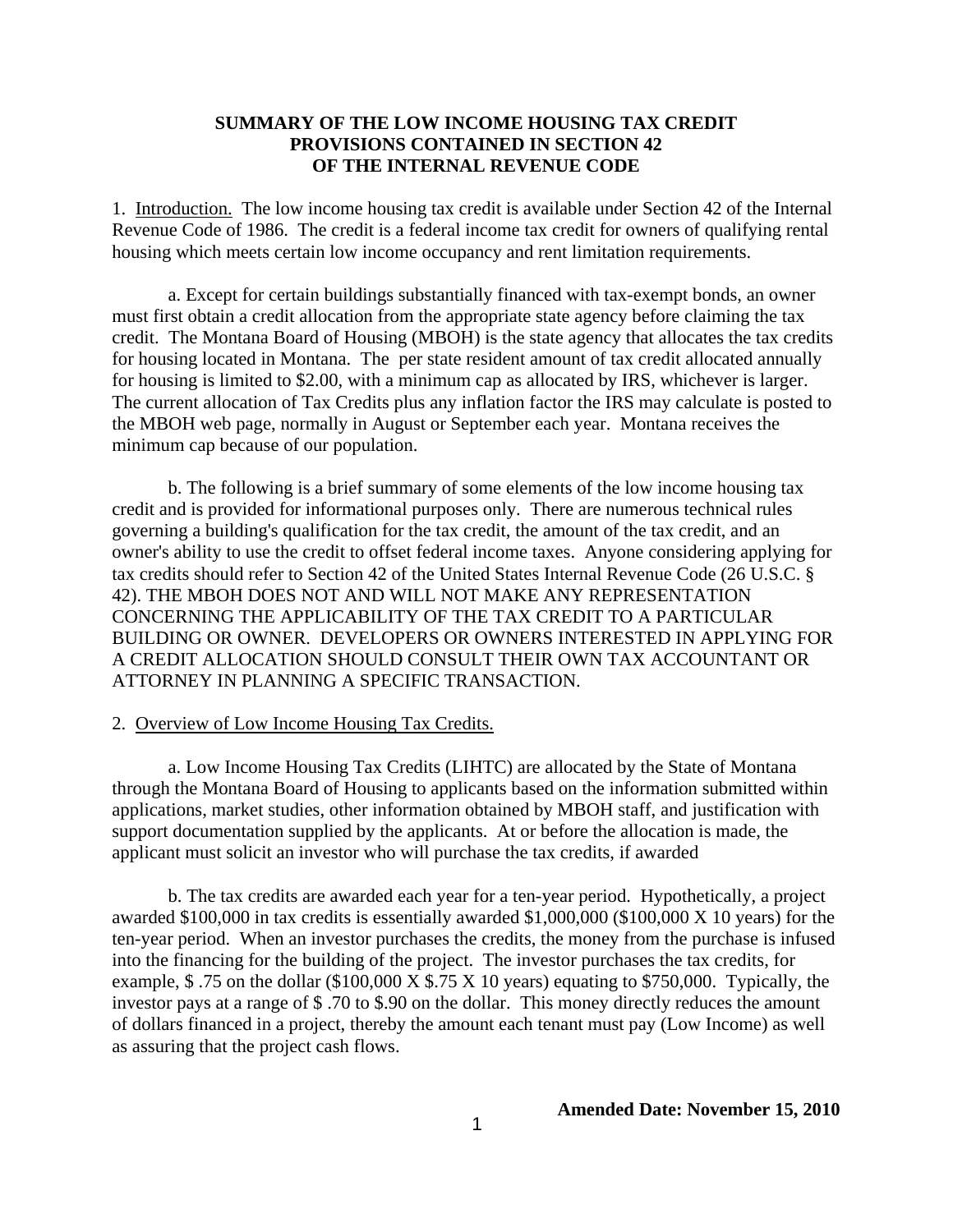# SUMMARY OF THE LOW INCOME HOUSING TAX CREDIT PROVISIONS CONTAINED IN SECTION 42 OF THE INTERNAL REVENUE CODE

1. Introduction. The low income housing tax credit is available under Section 42 of the Internal Revenue Code of 1986. The credit is a federal income tax credit for owners of qualifying rental housing which meets certain low income occupancy and rent limitation requirements.

a. Except for certain buildings substantially financed with tax-exempt bonds, an owner must first obtain a credit allocation from the appropriate state agency before claiming the tax credit. The Montana Board of Housing (MBOH) is the state agency that allocates the tax credits for housing located in Montana. The per state resident amount of tax credit allocated annually for housing is limited to $2.00, with a minimum cap as allocated by IRS, whichever is larger. The current allocation of Tax Credits plus any inflation factor the IRS may calculate is posted to the MBOH web page, normally in August or September each year. Montana receives the minimum cap because of our population.

b. The following is a brief summary of some elements of the low income housing tax credit and is provided for informational purposes only. There are numerous technical rules governing a building's qualification for the tax credit, the amount of the tax credit, and an owner's ability to use the credit to offset federal income taxes. Anyone considering applying for tax credits should refer to Section 42 of the United States Internal Revenue Code (26 U.S.C. § 42). THE MBOH DOES NOT AND WILL NOT MAKE ANY REPRESENTATION CONCERNING THE APPLICABILITY OF THE TAX CREDIT TO A PARTICULAR BUILDING OR OWNER. DEVELOPERS OR OWNERS INTERESTED IN APPLYING FOR A CREDIT ALLOCATION SHOULD CONSULT THEIR OWN TAX ACCOUNTANT OR ATTORNEY IN PLANNING A SPECIFIC TRANSACTION.

2. Overview of Low Income Housing Tax Credits.

a. Low Income Housing Tax Credits (LIHTC) are allocated by the State of Montana through the Montana Board of Housing to applicants based on the information submitted within applications, market studies, other information obtained by MBOH staff, and justification with support documentation supplied by the applicants. At or before the allocation is made, the applicant must solicit an investor who will purchase the tax credits, if awarded

b. The tax credits are awarded each year for a ten-year period. Hypothetically, a project awarded $100,000 in tax credits is essentially awarded $1,000,000 ($100,000 X 10 years) for the ten-year period. When an investor purchases the credits, the money from the purchase is infused into the financing for the building of the project. The investor purchases the tax credits, for example, $ .75 on the dollar ($100,000 X $.75 X 10 years) equating to $750,000. Typically, the investor pays at a range of $ .70 to $.90 on the dollar. This money directly reduces the amount of dollars financed in a project, thereby the amount each tenant must pay (Low Income) as well as assuring that the project cash flows.

**Amended Date: November 15, 2010**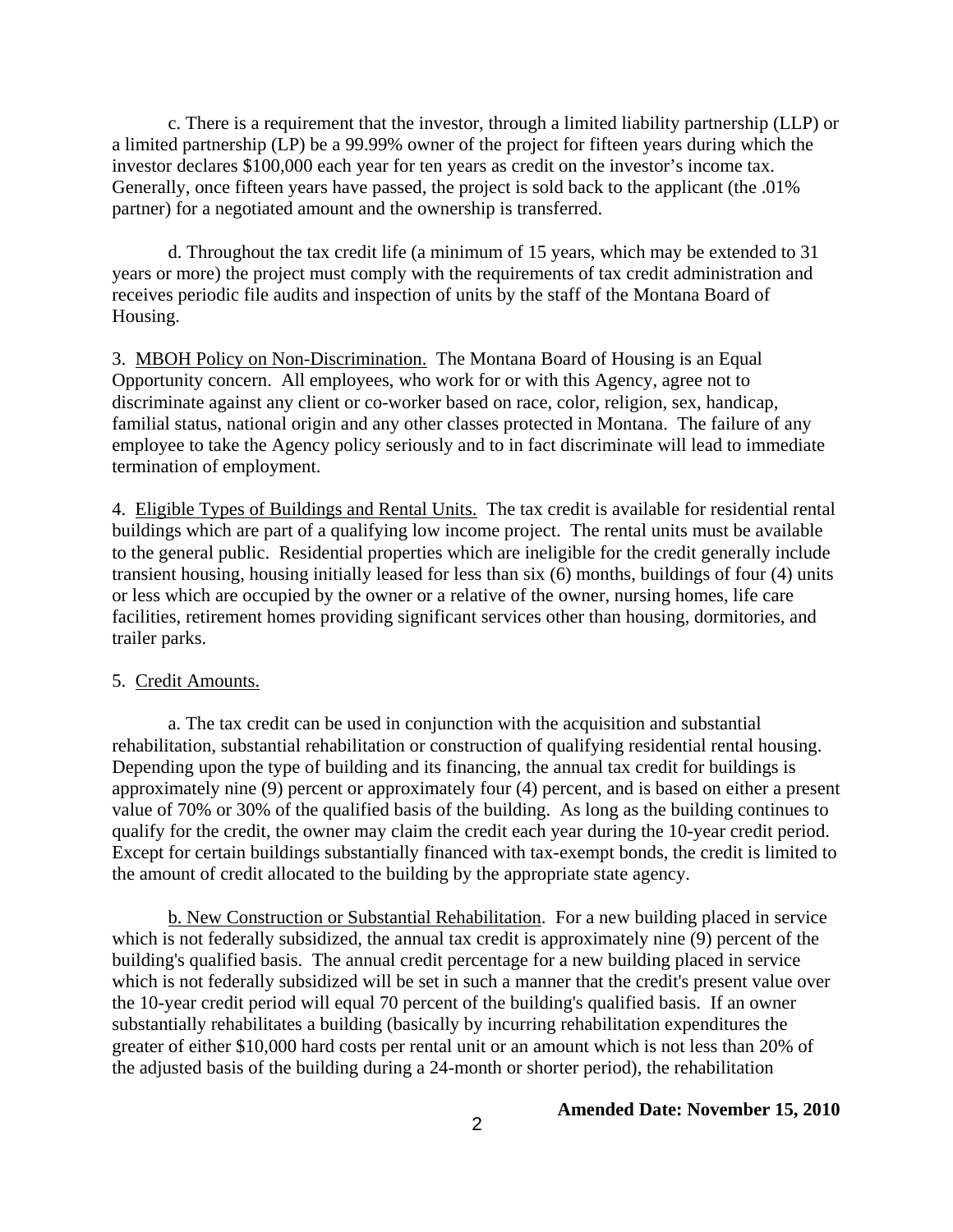c. There is a requirement that the investor, through a limited liability partnership (LLP) or a limited partnership (LP) be a 99.99% owner of the project for fifteen years during which the investor declares $100,000 each year for ten years as credit on the investor's income tax. Generally, once fifteen years have passed, the project is sold back to the applicant (the .01% partner) for a negotiated amount and the ownership is transferred.

d. Throughout the tax credit life (a minimum of 15 years, which may be extended to 31 years or more) the project must comply with the requirements of tax credit administration and receives periodic file audits and inspection of units by the staff of the Montana Board of Housing.

3. <u>MBOH Policy on Non-Discrimination.</u> The Montana Board of Housing is an Equal Opportunity concern. All employees, who work for or with this Agency, agree not to discriminate against any client or co-worker based on race, color, religion, sex, handicap, familial status, national origin and any other classes protected in Montana. The failure of any employee to take the Agency policy seriously and to in fact discriminate will lead to immediate termination of employment.

4. <u>Eligible Types of Buildings and Rental Units.</u> The tax credit is available for residential rental buildings which are part of a qualifying low income project. The rental units must be available to the general public. Residential properties which are ineligible for the credit generally include transient housing, housing initially leased for less than six (6) months, buildings of four (4) units or less which are occupied by the owner or a relative of the owner, nursing homes, life care facilities, retirement homes providing significant services other than housing, dormitories, and trailer parks.

5. <u>Credit Amounts.</u>

a. The tax credit can be used in conjunction with the acquisition and substantial rehabilitation, substantial rehabilitation or construction of qualifying residential rental housing. Depending upon the type of building and its financing, the annual tax credit for buildings is approximately nine (9) percent or approximately four (4) percent, and is based on either a present value of 70% or 30% of the qualified basis of the building. As long as the building continues to qualify for the credit, the owner may claim the credit each year during the 10-year credit period. Except for certain buildings substantially financed with tax-exempt bonds, the credit is limited to the amount of credit allocated to the building by the appropriate state agency.

b. <u>New Construction or Substantial Rehabilitation</u>. For a new building placed in service which is not federally subsidized, the annual tax credit is approximately nine (9) percent of the building's qualified basis. The annual credit percentage for a new building placed in service which is not federally subsidized will be set in such a manner that the credit's present value over the 10-year credit period will equal 70 percent of the building's qualified basis. If an owner substantially rehabilitates a building (basically by incurring rehabilitation expenditures the greater of either $10,000 hard costs per rental unit or an amount which is not less than 20% of the adjusted basis of the building during a 24-month or shorter period), the rehabilitation

**Amended Date: November 15, 2010**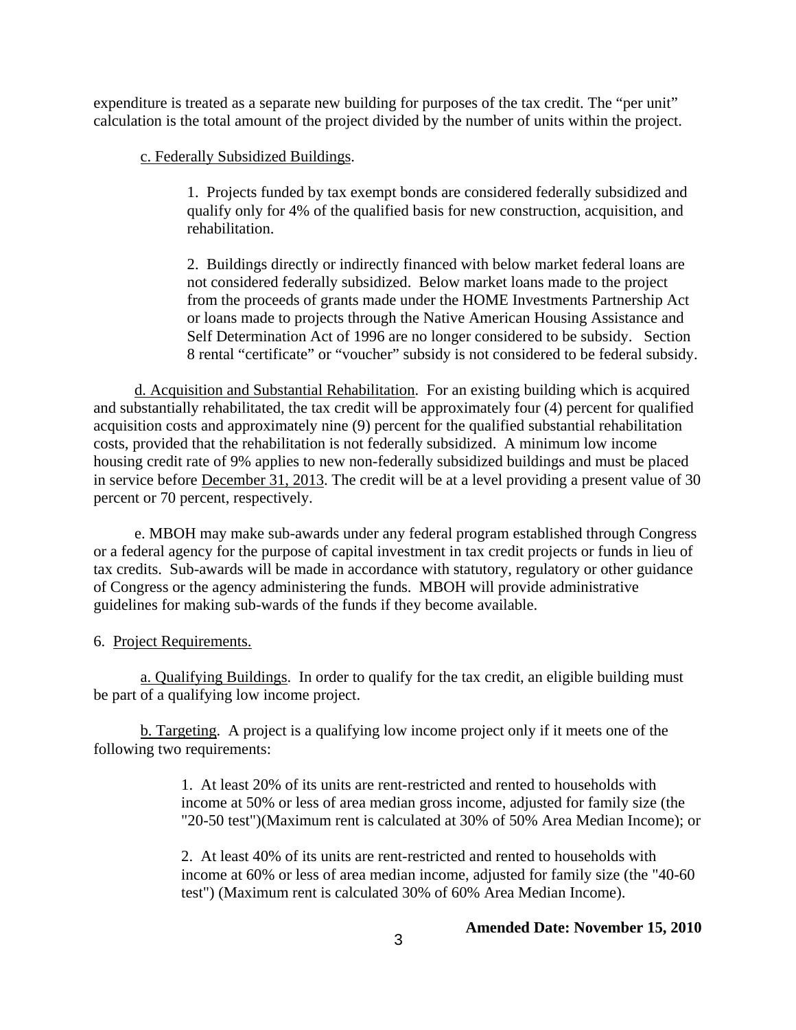expenditure is treated as a separate new building for purposes of the tax credit. The "per unit" calculation is the total amount of the project divided by the number of units within the project.

c. Federally Subsidized Buildings.

1. Projects funded by tax exempt bonds are considered federally subsidized and qualify only for 4% of the qualified basis for new construction, acquisition, and rehabilitation.

2. Buildings directly or indirectly financed with below market federal loans are not considered federally subsidized. Below market loans made to the project from the proceeds of grants made under the HOME Investments Partnership Act or loans made to projects through the Native American Housing Assistance and Self Determination Act of 1996 are no longer considered to be subsidy. Section 8 rental "certificate" or "voucher" subsidy is not considered to be federal subsidy.

d. Acquisition and Substantial Rehabilitation. For an existing building which is acquired and substantially rehabilitated, the tax credit will be approximately four (4) percent for qualified acquisition costs and approximately nine (9) percent for the qualified substantial rehabilitation costs, provided that the rehabilitation is not federally subsidized. A minimum low income housing credit rate of 9% applies to new non-federally subsidized buildings and must be placed in service before December 31, 2013. The credit will be at a level providing a present value of 30 percent or 70 percent, respectively.

e. MBOH may make sub-awards under any federal program established through Congress or a federal agency for the purpose of capital investment in tax credit projects or funds in lieu of tax credits. Sub-awards will be made in accordance with statutory, regulatory or other guidance of Congress or the agency administering the funds. MBOH will provide administrative guidelines for making sub-wards of the funds if they become available.

6. Project Requirements.

a. Qualifying Buildings. In order to qualify for the tax credit, an eligible building must be part of a qualifying low income project.

b. Targeting. A project is a qualifying low income project only if it meets one of the following two requirements:

1. At least 20% of its units are rent-restricted and rented to households with income at 50% or less of area median gross income, adjusted for family size (the "20-50 test")(Maximum rent is calculated at 30% of 50% Area Median Income); or

2. At least 40% of its units are rent-restricted and rented to households with income at 60% or less of area median income, adjusted for family size (the "40-60 test") (Maximum rent is calculated 30% of 60% Area Median Income).

**Amended Date: November 15, 2010**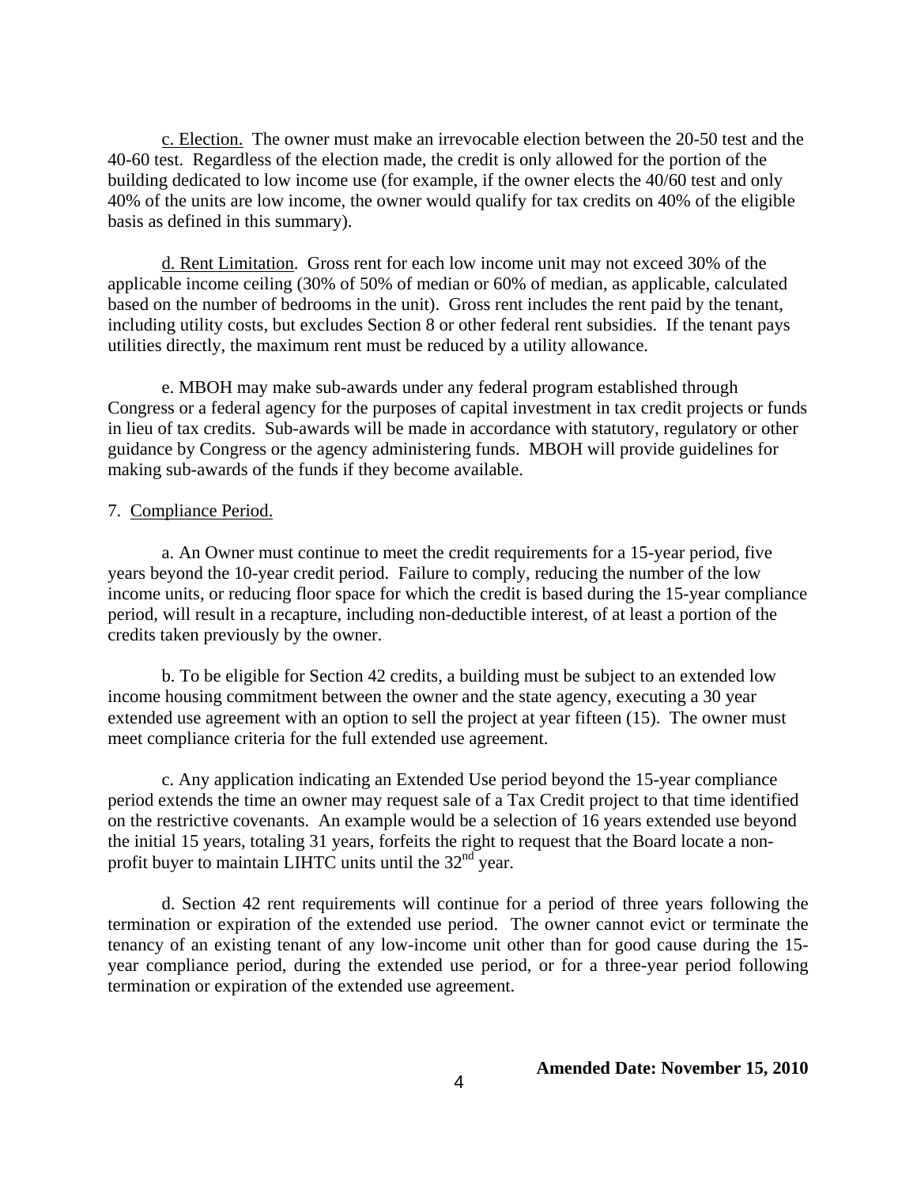c. Election. The owner must make an irrevocable election between the 20-50 test and the 40-60 test. Regardless of the election made, the credit is only allowed for the portion of the building dedicated to low income use (for example, if the owner elects the 40/60 test and only 40% of the units are low income, the owner would qualify for tax credits on 40% of the eligible basis as defined in this summary).

d. Rent Limitation. Gross rent for each low income unit may not exceed 30% of the applicable income ceiling (30% of 50% of median or 60% of median, as applicable, calculated based on the number of bedrooms in the unit). Gross rent includes the rent paid by the tenant, including utility costs, but excludes Section 8 or other federal rent subsidies. If the tenant pays utilities directly, the maximum rent must be reduced by a utility allowance.

e. MBOH may make sub-awards under any federal program established through Congress or a federal agency for the purposes of capital investment in tax credit projects or funds in lieu of tax credits. Sub-awards will be made in accordance with statutory, regulatory or other guidance by Congress or the agency administering funds. MBOH will provide guidelines for making sub-awards of the funds if they become available.

7. Compliance Period.

a. An Owner must continue to meet the credit requirements for a 15-year period, five years beyond the 10-year credit period. Failure to comply, reducing the number of the low income units, or reducing floor space for which the credit is based during the 15-year compliance period, will result in a recapture, including non-deductible interest, of at least a portion of the credits taken previously by the owner.

b. To be eligible for Section 42 credits, a building must be subject to an extended low income housing commitment between the owner and the state agency, executing a 30 year extended use agreement with an option to sell the project at year fifteen (15). The owner must meet compliance criteria for the full extended use agreement.

c. Any application indicating an Extended Use period beyond the 15-year compliance period extends the time an owner may request sale of a Tax Credit project to that time identified on the restrictive covenants. An example would be a selection of 16 years extended use beyond the initial 15 years, totaling 31 years, forfeits the right to request that the Board locate a non-profit buyer to maintain LIHTC units until the 32nd year.

d. Section 42 rent requirements will continue for a period of three years following the termination or expiration of the extended use period. The owner cannot evict or terminate the tenancy of an existing tenant of any low-income unit other than for good cause during the 15-year compliance period, during the extended use period, or for a three-year period following termination or expiration of the extended use agreement.

**Amended Date: November 15, 2010**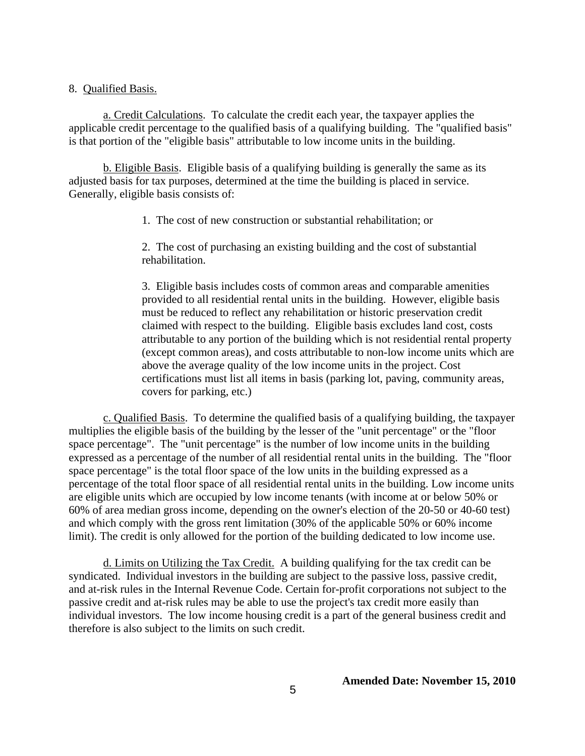8. Qualified Basis.

a. Credit Calculations. To calculate the credit each year, the taxpayer applies the applicable credit percentage to the qualified basis of a qualifying building. The "qualified basis" is that portion of the "eligible basis" attributable to low income units in the building.

b. Eligible Basis. Eligible basis of a qualifying building is generally the same as its adjusted basis for tax purposes, determined at the time the building is placed in service. Generally, eligible basis consists of:

1. The cost of new construction or substantial rehabilitation; or

2. The cost of purchasing an existing building and the cost of substantial rehabilitation.

3. Eligible basis includes costs of common areas and comparable amenities provided to all residential rental units in the building. However, eligible basis must be reduced to reflect any rehabilitation or historic preservation credit claimed with respect to the building. Eligible basis excludes land cost, costs attributable to any portion of the building which is not residential rental property (except common areas), and costs attributable to non-low income units which are above the average quality of the low income units in the project. Cost certifications must list all items in basis (parking lot, paving, community areas, covers for parking, etc.)

c. Qualified Basis. To determine the qualified basis of a qualifying building, the taxpayer multiplies the eligible basis of the building by the lesser of the "unit percentage" or the "floor space percentage". The "unit percentage" is the number of low income units in the building expressed as a percentage of the number of all residential rental units in the building. The "floor space percentage" is the total floor space of the low units in the building expressed as a percentage of the total floor space of all residential rental units in the building. Low income units are eligible units which are occupied by low income tenants (with income at or below 50% or 60% of area median gross income, depending on the owner's election of the 20-50 or 40-60 test) and which comply with the gross rent limitation (30% of the applicable 50% or 60% income limit). The credit is only allowed for the portion of the building dedicated to low income use.

d. Limits on Utilizing the Tax Credit. A building qualifying for the tax credit can be syndicated. Individual investors in the building are subject to the passive loss, passive credit, and at-risk rules in the Internal Revenue Code. Certain for-profit corporations not subject to the passive credit and at-risk rules may be able to use the project's tax credit more easily than individual investors. The low income housing credit is a part of the general business credit and therefore is also subject to the limits on such credit.

**Amended Date: November 15, 2010**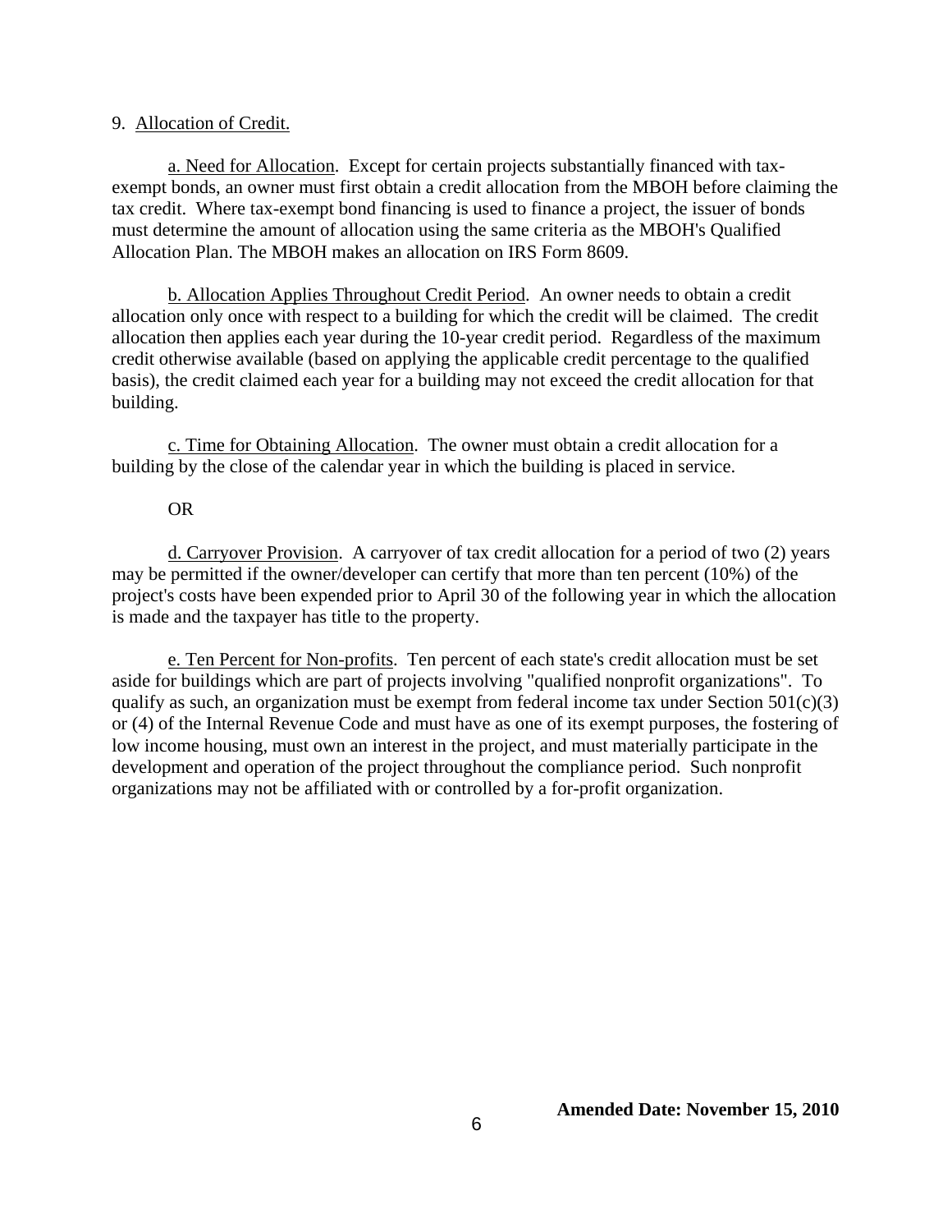9. Allocation of Credit.

a. Need for Allocation. Except for certain projects substantially financed with tax-exempt bonds, an owner must first obtain a credit allocation from the MBOH before claiming the tax credit. Where tax-exempt bond financing is used to finance a project, the issuer of bonds must determine the amount of allocation using the same criteria as the MBOH's Qualified Allocation Plan. The MBOH makes an allocation on IRS Form 8609.

b. Allocation Applies Throughout Credit Period. An owner needs to obtain a credit allocation only once with respect to a building for which the credit will be claimed. The credit allocation then applies each year during the 10-year credit period. Regardless of the maximum credit otherwise available (based on applying the applicable credit percentage to the qualified basis), the credit claimed each year for a building may not exceed the credit allocation for that building.

c. Time for Obtaining Allocation. The owner must obtain a credit allocation for a building by the close of the calendar year in which the building is placed in service.

OR

d. Carryover Provision. A carryover of tax credit allocation for a period of two (2) years may be permitted if the owner/developer can certify that more than ten percent (10%) of the project's costs have been expended prior to April 30 of the following year in which the allocation is made and the taxpayer has title to the property.

e. Ten Percent for Non-profits. Ten percent of each state's credit allocation must be set aside for buildings which are part of projects involving "qualified nonprofit organizations". To qualify as such, an organization must be exempt from federal income tax under Section 501(c)(3) or (4) of the Internal Revenue Code and must have as one of its exempt purposes, the fostering of low income housing, must own an interest in the project, and must materially participate in the development and operation of the project throughout the compliance period. Such nonprofit organizations may not be affiliated with or controlled by a for-profit organization.

**Amended Date: November 15, 2010**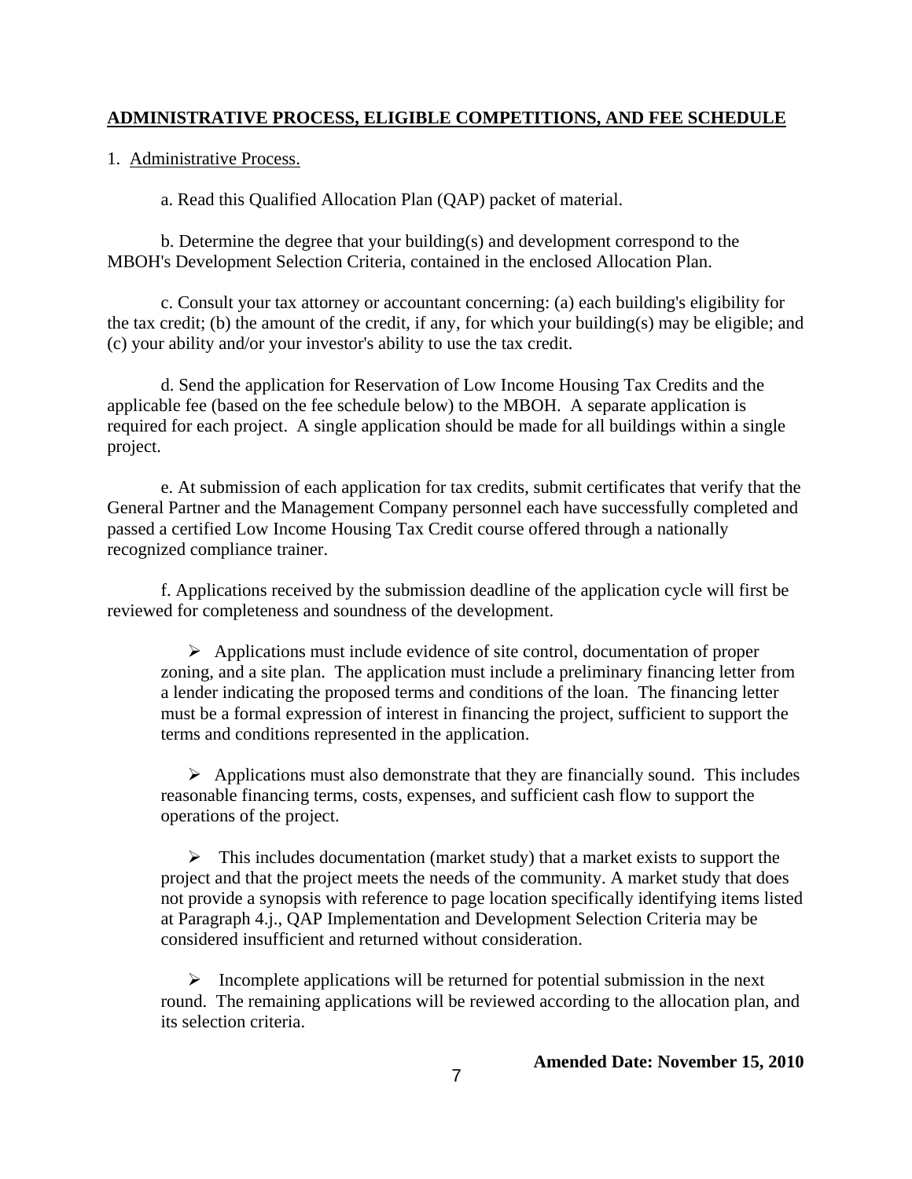## ADMINISTRATIVE PROCESS, ELIGIBLE COMPETITIONS, AND FEE SCHEDULE

1. Administrative Process.

a. Read this Qualified Allocation Plan (QAP) packet of material.

b. Determine the degree that your building(s) and development correspond to the MBOH's Development Selection Criteria, contained in the enclosed Allocation Plan.

c. Consult your tax attorney or accountant concerning: (a) each building's eligibility for the tax credit; (b) the amount of the credit, if any, for which your building(s) may be eligible; and (c) your ability and/or your investor's ability to use the tax credit.

d. Send the application for Reservation of Low Income Housing Tax Credits and the applicable fee (based on the fee schedule below) to the MBOH. A separate application is required for each project. A single application should be made for all buildings within a single project.

e. At submission of each application for tax credits, submit certificates that verify that the General Partner and the Management Company personnel each have successfully completed and passed a certified Low Income Housing Tax Credit course offered through a nationally recognized compliance trainer.

f. Applications received by the submission deadline of the application cycle will first be reviewed for completeness and soundness of the development.

- Applications must include evidence of site control, documentation of proper zoning, and a site plan. The application must include a preliminary financing letter from a lender indicating the proposed terms and conditions of the loan. The financing letter must be a formal expression of interest in financing the project, sufficient to support the terms and conditions represented in the application.

- Applications must also demonstrate that they are financially sound. This includes reasonable financing terms, costs, expenses, and sufficient cash flow to support the operations of the project.

- This includes documentation (market study) that a market exists to support the project and that the project meets the needs of the community. A market study that does not provide a synopsis with reference to page location specifically identifying items listed at Paragraph 4.j., QAP Implementation and Development Selection Criteria may be considered insufficient and returned without consideration.

- Incomplete applications will be returned for potential submission in the next round. The remaining applications will be reviewed according to the allocation plan, and its selection criteria.

**Amended Date: November 15, 2010**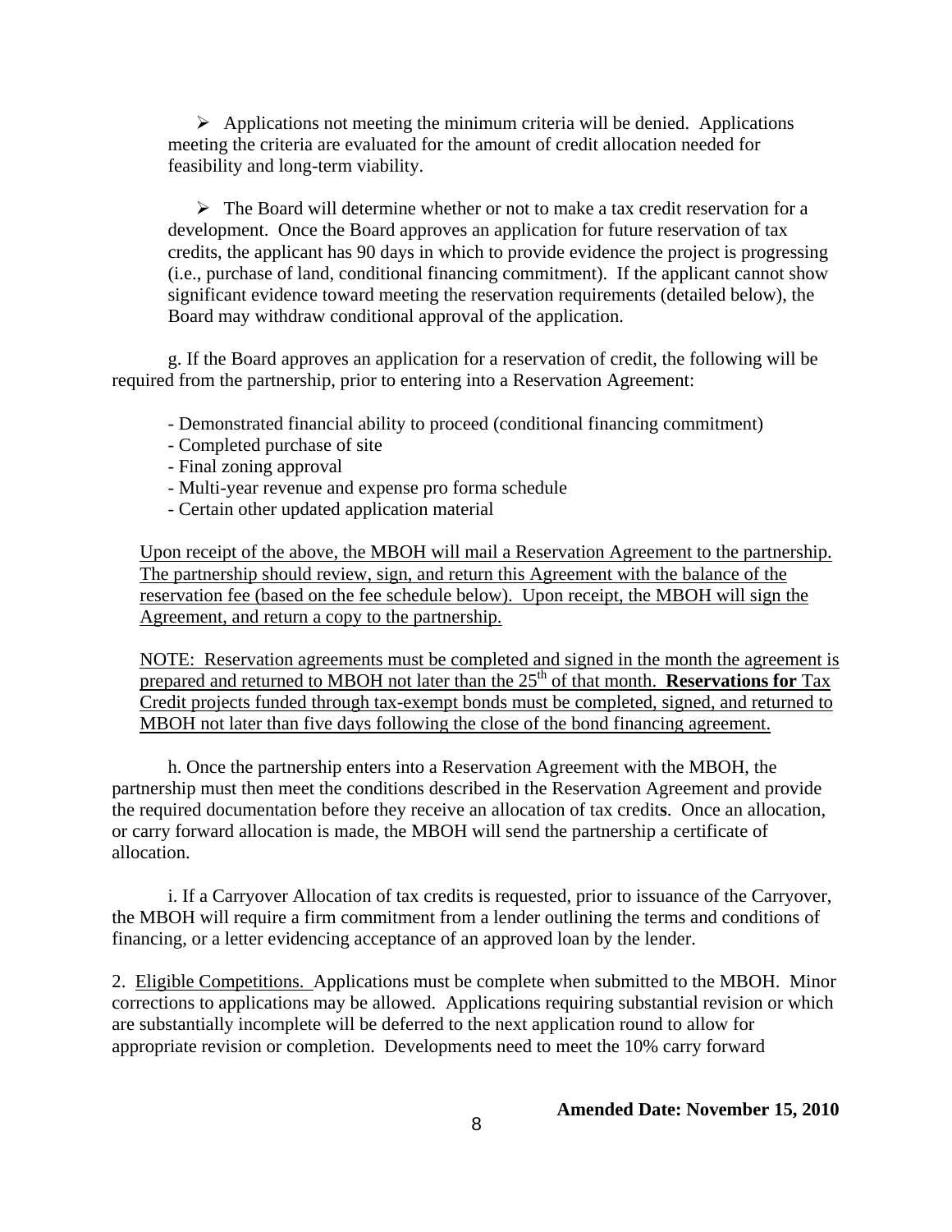- Applications not meeting the minimum criteria will be denied. Applications meeting the criteria are evaluated for the amount of credit allocation needed for feasibility and long-term viability.

- The Board will determine whether or not to make a tax credit reservation for a development. Once the Board approves an application for future reservation of tax credits, the applicant has 90 days in which to provide evidence the project is progressing (i.e., purchase of land, conditional financing commitment). If the applicant cannot show significant evidence toward meeting the reservation requirements (detailed below), the Board may withdraw conditional approval of the application.

g. If the Board approves an application for a reservation of credit, the following will be required from the partnership, prior to entering into a Reservation Agreement:

- Demonstrated financial ability to proceed (conditional financing commitment)
- Completed purchase of site
- Final zoning approval
- Multi-year revenue and expense pro forma schedule
- Certain other updated application material

<u>Upon receipt of the above, the MBOH will mail a Reservation Agreement to the partnership. The partnership should review, sign, and return this Agreement with the balance of the reservation fee (based on the fee schedule below). Upon receipt, the MBOH will sign the Agreement, and return a copy to the partnership.</u>

<u>NOTE: Reservation agreements must be completed and signed in the month the agreement is prepared and returned to MBOH not later than the 25th of that month. **Reservations for** Tax Credit projects funded through tax-exempt bonds must be completed, signed, and returned to MBOH not later than five days following the close of the bond financing agreement.</u>

h. Once the partnership enters into a Reservation Agreement with the MBOH, the partnership must then meet the conditions described in the Reservation Agreement and provide the required documentation before they receive an allocation of tax credit**s**. Once an allocation, or carry forward allocation is made, the MBOH will send the partnership a certificate of allocation.

i. If a Carryover Allocation of tax credits is requested, prior to issuance of the Carryover, the MBOH will require a firm commitment from a lender outlining the terms and conditions of financing, or a letter evidencing acceptance of an approved loan by the lender.

2. <u>Eligible Competitions.</u> Applications must be complete when submitted to the MBOH. Minor corrections to applications may be allowed. Applications requiring substantial revision or which are substantially incomplete will be deferred to the next application round to allow for appropriate revision or completion. Developments need to meet the 10% carry forward

**Amended Date: November 15, 2010**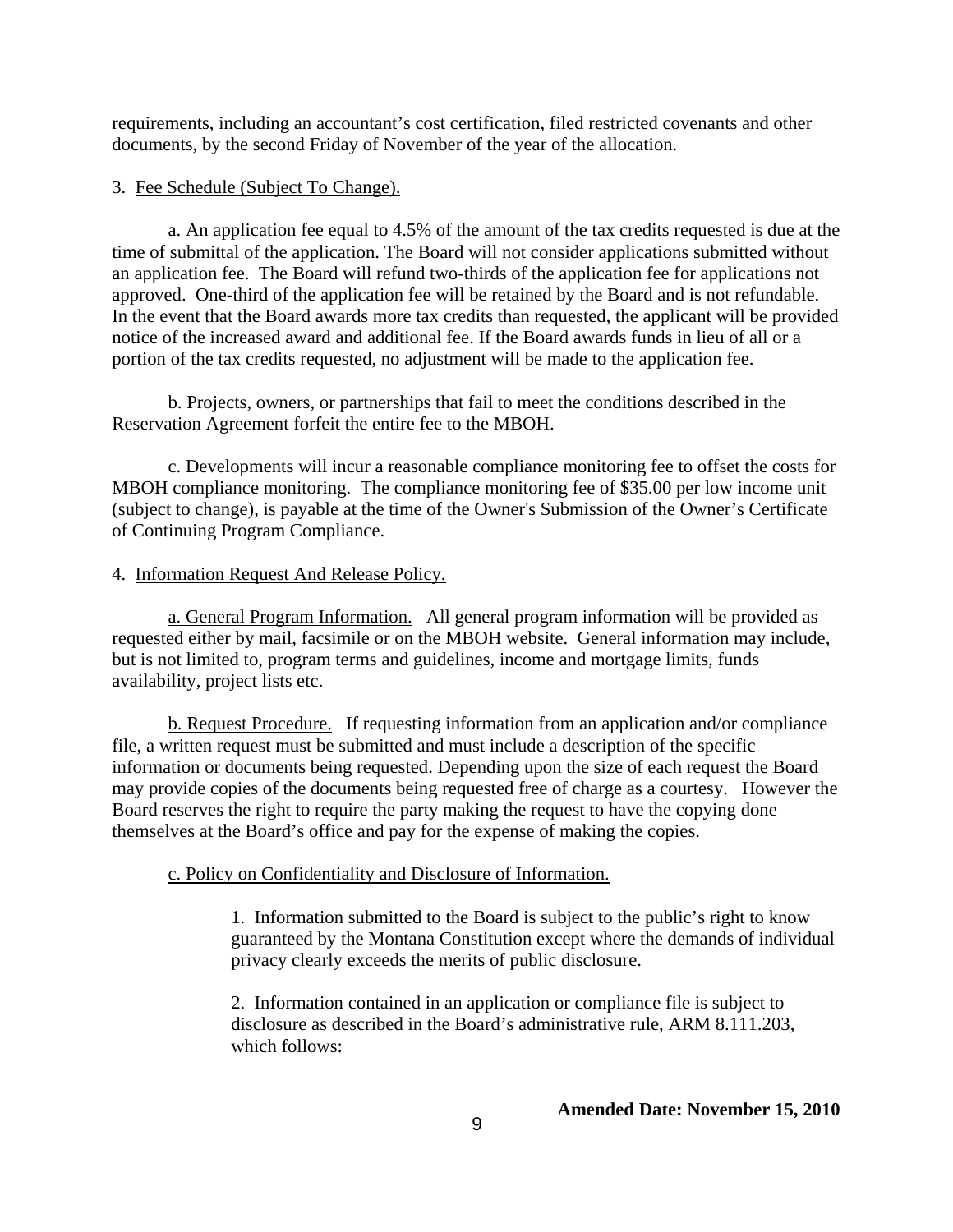requirements, including an accountant's cost certification, filed restricted covenants and other documents, by the second Friday of November of the year of the allocation.

3. <u>Fee Schedule (Subject To Change).</u>

a. An application fee equal to 4.5% of the amount of the tax credits requested is due at the time of submittal of the application. The Board will not consider applications submitted without an application fee. The Board will refund two-thirds of the application fee for applications not approved. One-third of the application fee will be retained by the Board and is not refundable. In the event that the Board awards more tax credits than requested, the applicant will be provided notice of the increased award and additional fee. If the Board awards funds in lieu of all or a portion of the tax credits requested, no adjustment will be made to the application fee.

b. Projects, owners, or partnerships that fail to meet the conditions described in the Reservation Agreement forfeit the entire fee to the MBOH.

c. Developments will incur a reasonable compliance monitoring fee to offset the costs for MBOH compliance monitoring. The compliance monitoring fee of $35.00 per low income unit (subject to change), is payable at the time of the Owner's Submission of the Owner's Certificate of Continuing Program Compliance.

4. <u>Information Request And Release Policy.</u>

<u>a. General Program Information.</u> All general program information will be provided as requested either by mail, facsimile or on the MBOH website. General information may include, but is not limited to, program terms and guidelines, income and mortgage limits, funds availability, project lists etc.

<u>b. Request Procedure.</u> If requesting information from an application and/or compliance file, a written request must be submitted and must include a description of the specific information or documents being requested. Depending upon the size of each request the Board may provide copies of the documents being requested free of charge as a courtesy. However the Board reserves the right to require the party making the request to have the copying done themselves at the Board's office and pay for the expense of making the copies.

<u>c. Policy on Confidentiality and Disclosure of Information.</u>

1. Information submitted to the Board is subject to the public's right to know guaranteed by the Montana Constitution except where the demands of individual privacy clearly exceeds the merits of public disclosure.

2. Information contained in an application or compliance file is subject to disclosure as described in the Board's administrative rule, ARM 8.111.203, which follows:

**Amended Date: November 15, 2010**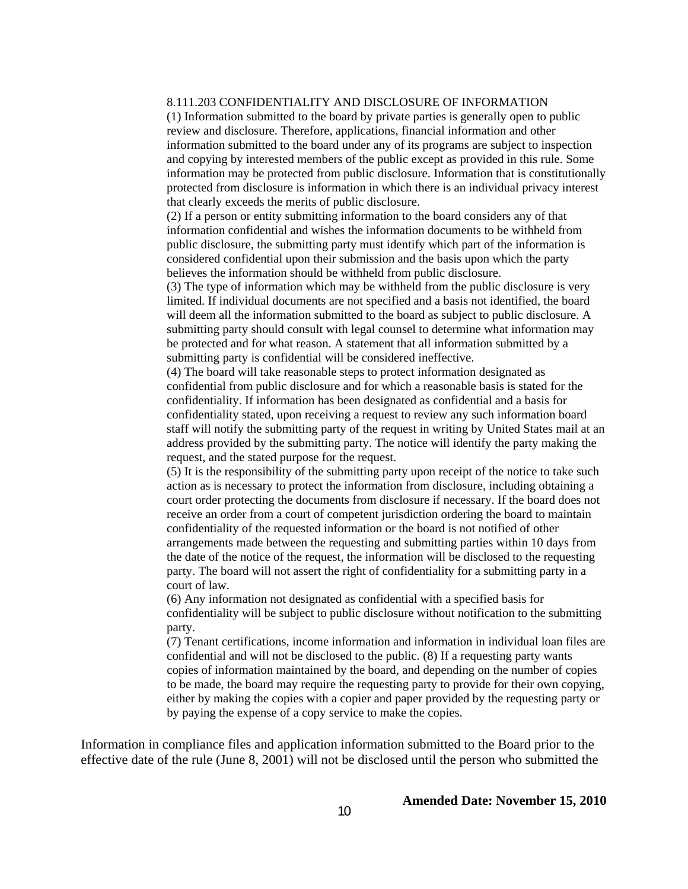8.111.203 CONFIDENTIALITY AND DISCLOSURE OF INFORMATION

(1) Information submitted to the board by private parties is generally open to public review and disclosure. Therefore, applications, financial information and other information submitted to the board under any of its programs are subject to inspection and copying by interested members of the public except as provided in this rule. Some information may be protected from public disclosure. Information that is constitutionally protected from disclosure is information in which there is an individual privacy interest that clearly exceeds the merits of public disclosure.

(2) If a person or entity submitting information to the board considers any of that information confidential and wishes the information documents to be withheld from public disclosure, the submitting party must identify which part of the information is considered confidential upon their submission and the basis upon which the party believes the information should be withheld from public disclosure.

(3) The type of information which may be withheld from the public disclosure is very limited. If individual documents are not specified and a basis not identified, the board will deem all the information submitted to the board as subject to public disclosure. A submitting party should consult with legal counsel to determine what information may be protected and for what reason. A statement that all information submitted by a submitting party is confidential will be considered ineffective.

(4) The board will take reasonable steps to protect information designated as confidential from public disclosure and for which a reasonable basis is stated for the confidentiality. If information has been designated as confidential and a basis for confidentiality stated, upon receiving a request to review any such information board staff will notify the submitting party of the request in writing by United States mail at an address provided by the submitting party. The notice will identify the party making the request, and the stated purpose for the request.

(5) It is the responsibility of the submitting party upon receipt of the notice to take such action as is necessary to protect the information from disclosure, including obtaining a court order protecting the documents from disclosure if necessary. If the board does not receive an order from a court of competent jurisdiction ordering the board to maintain confidentiality of the requested information or the board is not notified of other arrangements made between the requesting and submitting parties within 10 days from the date of the notice of the request, the information will be disclosed to the requesting party. The board will not assert the right of confidentiality for a submitting party in a court of law.

(6) Any information not designated as confidential with a specified basis for confidentiality will be subject to public disclosure without notification to the submitting party.

(7) Tenant certifications, income information and information in individual loan files are confidential and will not be disclosed to the public. (8) If a requesting party wants copies of information maintained by the board, and depending on the number of copies to be made, the board may require the requesting party to provide for their own copying, either by making the copies with a copier and paper provided by the requesting party or by paying the expense of a copy service to make the copies.

Information in compliance files and application information submitted to the Board prior to the effective date of the rule (June 8, 2001) will not be disclosed until the person who submitted the

**Amended Date: November 15, 2010**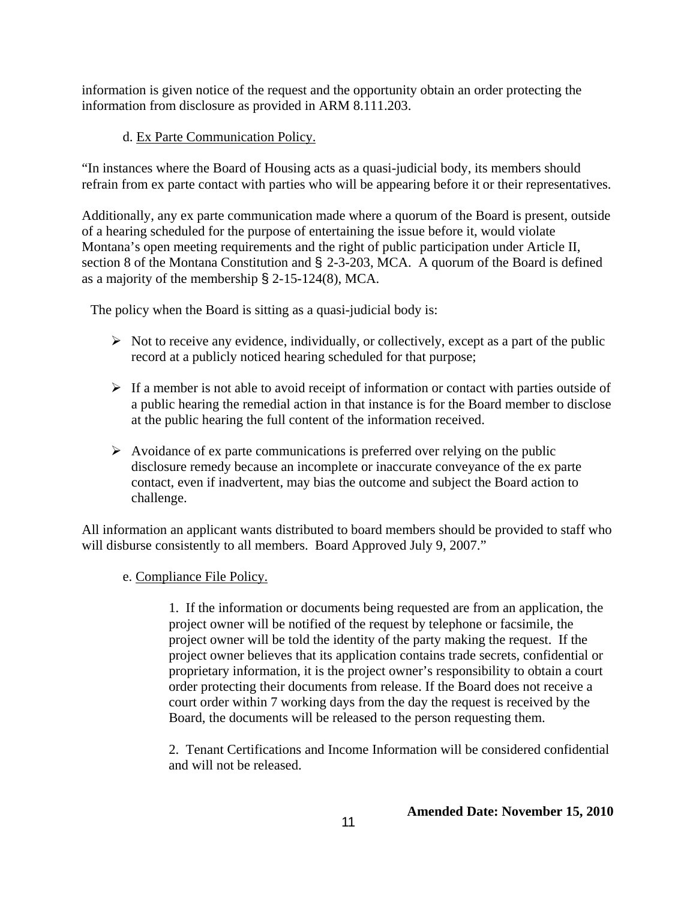information is given notice of the request and the opportunity obtain an order protecting the information from disclosure as provided in ARM 8.111.203.

d. Ex Parte Communication Policy.

"In instances where the Board of Housing acts as a quasi-judicial body, its members should refrain from ex parte contact with parties who will be appearing before it or their representatives.

Additionally, any ex parte communication made where a quorum of the Board is present, outside of a hearing scheduled for the purpose of entertaining the issue before it, would violate Montana's open meeting requirements and the right of public participation under Article II, section 8 of the Montana Constitution and § 2-3-203, MCA. A quorum of the Board is defined as a majority of the membership § 2-15-124(8), MCA.

The policy when the Board is sitting as a quasi-judicial body is:

- Not to receive any evidence, individually, or collectively, except as a part of the public record at a publicly noticed hearing scheduled for that purpose;
- If a member is not able to avoid receipt of information or contact with parties outside of a public hearing the remedial action in that instance is for the Board member to disclose at the public hearing the full content of the information received.
- Avoidance of ex parte communications is preferred over relying on the public disclosure remedy because an incomplete or inaccurate conveyance of the ex parte contact, even if inadvertent, may bias the outcome and subject the Board action to challenge.

All information an applicant wants distributed to board members should be provided to staff who will disburse consistently to all members. Board Approved July 9, 2007."

e. Compliance File Policy.

1. If the information or documents being requested are from an application, the project owner will be notified of the request by telephone or facsimile, the project owner will be told the identity of the party making the request. If the project owner believes that its application contains trade secrets, confidential or proprietary information, it is the project owner's responsibility to obtain a court order protecting their documents from release. If the Board does not receive a court order within 7 working days from the day the request is received by the Board, the documents will be released to the person requesting them.

2. Tenant Certifications and Income Information will be considered confidential and will not be released.

**Amended Date: November 15, 2010**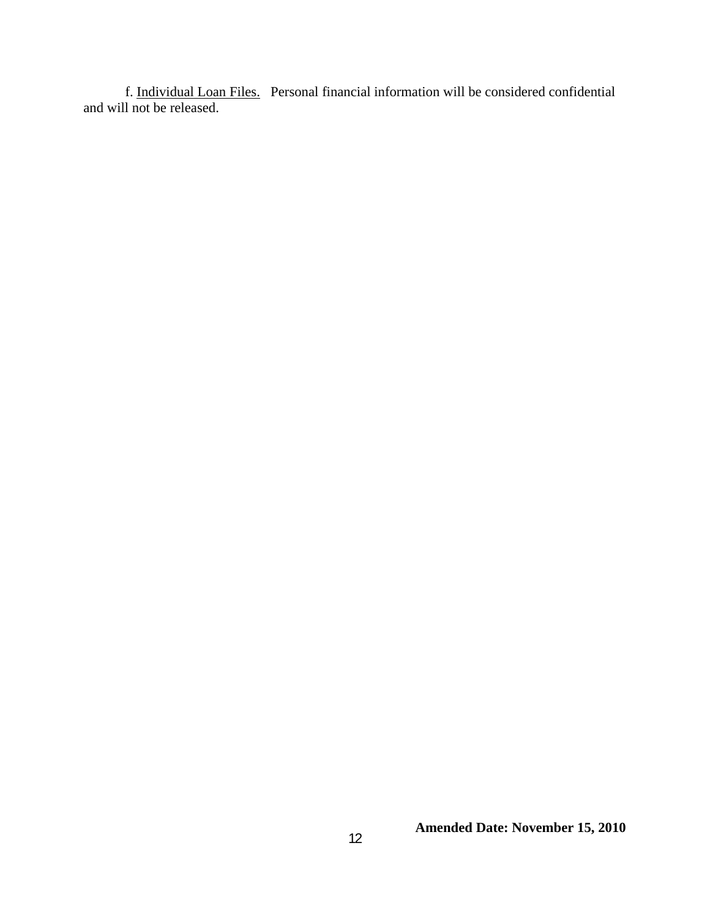f. Individual Loan Files. Personal financial information will be considered confidential and will not be released.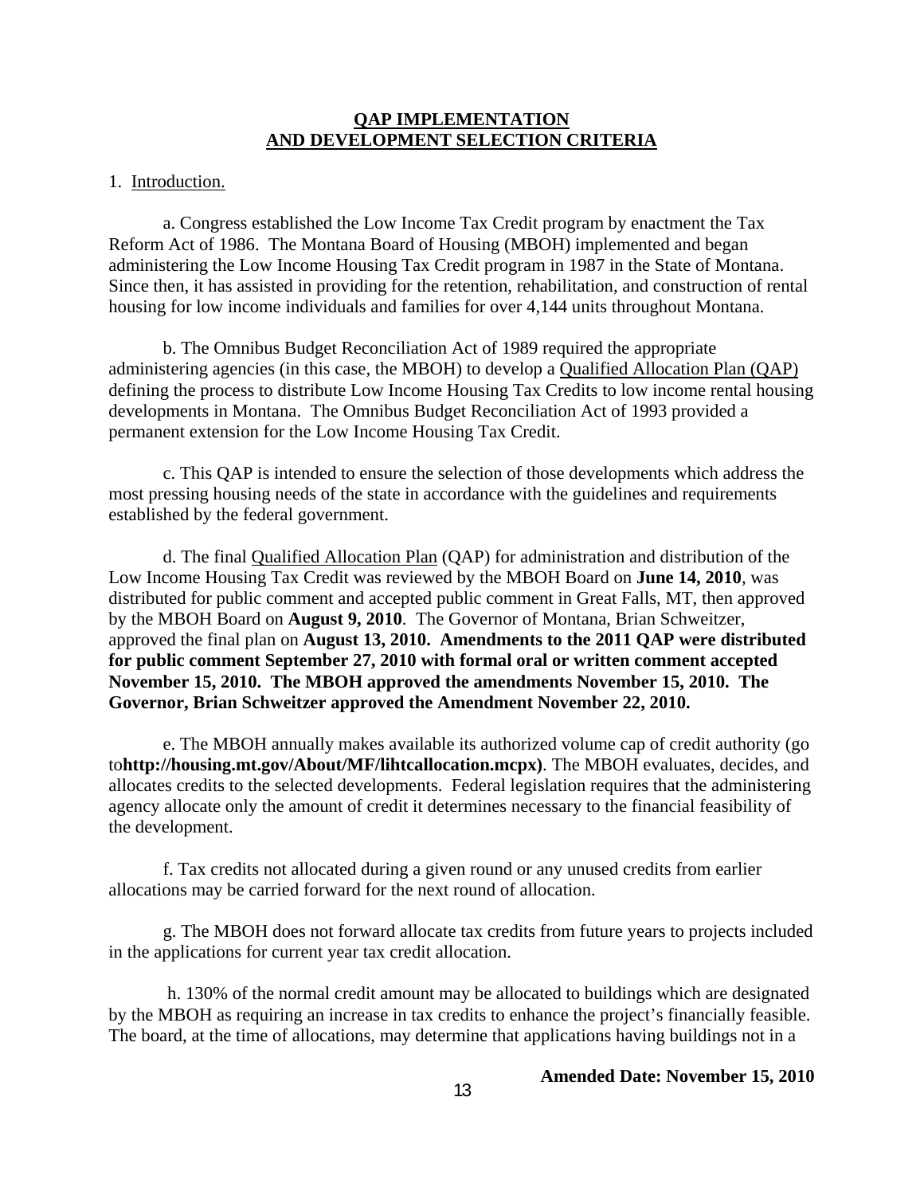## QAP IMPLEMENTATION AND DEVELOPMENT SELECTION CRITERIA

1. Introduction.

a. Congress established the Low Income Tax Credit program by enactment the Tax Reform Act of 1986. The Montana Board of Housing (MBOH) implemented and began administering the Low Income Housing Tax Credit program in 1987 in the State of Montana. Since then, it has assisted in providing for the retention, rehabilitation, and construction of rental housing for low income individuals and families for over 4,144 units throughout Montana.

b. The Omnibus Budget Reconciliation Act of 1989 required the appropriate administering agencies (in this case, the MBOH) to develop a Qualified Allocation Plan (QAP) defining the process to distribute Low Income Housing Tax Credits to low income rental housing developments in Montana. The Omnibus Budget Reconciliation Act of 1993 provided a permanent extension for the Low Income Housing Tax Credit.

c. This QAP is intended to ensure the selection of those developments which address the most pressing housing needs of the state in accordance with the guidelines and requirements established by the federal government.

d. The final Qualified Allocation Plan (QAP) for administration and distribution of the Low Income Housing Tax Credit was reviewed by the MBOH Board on **June 14, 2010**, was distributed for public comment and accepted public comment in Great Falls, MT, then approved by the MBOH Board on **August 9, 2010**. The Governor of Montana, Brian Schweitzer, approved the final plan on **August 13, 2010. Amendments to the 2011 QAP were distributed for public comment September 27, 2010 with formal oral or written comment accepted November 15, 2010. The MBOH approved the amendments November 15, 2010. The Governor, Brian Schweitzer approved the Amendment November 22, 2010.**

e. The MBOH annually makes available its authorized volume cap of credit authority (go to**http://housing.mt.gov/About/MF/lihtcallocation.mcpx)**. The MBOH evaluates, decides, and allocates credits to the selected developments. Federal legislation requires that the administering agency allocate only the amount of credit it determines necessary to the financial feasibility of the development.

f. Tax credits not allocated during a given round or any unused credits from earlier allocations may be carried forward for the next round of allocation.

g. The MBOH does not forward allocate tax credits from future years to projects included in the applications for current year tax credit allocation.

h. 130% of the normal credit amount may be allocated to buildings which are designated by the MBOH as requiring an increase in tax credits to enhance the project's financially feasible. The board, at the time of allocations, may determine that applications having buildings not in a

**Amended Date: November 15, 2010**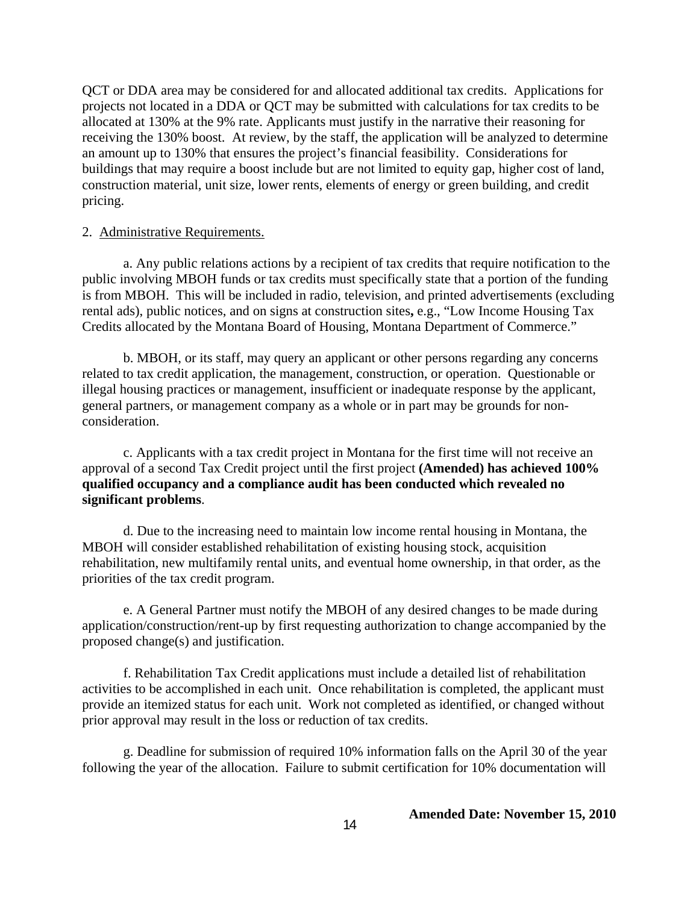QCT or DDA area may be considered for and allocated additional tax credits. Applications for projects not located in a DDA or QCT may be submitted with calculations for tax credits to be allocated at 130% at the 9% rate. Applicants must justify in the narrative their reasoning for receiving the 130% boost. At review, by the staff, the application will be analyzed to determine an amount up to 130% that ensures the project's financial feasibility. Considerations for buildings that may require a boost include but are not limited to equity gap, higher cost of land, construction material, unit size, lower rents, elements of energy or green building, and credit pricing.

2. Administrative Requirements.

a. Any public relations actions by a recipient of tax credits that require notification to the public involving MBOH funds or tax credits must specifically state that a portion of the funding is from MBOH. This will be included in radio, television, and printed advertisements (excluding rental ads), public notices, and on signs at construction sites**,** e.g., "Low Income Housing Tax Credits allocated by the Montana Board of Housing, Montana Department of Commerce."

b. MBOH, or its staff, may query an applicant or other persons regarding any concerns related to tax credit application, the management, construction, or operation. Questionable or illegal housing practices or management, insufficient or inadequate response by the applicant, general partners, or management company as a whole or in part may be grounds for non-consideration.

c. Applicants with a tax credit project in Montana for the first time will not receive an approval of a second Tax Credit project until the first project **(Amended) has achieved 100% qualified occupancy and a compliance audit has been conducted which revealed no significant problems**.

d. Due to the increasing need to maintain low income rental housing in Montana, the MBOH will consider established rehabilitation of existing housing stock, acquisition rehabilitation, new multifamily rental units, and eventual home ownership, in that order, as the priorities of the tax credit program.

e. A General Partner must notify the MBOH of any desired changes to be made during application/construction/rent-up by first requesting authorization to change accompanied by the proposed change(s) and justification.

f. Rehabilitation Tax Credit applications must include a detailed list of rehabilitation activities to be accomplished in each unit. Once rehabilitation is completed, the applicant must provide an itemized status for each unit. Work not completed as identified, or changed without prior approval may result in the loss or reduction of tax credits.

g. Deadline for submission of required 10% information falls on the April 30 of the year following the year of the allocation. Failure to submit certification for 10% documentation will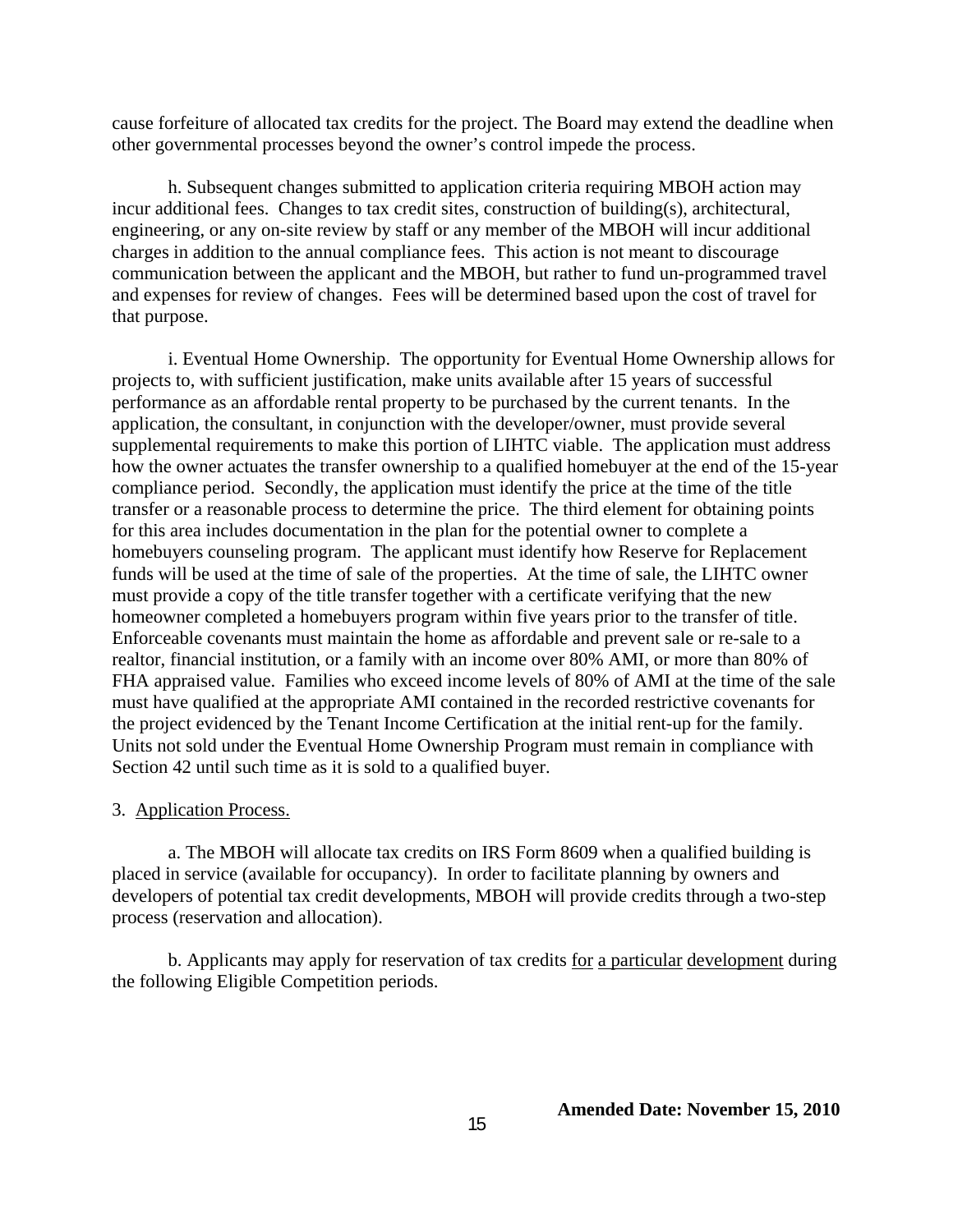cause forfeiture of allocated tax credits for the project. The Board may extend the deadline when other governmental processes beyond the owner's control impede the process.

h. Subsequent changes submitted to application criteria requiring MBOH action may incur additional fees. Changes to tax credit sites, construction of building(s), architectural, engineering, or any on-site review by staff or any member of the MBOH will incur additional charges in addition to the annual compliance fees. This action is not meant to discourage communication between the applicant and the MBOH, but rather to fund un-programmed travel and expenses for review of changes. Fees will be determined based upon the cost of travel for that purpose.

i. Eventual Home Ownership. The opportunity for Eventual Home Ownership allows for projects to, with sufficient justification, make units available after 15 years of successful performance as an affordable rental property to be purchased by the current tenants. In the application, the consultant, in conjunction with the developer/owner, must provide several supplemental requirements to make this portion of LIHTC viable. The application must address how the owner actuates the transfer ownership to a qualified homebuyer at the end of the 15-year compliance period. Secondly, the application must identify the price at the time of the title transfer or a reasonable process to determine the price. The third element for obtaining points for this area includes documentation in the plan for the potential owner to complete a homebuyers counseling program. The applicant must identify how Reserve for Replacement funds will be used at the time of sale of the properties. At the time of sale, the LIHTC owner must provide a copy of the title transfer together with a certificate verifying that the new homeowner completed a homebuyers program within five years prior to the transfer of title. Enforceable covenants must maintain the home as affordable and prevent sale or re-sale to a realtor, financial institution, or a family with an income over 80% AMI, or more than 80% of FHA appraised value. Families who exceed income levels of 80% of AMI at the time of the sale must have qualified at the appropriate AMI contained in the recorded restrictive covenants for the project evidenced by the Tenant Income Certification at the initial rent-up for the family. Units not sold under the Eventual Home Ownership Program must remain in compliance with Section 42 until such time as it is sold to a qualified buyer.

3. <u>Application Process.</u>

a. The MBOH will allocate tax credits on IRS Form 8609 when a qualified building is placed in service (available for occupancy). In order to facilitate planning by owners and developers of potential tax credit developments, MBOH will provide credits through a two-step process (reservation and allocation).

b. Applicants may apply for reservation of tax credits <u>for</u> <u>a particular</u> <u>development</u> during the following Eligible Competition periods.

**Amended Date: November 15, 2010**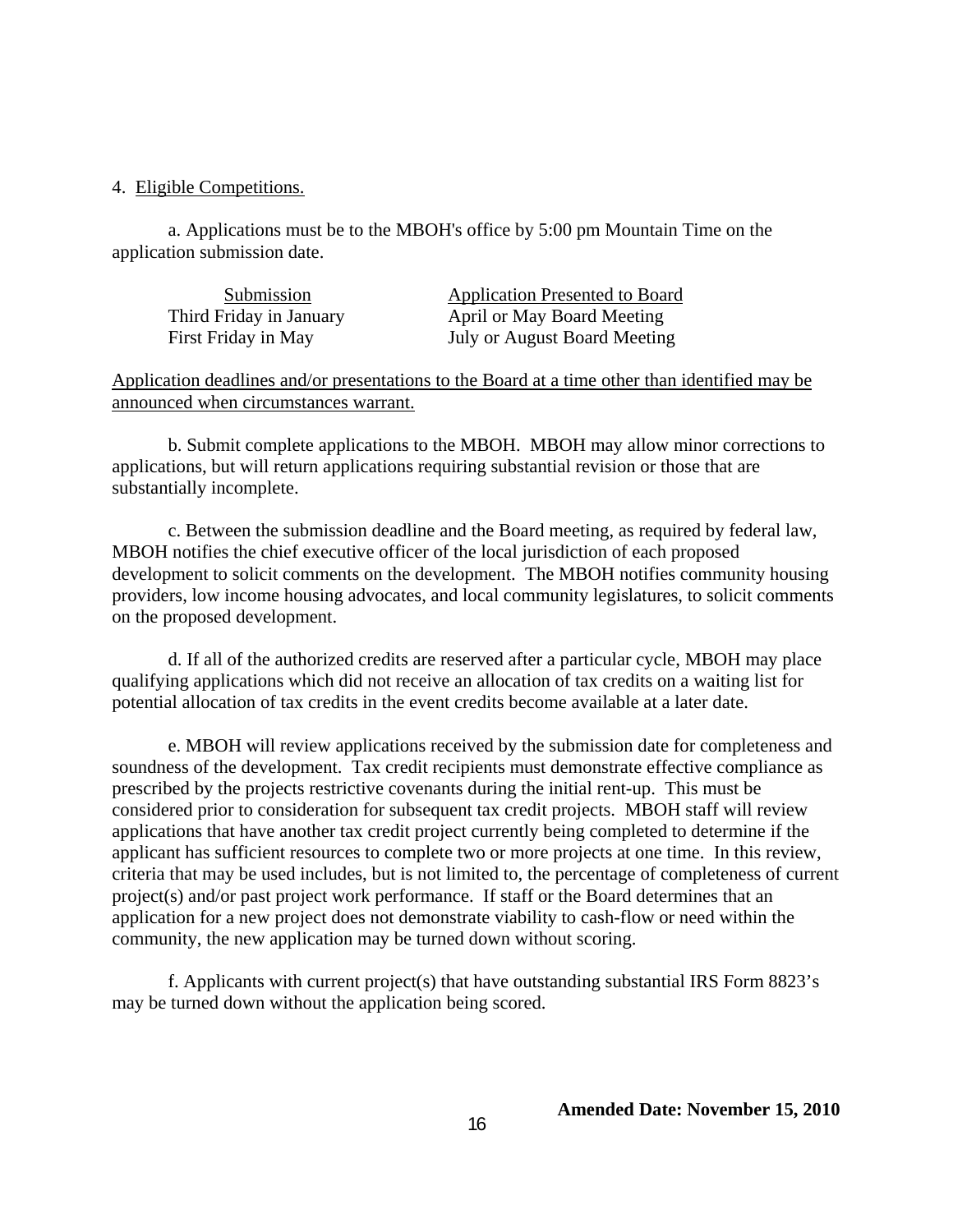4. Eligible Competitions.

a. Applications must be to the MBOH's office by 5:00 pm Mountain Time on the application submission date.

| Submission | Application Presented to Board |
| --- | --- |
| Third Friday in January | April or May Board Meeting |
| First Friday in May | July or August Board Meeting |

Application deadlines and/or presentations to the Board at a time other than identified may be announced when circumstances warrant.

b. Submit complete applications to the MBOH. MBOH may allow minor corrections to applications, but will return applications requiring substantial revision or those that are substantially incomplete.

c. Between the submission deadline and the Board meeting, as required by federal law, MBOH notifies the chief executive officer of the local jurisdiction of each proposed development to solicit comments on the development. The MBOH notifies community housing providers, low income housing advocates, and local community legislatures, to solicit comments on the proposed development.

d. If all of the authorized credits are reserved after a particular cycle, MBOH may place qualifying applications which did not receive an allocation of tax credits on a waiting list for potential allocation of tax credits in the event credits become available at a later date.

e. MBOH will review applications received by the submission date for completeness and soundness of the development. Tax credit recipients must demonstrate effective compliance as prescribed by the projects restrictive covenants during the initial rent-up. This must be considered prior to consideration for subsequent tax credit projects. MBOH staff will review applications that have another tax credit project currently being completed to determine if the applicant has sufficient resources to complete two or more projects at one time. In this review, criteria that may be used includes, but is not limited to, the percentage of completeness of current project(s) and/or past project work performance. If staff or the Board determines that an application for a new project does not demonstrate viability to cash-flow or need within the community, the new application may be turned down without scoring.

f. Applicants with current project(s) that have outstanding substantial IRS Form 8823's may be turned down without the application being scored.

**Amended Date: November 15, 2010**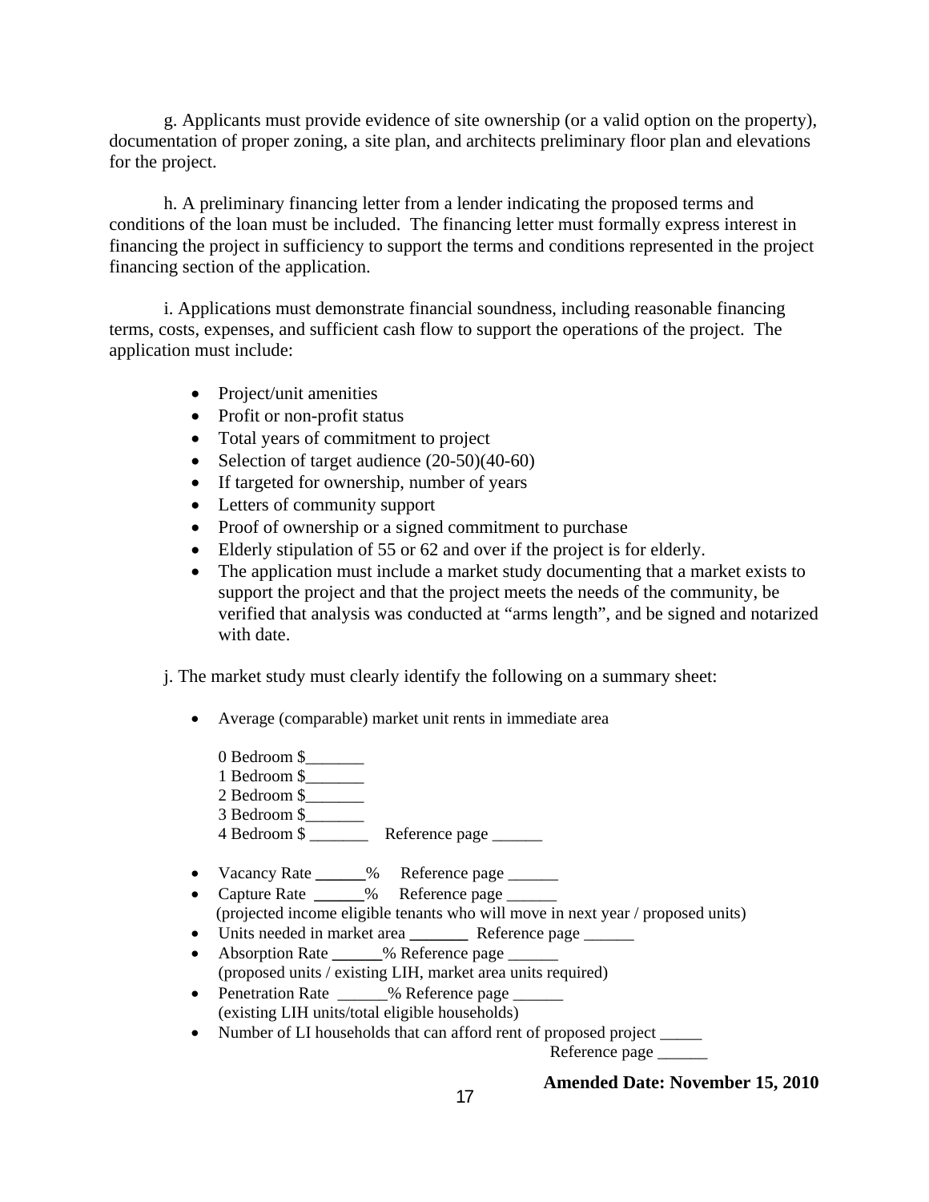g. Applicants must provide evidence of site ownership (or a valid option on the property), documentation of proper zoning, a site plan, and architects preliminary floor plan and elevations for the project.

h. A preliminary financing letter from a lender indicating the proposed terms and conditions of the loan must be included. The financing letter must formally express interest in financing the project in sufficiency to support the terms and conditions represented in the project financing section of the application.

i. Applications must demonstrate financial soundness, including reasonable financing terms, costs, expenses, and sufficient cash flow to support the operations of the project. The application must include:

- Project/unit amenities
- Profit or non-profit status
- Total years of commitment to project
- Selection of target audience (20-50)(40-60)
- If targeted for ownership, number of years
- Letters of community support
- Proof of ownership or a signed commitment to purchase
- Elderly stipulation of 55 or 62 and over if the project is for elderly.
- The application must include a market study documenting that a market exists to support the project and that the project meets the needs of the community, be verified that analysis was conducted at "arms length", and be signed and notarized with date.

j. The market study must clearly identify the following on a summary sheet:

- Average (comparable) market unit rents in immediate area

  0 Bedroom $_______
  1 Bedroom $_______
  2 Bedroom $_______
  3 Bedroom $_______
  4 Bedroom $ _______ Reference page ______

- Vacancy Rate ______% Reference page ______
- Capture Rate ______% Reference page ______
  (projected income eligible tenants who will move in next year / proposed units)
- Units needed in market area _______ Reference page ______
- Absorption Rate ______% Reference page ______
  (proposed units / existing LIH, market area units required)
- Penetration Rate ______% Reference page ______
  (existing LIH units/total eligible households)
- Number of LI households that can afford rent of proposed project _____
  Reference page ______

**Amended Date: November 15, 2010**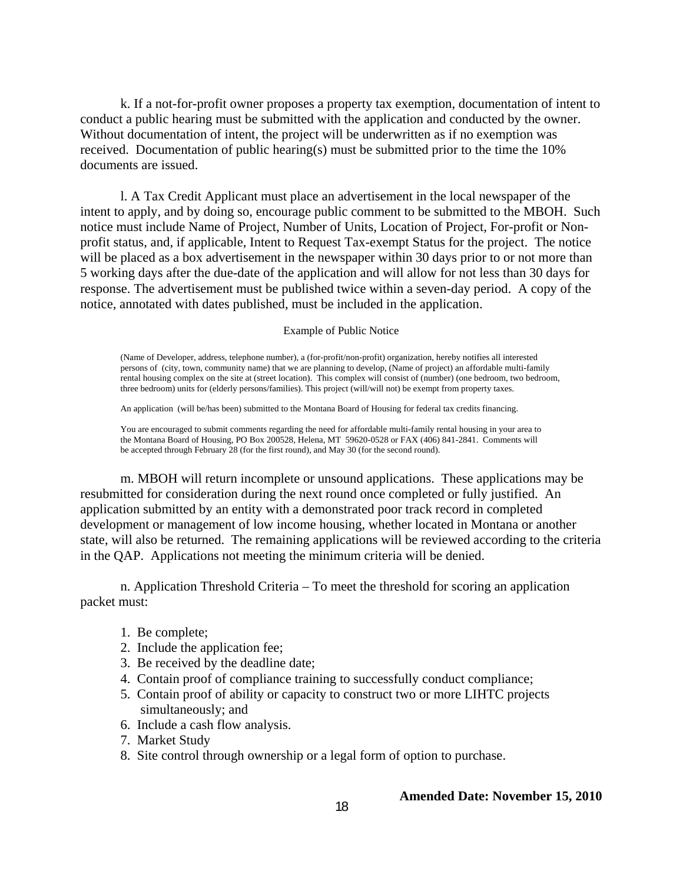k. If a not-for-profit owner proposes a property tax exemption, documentation of intent to conduct a public hearing must be submitted with the application and conducted by the owner. Without documentation of intent, the project will be underwritten as if no exemption was received. Documentation of public hearing(s) must be submitted prior to the time the 10% documents are issued.

l. A Tax Credit Applicant must place an advertisement in the local newspaper of the intent to apply, and by doing so, encourage public comment to be submitted to the MBOH. Such notice must include Name of Project, Number of Units, Location of Project, For-profit or Non-profit status, and, if applicable, Intent to Request Tax-exempt Status for the project. The notice will be placed as a box advertisement in the newspaper within 30 days prior to or not more than 5 working days after the due-date of the application and will allow for not less than 30 days for response. The advertisement must be published twice within a seven-day period. A copy of the notice, annotated with dates published, must be included in the application.

Example of Public Notice

(Name of Developer, address, telephone number), a (for-profit/non-profit) organization, hereby notifies all interested persons of (city, town, community name) that we are planning to develop, (Name of project) an affordable multi-family rental housing complex on the site at (street location). This complex will consist of (number) (one bedroom, two bedroom, three bedroom) units for (elderly persons/families). This project (will/will not) be exempt from property taxes.

An application (will be/has been) submitted to the Montana Board of Housing for federal tax credits financing.

You are encouraged to submit comments regarding the need for affordable multi-family rental housing in your area to the Montana Board of Housing, PO Box 200528, Helena, MT 59620-0528 or FAX (406) 841-2841. Comments will be accepted through February 28 (for the first round), and May 30 (for the second round).

m. MBOH will return incomplete or unsound applications. These applications may be resubmitted for consideration during the next round once completed or fully justified. An application submitted by an entity with a demonstrated poor track record in completed development or management of low income housing, whether located in Montana or another state, will also be returned. The remaining applications will be reviewed according to the criteria in the QAP. Applications not meeting the minimum criteria will be denied.

n. Application Threshold Criteria – To meet the threshold for scoring an application packet must:

1. Be complete;
2. Include the application fee;
3. Be received by the deadline date;
4. Contain proof of compliance training to successfully conduct compliance;
5. Contain proof of ability or capacity to construct two or more LIHTC projects simultaneously; and
6. Include a cash flow analysis.
7. Market Study
8. Site control through ownership or a legal form of option to purchase.

**Amended Date: November 15, 2010**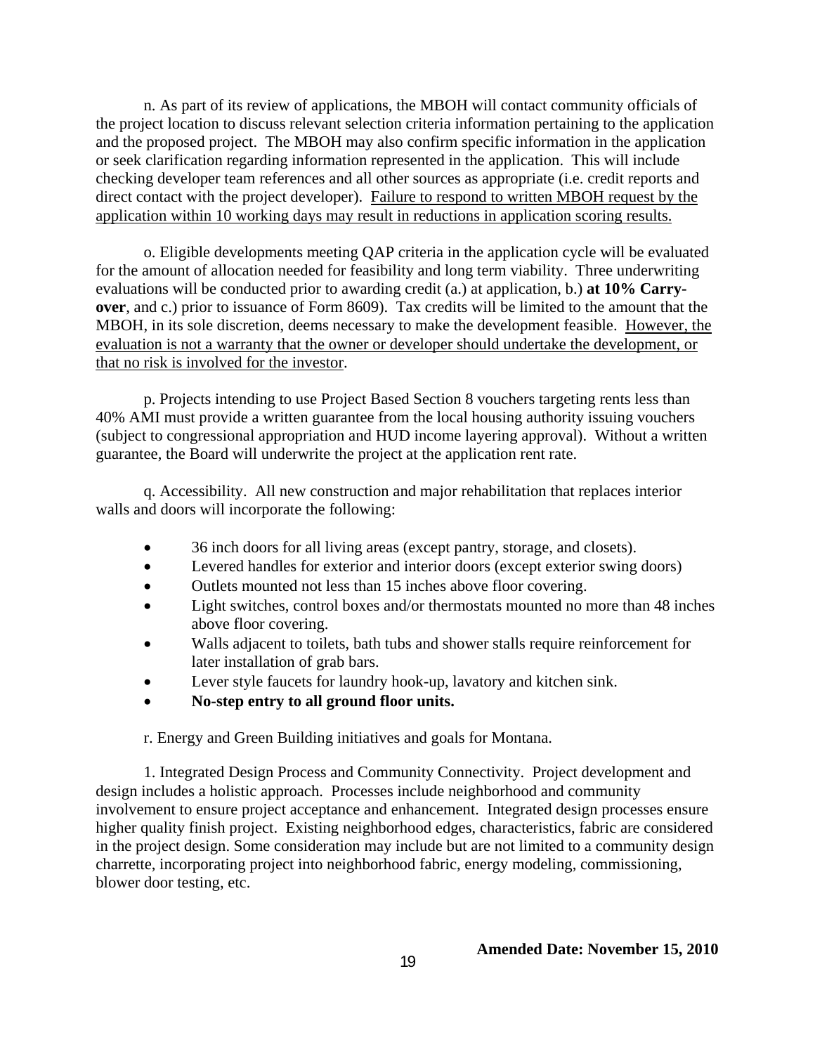n. As part of its review of applications, the MBOH will contact community officials of the project location to discuss relevant selection criteria information pertaining to the application and the proposed project. The MBOH may also confirm specific information in the application or seek clarification regarding information represented in the application. This will include checking developer team references and all other sources as appropriate (i.e. credit reports and direct contact with the project developer). <u>Failure to respond to written MBOH request by the application within 10 working days may result in reductions in application scoring results.</u>

o. Eligible developments meeting QAP criteria in the application cycle will be evaluated for the amount of allocation needed for feasibility and long term viability. Three underwriting evaluations will be conducted prior to awarding credit (a.) at application, b.) **at 10% Carry-over**, and c.) prior to issuance of Form 8609). Tax credits will be limited to the amount that the MBOH, in its sole discretion, deems necessary to make the development feasible. <u>However, the evaluation is not a warranty that the owner or developer should undertake the development, or that no risk is involved for the investor</u>.

p. Projects intending to use Project Based Section 8 vouchers targeting rents less than 40% AMI must provide a written guarantee from the local housing authority issuing vouchers (subject to congressional appropriation and HUD income layering approval). Without a written guarantee, the Board will underwrite the project at the application rent rate.

q. Accessibility. All new construction and major rehabilitation that replaces interior walls and doors will incorporate the following:

- 36 inch doors for all living areas (except pantry, storage, and closets).
- Levered handles for exterior and interior doors (except exterior swing doors)
- Outlets mounted not less than 15 inches above floor covering.
- Light switches, control boxes and/or thermostats mounted no more than 48 inches above floor covering.
- Walls adjacent to toilets, bath tubs and shower stalls require reinforcement for later installation of grab bars.
- Lever style faucets for laundry hook-up, lavatory and kitchen sink.
- **No-step entry to all ground floor units.**

r. Energy and Green Building initiatives and goals for Montana.

1. Integrated Design Process and Community Connectivity. Project development and design includes a holistic approach. Processes include neighborhood and community involvement to ensure project acceptance and enhancement. Integrated design processes ensure higher quality finish project. Existing neighborhood edges, characteristics, fabric are considered in the project design. Some consideration may include but are not limited to a community design charrette, incorporating project into neighborhood fabric, energy modeling, commissioning, blower door testing, etc.

**Amended Date: November 15, 2010**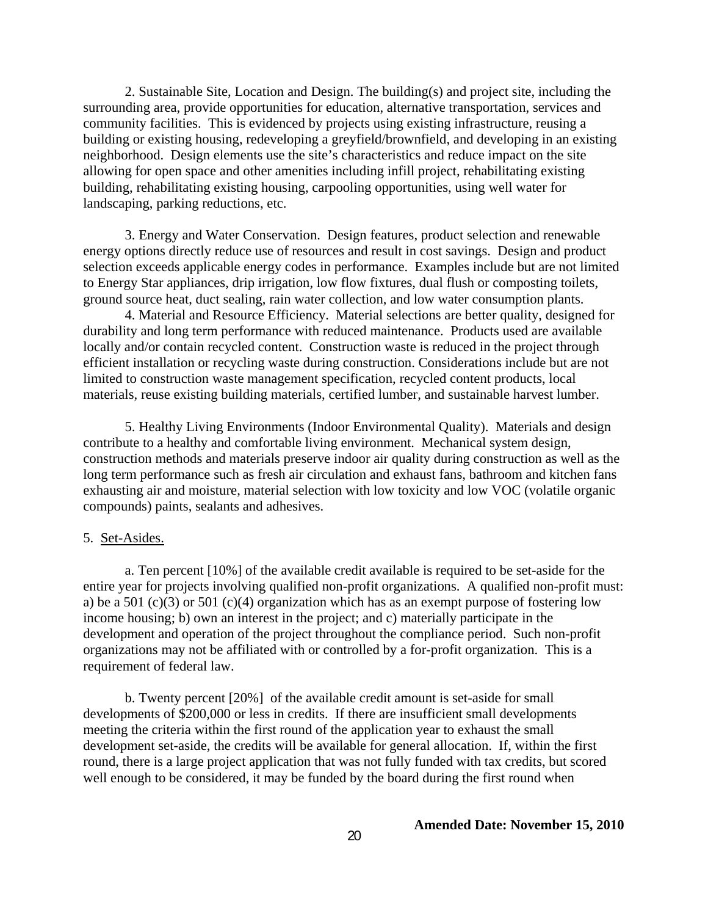2. Sustainable Site, Location and Design. The building(s) and project site, including the surrounding area, provide opportunities for education, alternative transportation, services and community facilities. This is evidenced by projects using existing infrastructure, reusing a building or existing housing, redeveloping a greyfield/brownfield, and developing in an existing neighborhood. Design elements use the site's characteristics and reduce impact on the site allowing for open space and other amenities including infill project, rehabilitating existing building, rehabilitating existing housing, carpooling opportunities, using well water for landscaping, parking reductions, etc.

3. Energy and Water Conservation. Design features, product selection and renewable energy options directly reduce use of resources and result in cost savings. Design and product selection exceeds applicable energy codes in performance. Examples include but are not limited to Energy Star appliances, drip irrigation, low flow fixtures, dual flush or composting toilets, ground source heat, duct sealing, rain water collection, and low water consumption plants.

4. Material and Resource Efficiency. Material selections are better quality, designed for durability and long term performance with reduced maintenance. Products used are available locally and/or contain recycled content. Construction waste is reduced in the project through efficient installation or recycling waste during construction. Considerations include but are not limited to construction waste management specification, recycled content products, local materials, reuse existing building materials, certified lumber, and sustainable harvest lumber.

5. Healthy Living Environments (Indoor Environmental Quality). Materials and design contribute to a healthy and comfortable living environment. Mechanical system design, construction methods and materials preserve indoor air quality during construction as well as the long term performance such as fresh air circulation and exhaust fans, bathroom and kitchen fans exhausting air and moisture, material selection with low toxicity and low VOC (volatile organic compounds) paints, sealants and adhesives.

5. <u>Set-Asides.</u>

a. Ten percent [10%] of the available credit available is required to be set-aside for the entire year for projects involving qualified non-profit organizations. A qualified non-profit must: a) be a 501 (c)(3) or 501 (c)(4) organization which has as an exempt purpose of fostering low income housing; b) own an interest in the project; and c) materially participate in the development and operation of the project throughout the compliance period. Such non-profit organizations may not be affiliated with or controlled by a for-profit organization. This is a requirement of federal law.

b. Twenty percent [20%] of the available credit amount is set-aside for small developments of $200,000 or less in credits. If there are insufficient small developments meeting the criteria within the first round of the application year to exhaust the small development set-aside, the credits will be available for general allocation. If, within the first round, there is a large project application that was not fully funded with tax credits, but scored well enough to be considered, it may be funded by the board during the first round when

**Amended Date: November 15, 2010**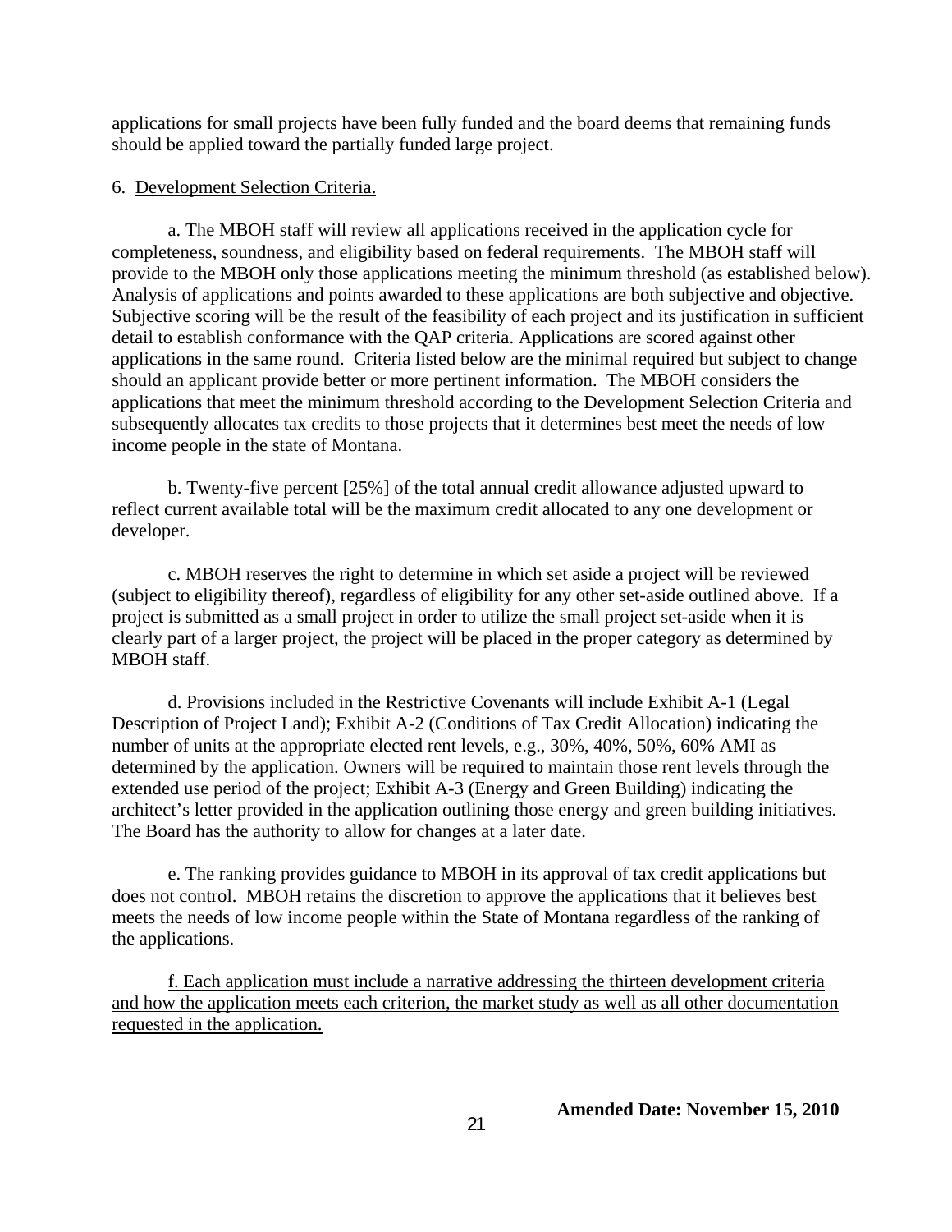applications for small projects have been fully funded and the board deems that remaining funds should be applied toward the partially funded large project.

6. Development Selection Criteria.

a. The MBOH staff will review all applications received in the application cycle for completeness, soundness, and eligibility based on federal requirements. The MBOH staff will provide to the MBOH only those applications meeting the minimum threshold (as established below). Analysis of applications and points awarded to these applications are both subjective and objective. Subjective scoring will be the result of the feasibility of each project and its justification in sufficient detail to establish conformance with the QAP criteria. Applications are scored against other applications in the same round. Criteria listed below are the minimal required but subject to change should an applicant provide better or more pertinent information. The MBOH considers the applications that meet the minimum threshold according to the Development Selection Criteria and subsequently allocates tax credits to those projects that it determines best meet the needs of low income people in the state of Montana.

b. Twenty-five percent [25%] of the total annual credit allowance adjusted upward to reflect current available total will be the maximum credit allocated to any one development or developer.

c. MBOH reserves the right to determine in which set aside a project will be reviewed (subject to eligibility thereof), regardless of eligibility for any other set-aside outlined above. If a project is submitted as a small project in order to utilize the small project set-aside when it is clearly part of a larger project, the project will be placed in the proper category as determined by MBOH staff.

d. Provisions included in the Restrictive Covenants will include Exhibit A-1 (Legal Description of Project Land); Exhibit A-2 (Conditions of Tax Credit Allocation) indicating the number of units at the appropriate elected rent levels, e.g., 30%, 40%, 50%, 60% AMI as determined by the application. Owners will be required to maintain those rent levels through the extended use period of the project; Exhibit A-3 (Energy and Green Building) indicating the architect's letter provided in the application outlining those energy and green building initiatives. The Board has the authority to allow for changes at a later date.

e. The ranking provides guidance to MBOH in its approval of tax credit applications but does not control. MBOH retains the discretion to approve the applications that it believes best meets the needs of low income people within the State of Montana regardless of the ranking of the applications.

f. Each application must include a narrative addressing the thirteen development criteria and how the application meets each criterion, the market study as well as all other documentation requested in the application.

**Amended Date: November 15, 2010**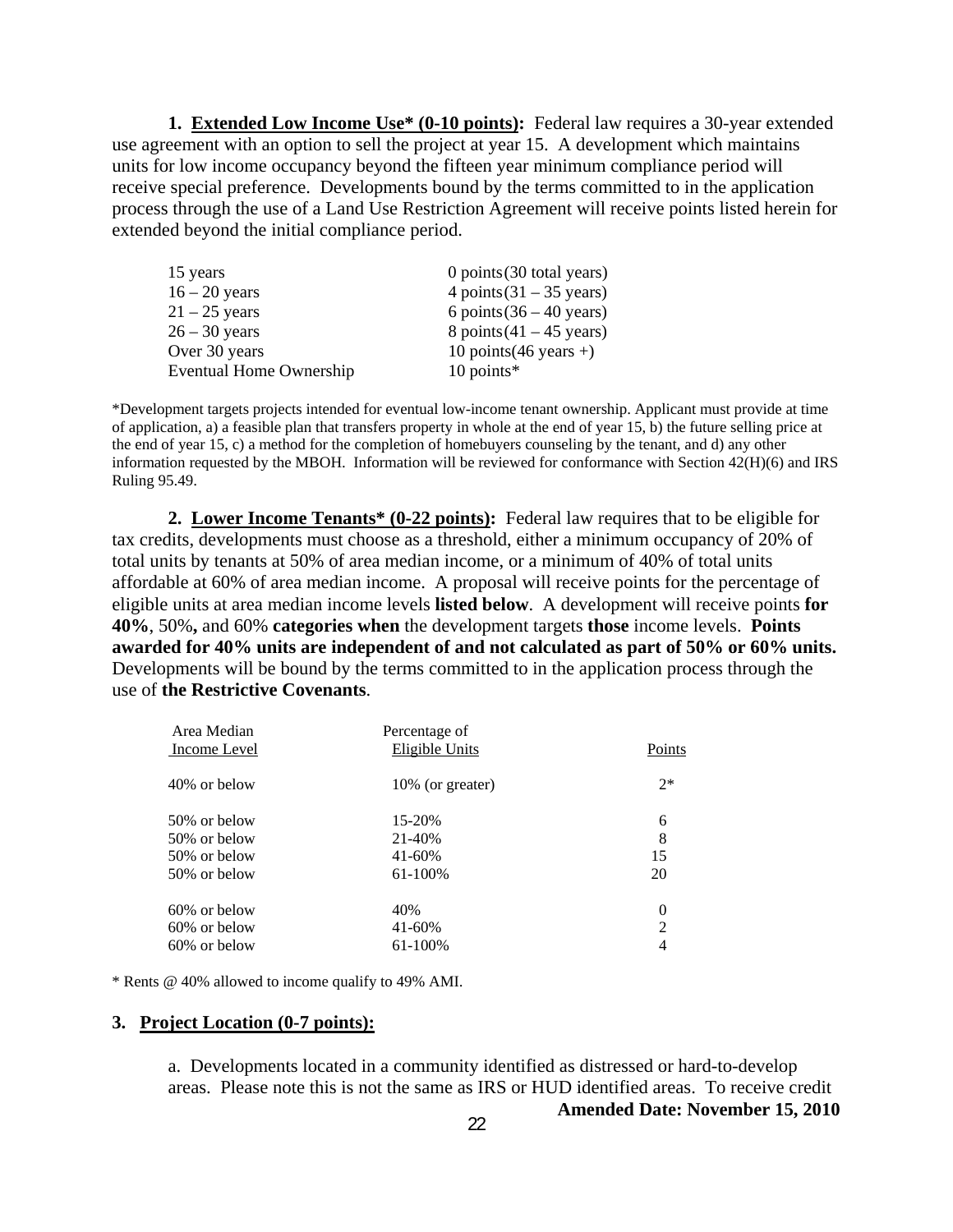**1. Extended Low Income Use* (0-10 points):** Federal law requires a 30-year extended use agreement with an option to sell the project at year 15. A development which maintains units for low income occupancy beyond the fifteen year minimum compliance period will receive special preference. Developments bound by the terms committed to in the application process through the use of a Land Use Restriction Agreement will receive points listed herein for extended beyond the initial compliance period.

| | |
|---|---|
| 15 years | 0 points(30 total years) |
| 16 – 20 years | 4 points(31 – 35 years) |
| 21 – 25 years | 6 points(36 – 40 years) |
| 26 – 30 years | 8 points(41 – 45 years) |
| Over 30 years | 10 points(46 years +) |
| Eventual Home Ownership | 10 points* |

*Development targets projects intended for eventual low-income tenant ownership. Applicant must provide at time of application, a) a feasible plan that transfers property in whole at the end of year 15, b) the future selling price at the end of year 15, c) a method for the completion of homebuyers counseling by the tenant, and d) any other information requested by the MBOH. Information will be reviewed for conformance with Section 42(H)(6) and IRS Ruling 95.49.

**2. Lower Income Tenants* (0-22 points):** Federal law requires that to be eligible for tax credits, developments must choose as a threshold, either a minimum occupancy of 20% of total units by tenants at 50% of area median income, or a minimum of 40% of total units affordable at 60% of area median income. A proposal will receive points for the percentage of eligible units at area median income levels **listed below**. A development will receive points **for 40%**, 50%**,** and 60% **categories when** the development targets **those** income levels. **Points awarded for 40% units are independent of and not calculated as part of 50% or 60% units.** Developments will be bound by the terms committed to in the application process through the use of **the Restrictive Covenants**.

| Area Median Income Level | Percentage of Eligible Units | Points |
|---|---|---|
| 40% or below | 10% (or greater) | 2* |
| 50% or below | 15-20% | 6 |
| 50% or below | 21-40% | 8 |
| 50% or below | 41-60% | 15 |
| 50% or below | 61-100% | 20 |
| 60% or below | 40% | 0 |
| 60% or below | 41-60% | 2 |
| 60% or below | 61-100% | 4 |

* Rents @ 40% allowed to income qualify to 49% AMI.

**3. Project Location (0-7 points):**

a. Developments located in a community identified as distressed or hard-to-develop areas. Please note this is not the same as IRS or HUD identified areas. To receive credit

**Amended Date: November 15, 2010**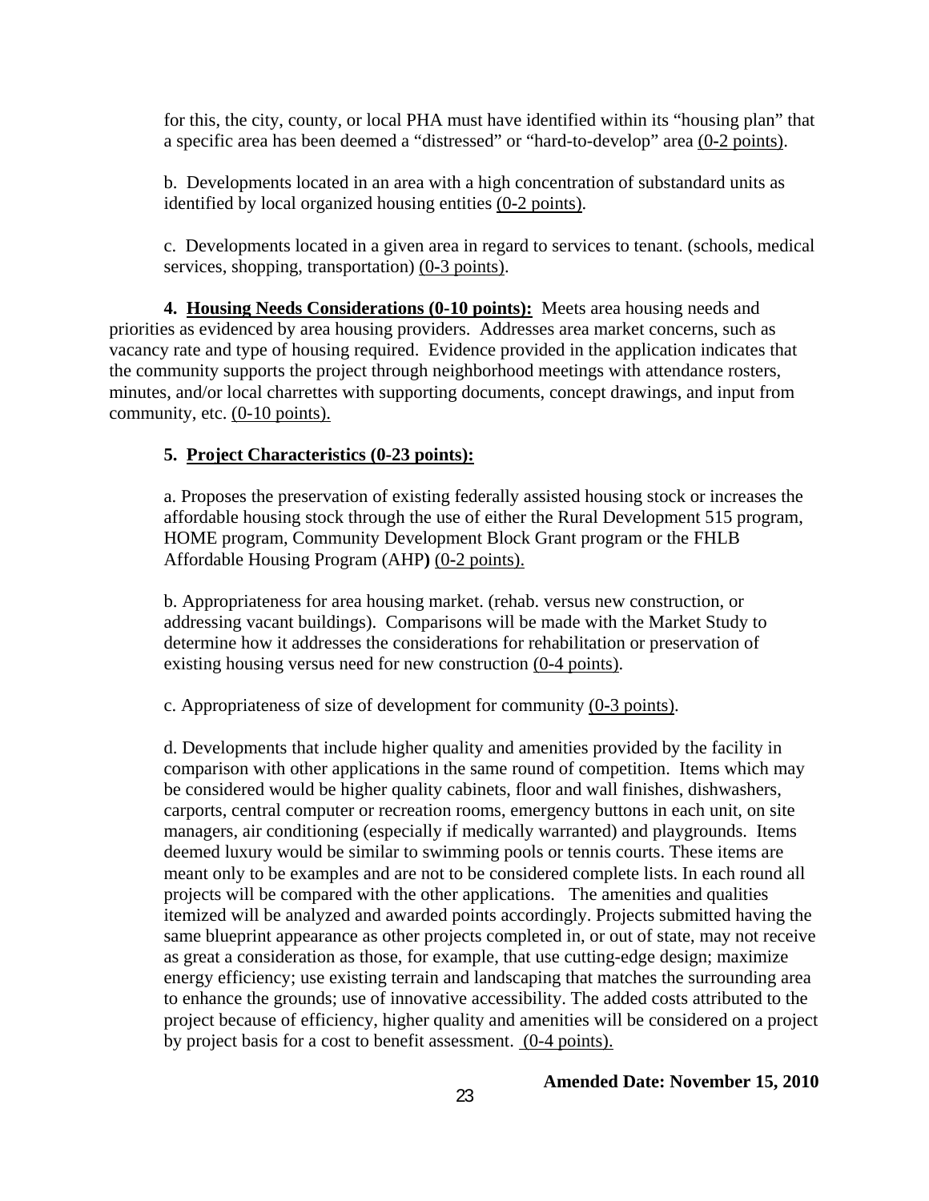for this, the city, county, or local PHA must have identified within its "housing plan" that a specific area has been deemed a "distressed" or "hard-to-develop" area (0-2 points).

b. Developments located in an area with a high concentration of substandard units as identified by local organized housing entities (0-2 points).

c. Developments located in a given area in regard to services to tenant. (schools, medical services, shopping, transportation) (0-3 points).

**4. Housing Needs Considerations (0-10 points):** Meets area housing needs and priorities as evidenced by area housing providers. Addresses area market concerns, such as vacancy rate and type of housing required. Evidence provided in the application indicates that the community supports the project through neighborhood meetings with attendance rosters, minutes, and/or local charrettes with supporting documents, concept drawings, and input from community, etc. (0-10 points).

**5. Project Characteristics (0-23 points):**

a. Proposes the preservation of existing federally assisted housing stock or increases the affordable housing stock through the use of either the Rural Development 515 program, HOME program, Community Development Block Grant program or the FHLB Affordable Housing Program (AHP**)** (0-2 points).

b. Appropriateness for area housing market. (rehab. versus new construction, or addressing vacant buildings). Comparisons will be made with the Market Study to determine how it addresses the considerations for rehabilitation or preservation of existing housing versus need for new construction (0-4 points).

c. Appropriateness of size of development for community (0-3 points).

d. Developments that include higher quality and amenities provided by the facility in comparison with other applications in the same round of competition. Items which may be considered would be higher quality cabinets, floor and wall finishes, dishwashers, carports, central computer or recreation rooms, emergency buttons in each unit, on site managers, air conditioning (especially if medically warranted) and playgrounds. Items deemed luxury would be similar to swimming pools or tennis courts. These items are meant only to be examples and are not to be considered complete lists. In each round all projects will be compared with the other applications. The amenities and qualities itemized will be analyzed and awarded points accordingly. Projects submitted having the same blueprint appearance as other projects completed in, or out of state, may not receive as great a consideration as those, for example, that use cutting-edge design; maximize energy efficiency; use existing terrain and landscaping that matches the surrounding area to enhance the grounds; use of innovative accessibility. The added costs attributed to the project because of efficiency, higher quality and amenities will be considered on a project by project basis for a cost to benefit assessment. (0-4 points).

**Amended Date: November 15, 2010**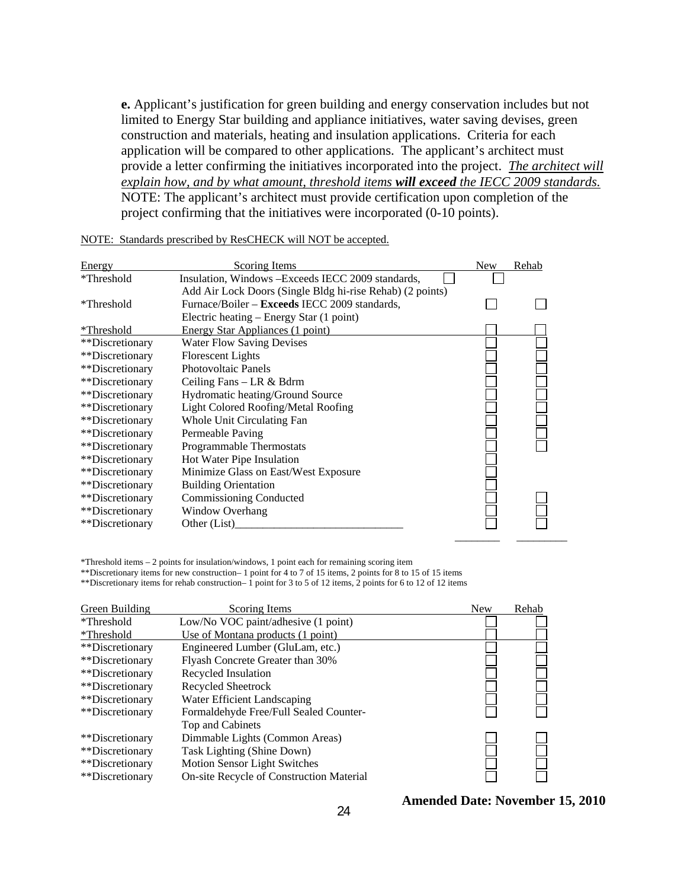**e.** Applicant's justification for green building and energy conservation includes but not limited to Energy Star building and appliance initiatives, water saving devises, green construction and materials, heating and insulation applications. Criteria for each application will be compared to other applications. The applicant's architect must provide a letter confirming the initiatives incorporated into the project. *The architect will explain how, and by what amount, threshold items **will exceed** the IECC 2009 standards.* NOTE: The applicant's architect must provide certification upon completion of the project confirming that the initiatives were incorporated (0-10 points).

NOTE: Standards prescribed by ResCHECK will NOT be accepted.

| Energy | Scoring Items | New | Rehab |
|---|---|---|---|
| *Threshold | Insulation, Windows –Exceeds IECC 2009 standards, Add Air Lock Doors (Single Bldg hi-rise Rehab) (2 points) | ☐ | ☐ |
| *Threshold | Furnace/Boiler – **Exceeds** IECC 2009 standards, Electric heating – Energy Star (1 point) | ☐ | ☐ |
| *Threshold | Energy Star Appliances (1 point) | ☐ | ☐ |
| **Discretionary | Water Flow Saving Devises | ☐ | ☐ |
| **Discretionary | Florescent Lights | ☐ | ☐ |
| **Discretionary | Photovoltaic Panels | ☐ | ☐ |
| **Discretionary | Ceiling Fans – LR & Bdrm | ☐ | ☐ |
| **Discretionary | Hydromatic heating/Ground Source | ☐ | ☐ |
| **Discretionary | Light Colored Roofing/Metal Roofing | ☐ | ☐ |
| **Discretionary | Whole Unit Circulating Fan | ☐ | ☐ |
| **Discretionary | Permeable Paving | ☐ | ☐ |
| **Discretionary | Programmable Thermostats | ☐ | ☐ |
| **Discretionary | Hot Water Pipe Insulation | ☐ | |
| **Discretionary | Minimize Glass on East/West Exposure | ☐ | |
| **Discretionary | Building Orientation | ☐ | |
| **Discretionary | Commissioning Conducted | ☐ | ☐ |
| **Discretionary | Window Overhang | ☐ | ☐ |
| **Discretionary | Other (List)______________________________ | ☐ | ☐ |
| | | ________ | ________ |

*Threshold items – 2 points for insulation/windows, 1 point each for remaining scoring item

**Discretionary items for new construction– 1 point for 4 to 7 of 15 items, 2 points for 8 to 15 of 15 items

**Discretionary items for rehab construction– 1 point for 3 to 5 of 12 items, 2 points for 6 to 12 of 12 items

| Green Building | Scoring Items | New | Rehab |
|---|---|---|---|
| *Threshold | Low/No VOC paint/adhesive (1 point) | ☐ | ☐ |
| *Threshold | Use of Montana products (1 point) | ☐ | ☐ |
| **Discretionary | Engineered Lumber (GluLam, etc.) | ☐ | ☐ |
| **Discretionary | Flyash Concrete Greater than 30% | ☐ | ☐ |
| **Discretionary | Recycled Insulation | ☐ | ☐ |
| **Discretionary | Recycled Sheetrock | ☐ | ☐ |
| **Discretionary | Water Efficient Landscaping | ☐ | ☐ |
| **Discretionary | Formaldehyde Free/Full Sealed Counter-Top and Cabinets | ☐ | ☐ |
| **Discretionary | Dimmable Lights (Common Areas) | ☐ | ☐ |
| **Discretionary | Task Lighting (Shine Down) | ☐ | ☐ |
| **Discretionary | Motion Sensor Light Switches | ☐ | ☐ |
| **Discretionary | On-site Recycle of Construction Material | ☐ | ☐ |

**Amended Date: November 15, 2010**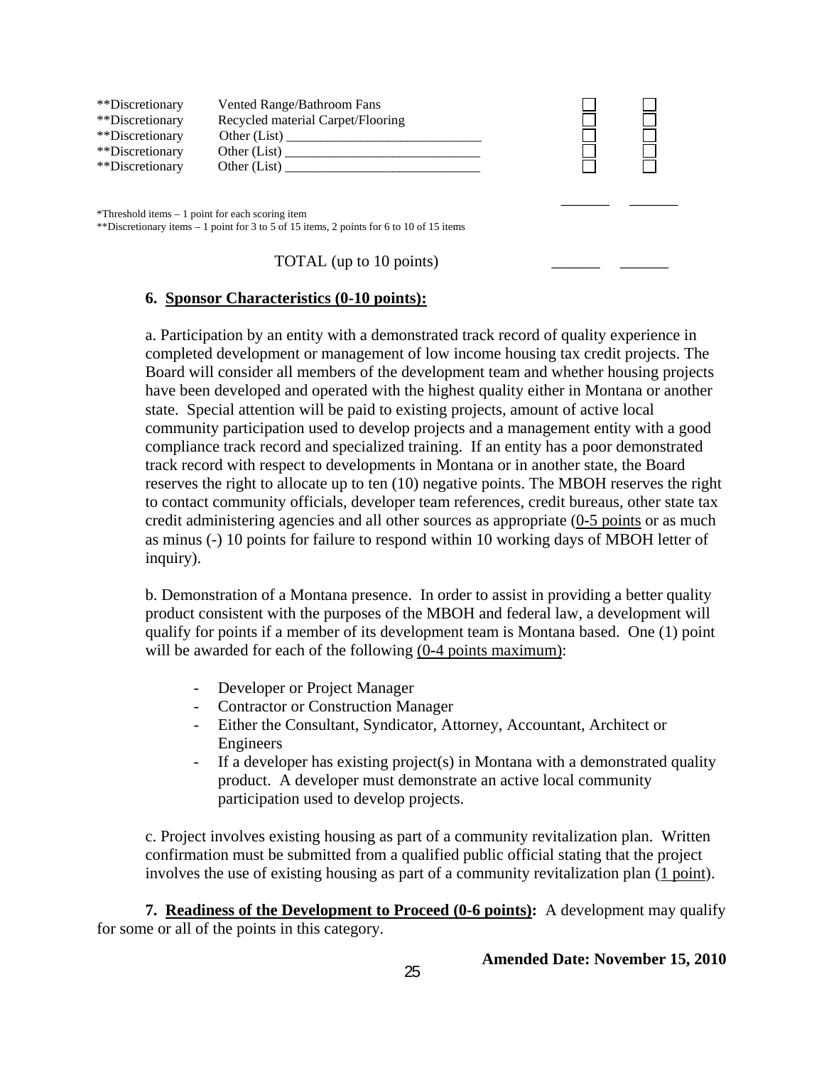| | | | |
|---|---|---|---|
| **Discretionary | Vented Range/Bathroom Fans | ☐ | ☐ |
| **Discretionary | Recycled material Carpet/Flooring | ☐ | ☐ |
| **Discretionary | Other (List) ____________________________ | ☐ | ☐ |
| **Discretionary | Other (List) ____________________________ | ☐ | ☐ |
| **Discretionary | Other (List) ____________________________ | ☐ | ☐ |
| | | ______ | ______ |

*Threshold items – 1 point for each scoring item
**Discretionary items – 1 point for 3 to 5 of 15 items, 2 points for 6 to 10 of 15 items

TOTAL (up to 10 points) ______ ______

**6. Sponsor Characteristics (0-10 points):**

a. Participation by an entity with a demonstrated track record of quality experience in completed development or management of low income housing tax credit projects. The Board will consider all members of the development team and whether housing projects have been developed and operated with the highest quality either in Montana or another state. Special attention will be paid to existing projects, amount of active local community participation used to develop projects and a management entity with a good compliance track record and specialized training. If an entity has a poor demonstrated track record with respect to developments in Montana or in another state, the Board reserves the right to allocate up to ten (10) negative points. The MBOH reserves the right to contact community officials, developer team references, credit bureaus, other state tax credit administering agencies and all other sources as appropriate (0-5 points or as much as minus (-) 10 points for failure to respond within 10 working days of MBOH letter of inquiry).

b. Demonstration of a Montana presence. In order to assist in providing a better quality product consistent with the purposes of the MBOH and federal law, a development will qualify for points if a member of its development team is Montana based. One (1) point will be awarded for each of the following (0-4 points maximum):

- Developer or Project Manager
- Contractor or Construction Manager
- Either the Consultant, Syndicator, Attorney, Accountant, Architect or Engineers
- If a developer has existing project(s) in Montana with a demonstrated quality product. A developer must demonstrate an active local community participation used to develop projects.

c. Project involves existing housing as part of a community revitalization plan. Written confirmation must be submitted from a qualified public official stating that the project involves the use of existing housing as part of a community revitalization plan (1 point).

**7. Readiness of the Development to Proceed (0-6 points):** A development may qualify for some or all of the points in this category.

**Amended Date: November 15, 2010**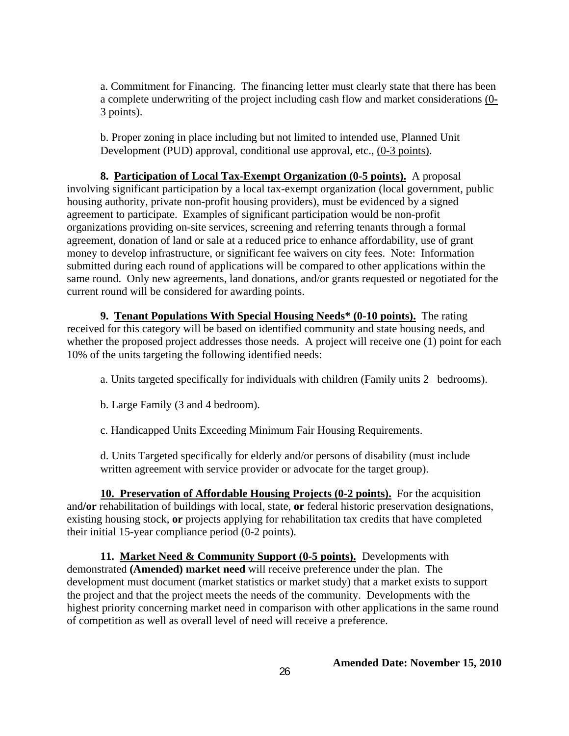a. Commitment for Financing. The financing letter must clearly state that there has been a complete underwriting of the project including cash flow and market considerations (0-3 points).

b. Proper zoning in place including but not limited to intended use, Planned Unit Development (PUD) approval, conditional use approval, etc., (0-3 points).

**8. Participation of Local Tax-Exempt Organization (0-5 points).** A proposal involving significant participation by a local tax-exempt organization (local government, public housing authority, private non-profit housing providers), must be evidenced by a signed agreement to participate. Examples of significant participation would be non-profit organizations providing on-site services, screening and referring tenants through a formal agreement, donation of land or sale at a reduced price to enhance affordability, use of grant money to develop infrastructure, or significant fee waivers on city fees. Note: Information submitted during each round of applications will be compared to other applications within the same round. Only new agreements, land donations, and/or grants requested or negotiated for the current round will be considered for awarding points.

**9. Tenant Populations With Special Housing Needs* (0-10 points).** The rating received for this category will be based on identified community and state housing needs, and whether the proposed project addresses those needs. A project will receive one (1) point for each 10% of the units targeting the following identified needs:

a. Units targeted specifically for individuals with children (Family units 2 bedrooms).

b. Large Family (3 and 4 bedroom).

c. Handicapped Units Exceeding Minimum Fair Housing Requirements.

d. Units Targeted specifically for elderly and/or persons of disability (must include written agreement with service provider or advocate for the target group).

**10. Preservation of Affordable Housing Projects (0-2 points).** For the acquisition and**/or** rehabilitation of buildings with local, state, **or** federal historic preservation designations, existing housing stock, **or** projects applying for rehabilitation tax credits that have completed their initial 15-year compliance period (0-2 points).

**11. Market Need & Community Support (0-5 points).** Developments with demonstrated **(Amended) market need** will receive preference under the plan. The development must document (market statistics or market study) that a market exists to support the project and that the project meets the needs of the community. Developments with the highest priority concerning market need in comparison with other applications in the same round of competition as well as overall level of need will receive a preference.

**Amended Date: November 15, 2010**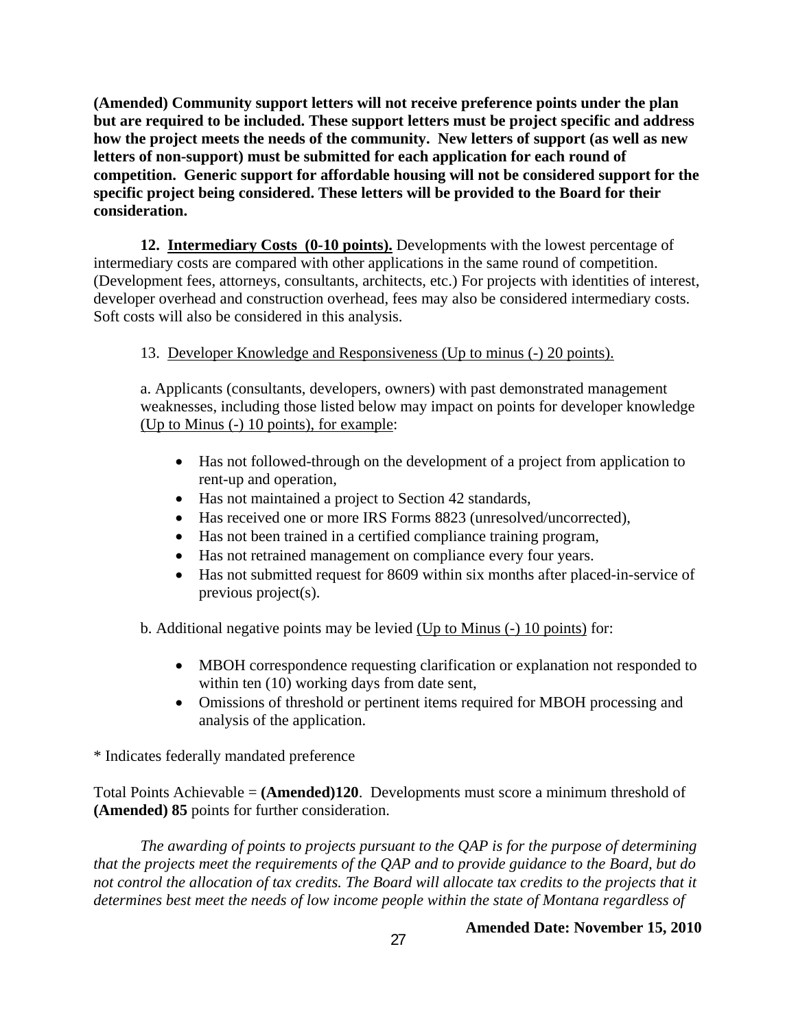**(Amended) Community support letters will not receive preference points under the plan but are required to be included. These support letters must be project specific and address how the project meets the needs of the community. New letters of support (as well as new letters of non-support) must be submitted for each application for each round of competition. Generic support for affordable housing will not be considered support for the specific project being considered. These letters will be provided to the Board for their consideration.**

**12. <u>Intermediary Costs (0-10 points).</u>** Developments with the lowest percentage of intermediary costs are compared with other applications in the same round of competition. (Development fees, attorneys, consultants, architects, etc.) For projects with identities of interest, developer overhead and construction overhead, fees may also be considered intermediary costs. Soft costs will also be considered in this analysis.

13. <u>Developer Knowledge and Responsiveness (Up to minus (-) 20 points).</u>

a. Applicants (consultants, developers, owners) with past demonstrated management weaknesses, including those listed below may impact on points for developer knowledge <u>(Up to Minus (-) 10 points), for example</u>:

- Has not followed-through on the development of a project from application to rent-up and operation,
- Has not maintained a project to Section 42 standards,
- Has received one or more IRS Forms 8823 (unresolved/uncorrected),
- Has not been trained in a certified compliance training program,
- Has not retrained management on compliance every four years.
- Has not submitted request for 8609 within six months after placed-in-service of previous project(s).

b. Additional negative points may be levied <u>(Up to Minus (-) 10 points)</u> for:

- MBOH correspondence requesting clarification or explanation not responded to within ten (10) working days from date sent,
- Omissions of threshold or pertinent items required for MBOH processing and analysis of the application.

* Indicates federally mandated preference

Total Points Achievable = **(Amended)120**. Developments must score a minimum threshold of **(Amended) 85** points for further consideration.

*The awarding of points to projects pursuant to the QAP is for the purpose of determining that the projects meet the requirements of the QAP and to provide guidance to the Board, but do not control the allocation of tax credits. The Board will allocate tax credits to the projects that it determines best meet the needs of low income people within the state of Montana regardless of*

**Amended Date: November 15, 2010**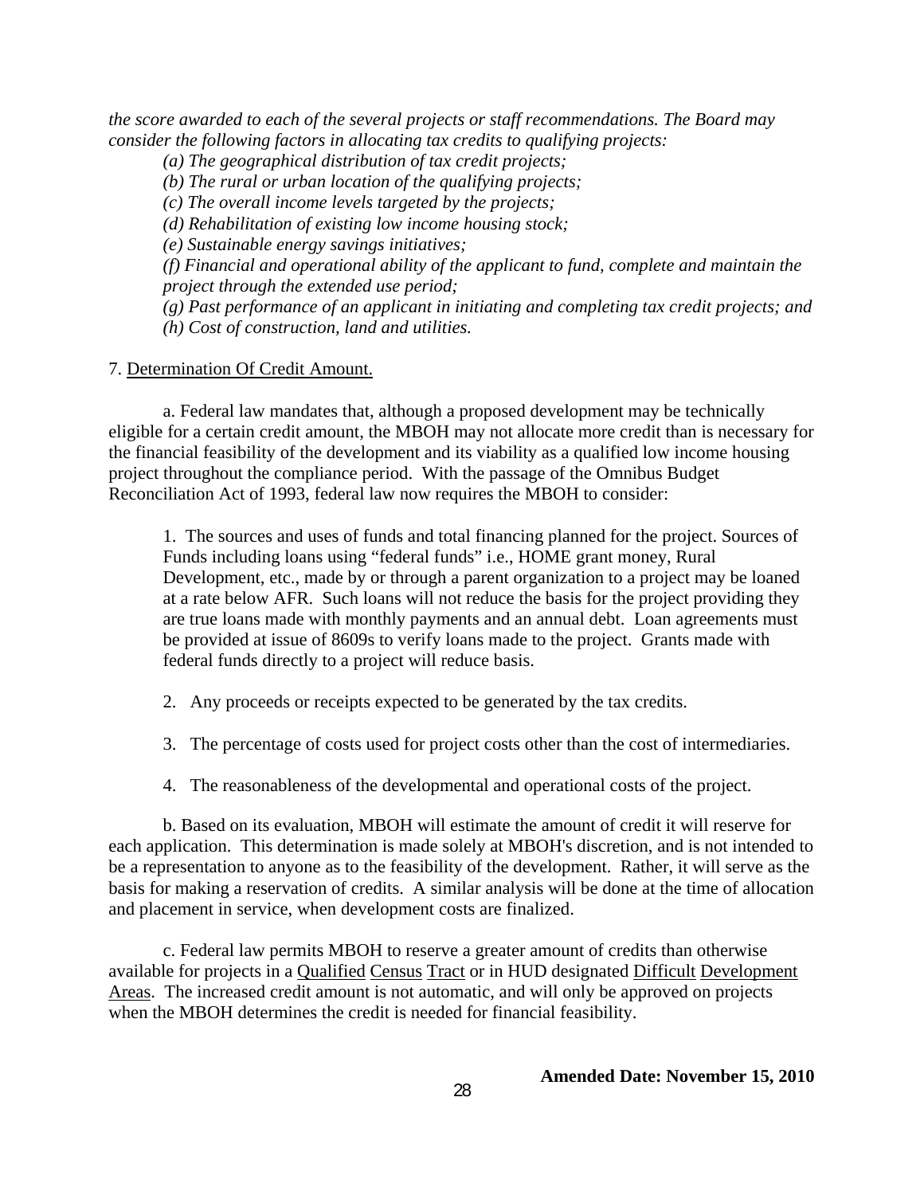*the score awarded to each of the several projects or staff recommendations. The Board may consider the following factors in allocating tax credits to qualifying projects:*

*(a) The geographical distribution of tax credit projects;*
*(b) The rural or urban location of the qualifying projects;*
*(c) The overall income levels targeted by the projects;*
*(d) Rehabilitation of existing low income housing stock;*
*(e) Sustainable energy savings initiatives;*
*(f) Financial and operational ability of the applicant to fund, complete and maintain the project through the extended use period;*
*(g) Past performance of an applicant in initiating and completing tax credit projects; and*
*(h) Cost of construction, land and utilities.*

7. Determination Of Credit Amount.

a. Federal law mandates that, although a proposed development may be technically eligible for a certain credit amount, the MBOH may not allocate more credit than is necessary for the financial feasibility of the development and its viability as a qualified low income housing project throughout the compliance period. With the passage of the Omnibus Budget Reconciliation Act of 1993, federal law now requires the MBOH to consider:

1. The sources and uses of funds and total financing planned for the project. Sources of Funds including loans using "federal funds" i.e., HOME grant money, Rural Development, etc., made by or through a parent organization to a project may be loaned at a rate below AFR. Such loans will not reduce the basis for the project providing they are true loans made with monthly payments and an annual debt. Loan agreements must be provided at issue of 8609s to verify loans made to the project. Grants made with federal funds directly to a project will reduce basis.

2. Any proceeds or receipts expected to be generated by the tax credits.

3. The percentage of costs used for project costs other than the cost of intermediaries.

4. The reasonableness of the developmental and operational costs of the project.

b. Based on its evaluation, MBOH will estimate the amount of credit it will reserve for each application. This determination is made solely at MBOH's discretion, and is not intended to be a representation to anyone as to the feasibility of the development. Rather, it will serve as the basis for making a reservation of credits. A similar analysis will be done at the time of allocation and placement in service, when development costs are finalized.

c. Federal law permits MBOH to reserve a greater amount of credits than otherwise available for projects in a Qualified Census Tract or in HUD designated Difficult Development Areas. The increased credit amount is not automatic, and will only be approved on projects when the MBOH determines the credit is needed for financial feasibility.

**Amended Date: November 15, 2010**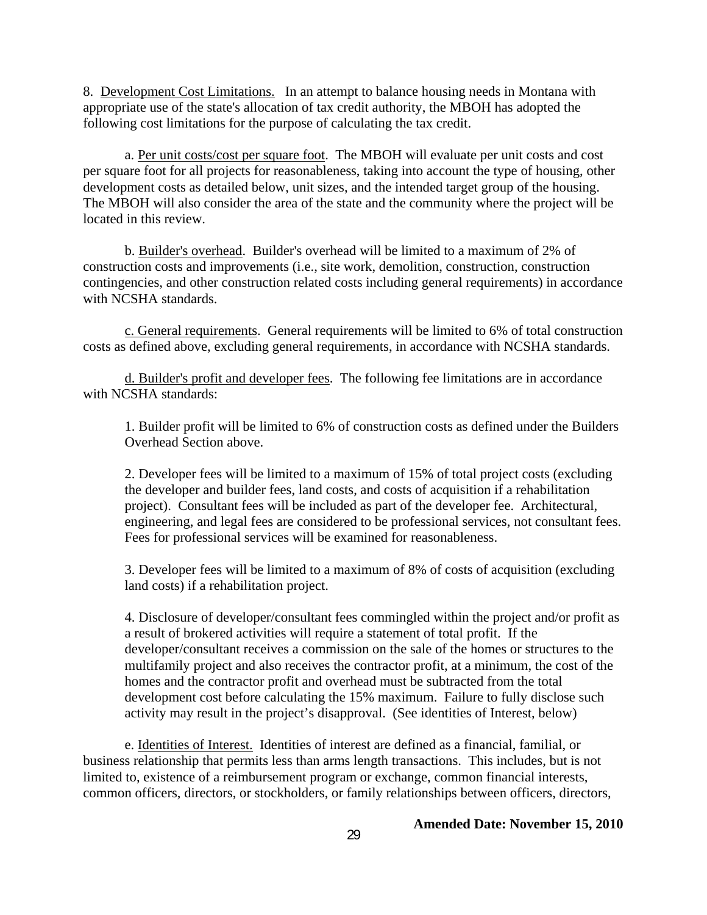8. Development Cost Limitations. In an attempt to balance housing needs in Montana with appropriate use of the state's allocation of tax credit authority, the MBOH has adopted the following cost limitations for the purpose of calculating the tax credit.

a. Per unit costs/cost per square foot. The MBOH will evaluate per unit costs and cost per square foot for all projects for reasonableness, taking into account the type of housing, other development costs as detailed below, unit sizes, and the intended target group of the housing. The MBOH will also consider the area of the state and the community where the project will be located in this review.

b. Builder's overhead. Builder's overhead will be limited to a maximum of 2% of construction costs and improvements (i.e., site work, demolition, construction, construction contingencies, and other construction related costs including general requirements) in accordance with NCSHA standards.

c. General requirements. General requirements will be limited to 6% of total construction costs as defined above, excluding general requirements, in accordance with NCSHA standards.

d. Builder's profit and developer fees. The following fee limitations are in accordance with NCSHA standards:

1. Builder profit will be limited to 6% of construction costs as defined under the Builders Overhead Section above.

2. Developer fees will be limited to a maximum of 15% of total project costs (excluding the developer and builder fees, land costs, and costs of acquisition if a rehabilitation project). Consultant fees will be included as part of the developer fee. Architectural, engineering, and legal fees are considered to be professional services, not consultant fees. Fees for professional services will be examined for reasonableness.

3. Developer fees will be limited to a maximum of 8% of costs of acquisition (excluding land costs) if a rehabilitation project.

4. Disclosure of developer/consultant fees commingled within the project and/or profit as a result of brokered activities will require a statement of total profit. If the developer/consultant receives a commission on the sale of the homes or structures to the multifamily project and also receives the contractor profit, at a minimum, the cost of the homes and the contractor profit and overhead must be subtracted from the total development cost before calculating the 15% maximum. Failure to fully disclose such activity may result in the project's disapproval. (See identities of Interest, below)

e. Identities of Interest. Identities of interest are defined as a financial, familial, or business relationship that permits less than arms length transactions. This includes, but is not limited to, existence of a reimbursement program or exchange, common financial interests, common officers, directors, or stockholders, or family relationships between officers, directors,

**Amended Date: November 15, 2010**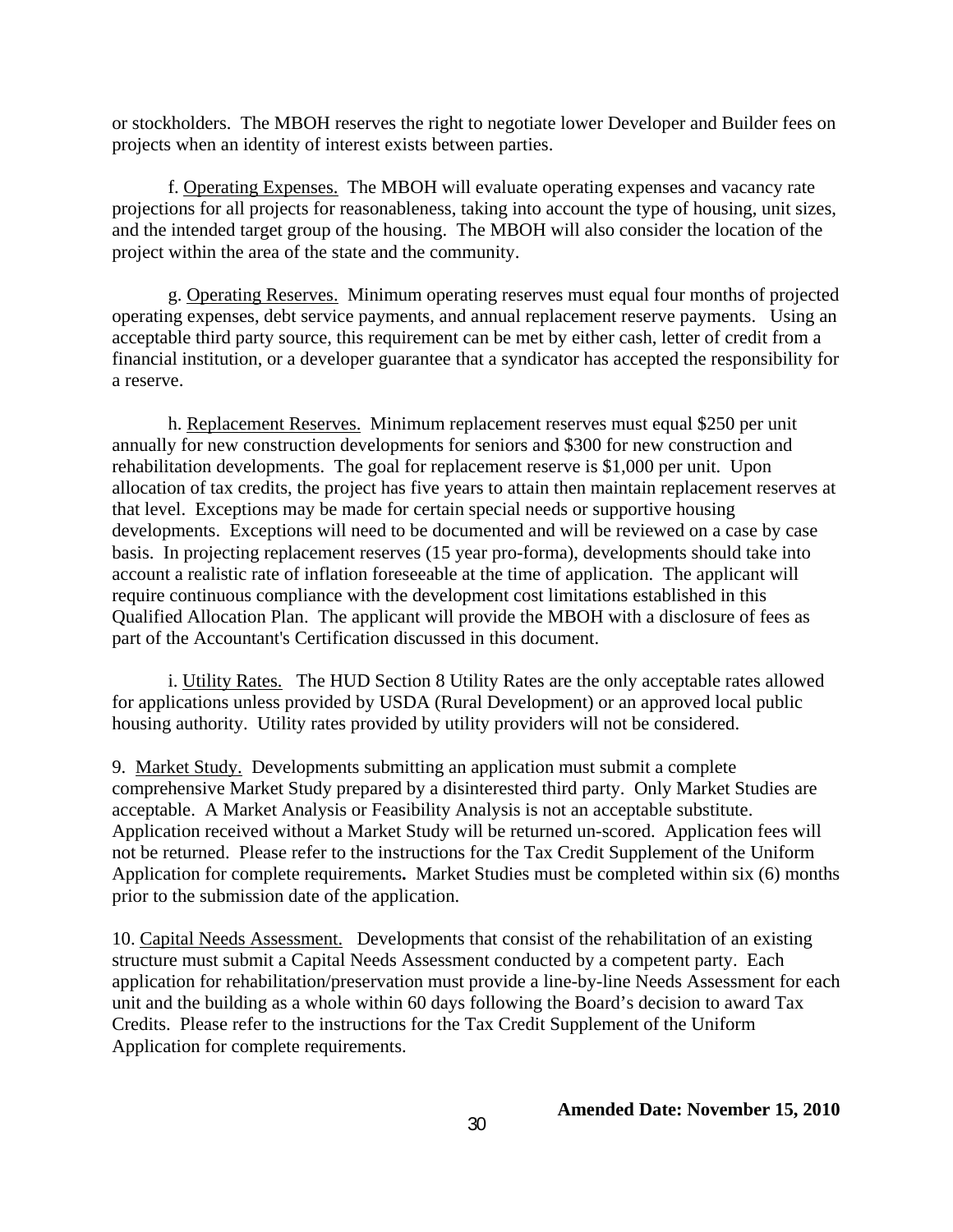or stockholders. The MBOH reserves the right to negotiate lower Developer and Builder fees on projects when an identity of interest exists between parties.

f. Operating Expenses. The MBOH will evaluate operating expenses and vacancy rate projections for all projects for reasonableness, taking into account the type of housing, unit sizes, and the intended target group of the housing. The MBOH will also consider the location of the project within the area of the state and the community.

g. Operating Reserves. Minimum operating reserves must equal four months of projected operating expenses, debt service payments, and annual replacement reserve payments. Using an acceptable third party source, this requirement can be met by either cash, letter of credit from a financial institution, or a developer guarantee that a syndicator has accepted the responsibility for a reserve.

h. Replacement Reserves. Minimum replacement reserves must equal $250 per unit annually for new construction developments for seniors and $300 for new construction and rehabilitation developments. The goal for replacement reserve is $1,000 per unit. Upon allocation of tax credits, the project has five years to attain then maintain replacement reserves at that level. Exceptions may be made for certain special needs or supportive housing developments. Exceptions will need to be documented and will be reviewed on a case by case basis. In projecting replacement reserves (15 year pro-forma), developments should take into account a realistic rate of inflation foreseeable at the time of application. The applicant will require continuous compliance with the development cost limitations established in this Qualified Allocation Plan. The applicant will provide the MBOH with a disclosure of fees as part of the Accountant's Certification discussed in this document.

i. Utility Rates. The HUD Section 8 Utility Rates are the only acceptable rates allowed for applications unless provided by USDA (Rural Development) or an approved local public housing authority. Utility rates provided by utility providers will not be considered.

9. Market Study. Developments submitting an application must submit a complete comprehensive Market Study prepared by a disinterested third party. Only Market Studies are acceptable. A Market Analysis or Feasibility Analysis is not an acceptable substitute. Application received without a Market Study will be returned un-scored. Application fees will not be returned. Please refer to the instructions for the Tax Credit Supplement of the Uniform Application for complete requirements**.** Market Studies must be completed within six (6) months prior to the submission date of the application.

10. Capital Needs Assessment. Developments that consist of the rehabilitation of an existing structure must submit a Capital Needs Assessment conducted by a competent party. Each application for rehabilitation/preservation must provide a line-by-line Needs Assessment for each unit and the building as a whole within 60 days following the Board's decision to award Tax Credits. Please refer to the instructions for the Tax Credit Supplement of the Uniform Application for complete requirements.

**Amended Date: November 15, 2010**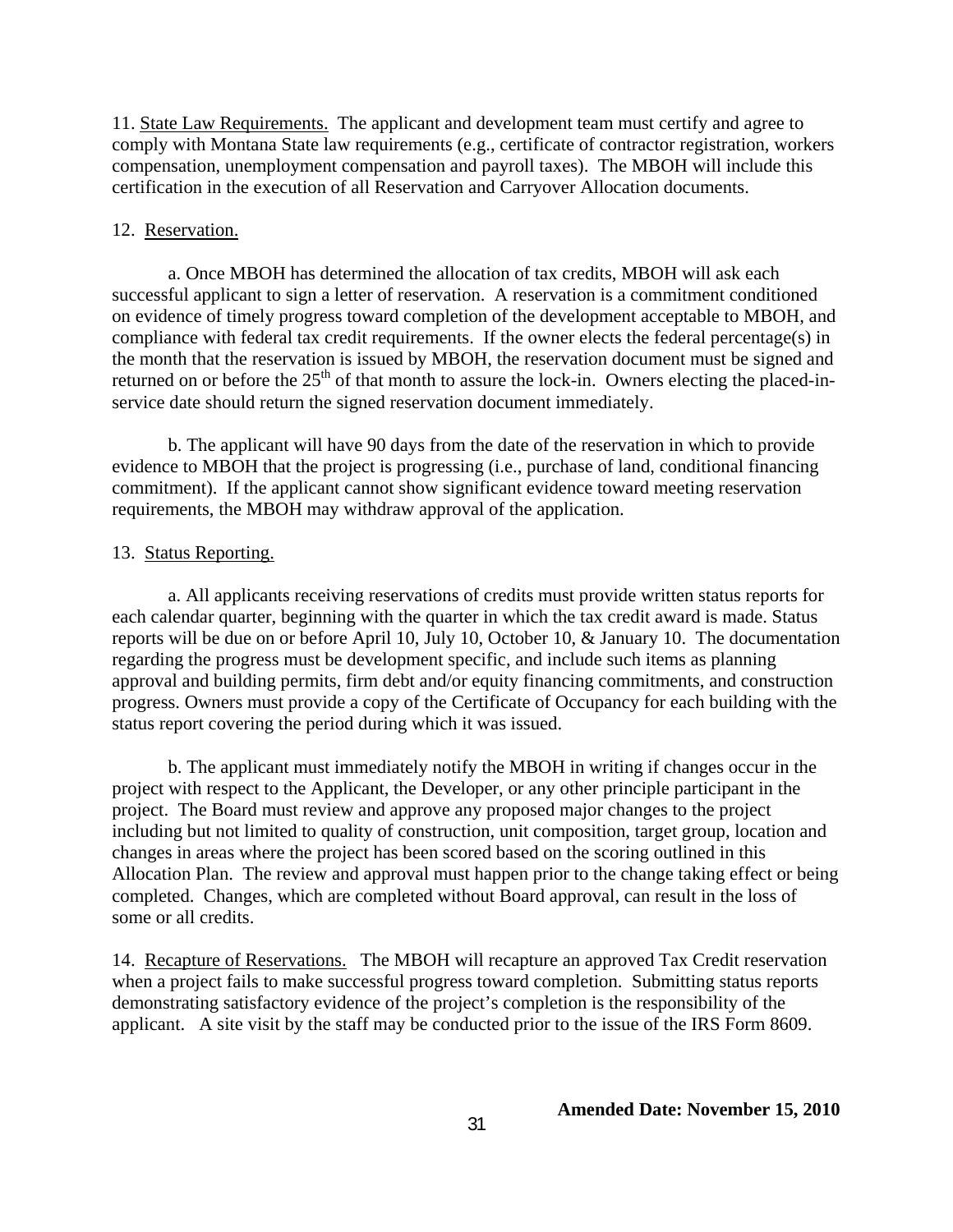11. State Law Requirements. The applicant and development team must certify and agree to comply with Montana State law requirements (e.g., certificate of contractor registration, workers compensation, unemployment compensation and payroll taxes). The MBOH will include this certification in the execution of all Reservation and Carryover Allocation documents.

12. Reservation.

a. Once MBOH has determined the allocation of tax credits, MBOH will ask each successful applicant to sign a letter of reservation. A reservation is a commitment conditioned on evidence of timely progress toward completion of the development acceptable to MBOH, and compliance with federal tax credit requirements. If the owner elects the federal percentage(s) in the month that the reservation is issued by MBOH, the reservation document must be signed and returned on or before the 25th of that month to assure the lock-in. Owners electing the placed-in-service date should return the signed reservation document immediately.

b. The applicant will have 90 days from the date of the reservation in which to provide evidence to MBOH that the project is progressing (i.e., purchase of land, conditional financing commitment). If the applicant cannot show significant evidence toward meeting reservation requirements, the MBOH may withdraw approval of the application.

13. Status Reporting.

a. All applicants receiving reservations of credits must provide written status reports for each calendar quarter, beginning with the quarter in which the tax credit award is made. Status reports will be due on or before April 10, July 10, October 10, & January 10. The documentation regarding the progress must be development specific, and include such items as planning approval and building permits, firm debt and/or equity financing commitments, and construction progress. Owners must provide a copy of the Certificate of Occupancy for each building with the status report covering the period during which it was issued.

b. The applicant must immediately notify the MBOH in writing if changes occur in the project with respect to the Applicant, the Developer, or any other principle participant in the project. The Board must review and approve any proposed major changes to the project including but not limited to quality of construction, unit composition, target group, location and changes in areas where the project has been scored based on the scoring outlined in this Allocation Plan. The review and approval must happen prior to the change taking effect or being completed. Changes, which are completed without Board approval, can result in the loss of some or all credits.

14. Recapture of Reservations. The MBOH will recapture an approved Tax Credit reservation when a project fails to make successful progress toward completion. Submitting status reports demonstrating satisfactory evidence of the project's completion is the responsibility of the applicant. A site visit by the staff may be conducted prior to the issue of the IRS Form 8609.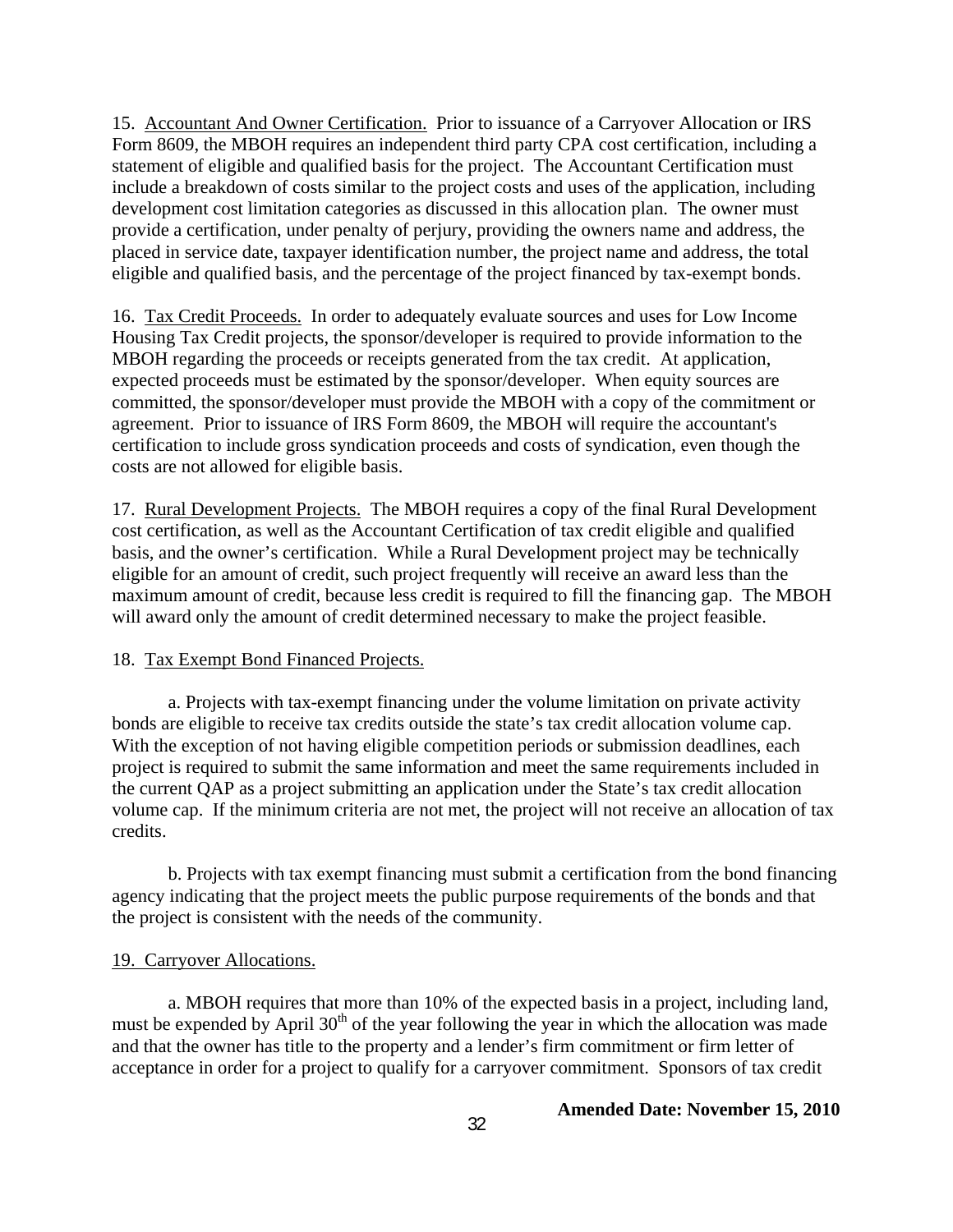15. Accountant And Owner Certification. Prior to issuance of a Carryover Allocation or IRS Form 8609, the MBOH requires an independent third party CPA cost certification, including a statement of eligible and qualified basis for the project. The Accountant Certification must include a breakdown of costs similar to the project costs and uses of the application, including development cost limitation categories as discussed in this allocation plan. The owner must provide a certification, under penalty of perjury, providing the owners name and address, the placed in service date, taxpayer identification number, the project name and address, the total eligible and qualified basis, and the percentage of the project financed by tax-exempt bonds.

16. Tax Credit Proceeds. In order to adequately evaluate sources and uses for Low Income Housing Tax Credit projects, the sponsor/developer is required to provide information to the MBOH regarding the proceeds or receipts generated from the tax credit. At application, expected proceeds must be estimated by the sponsor/developer. When equity sources are committed, the sponsor/developer must provide the MBOH with a copy of the commitment or agreement. Prior to issuance of IRS Form 8609, the MBOH will require the accountant's certification to include gross syndication proceeds and costs of syndication, even though the costs are not allowed for eligible basis.

17. Rural Development Projects. The MBOH requires a copy of the final Rural Development cost certification, as well as the Accountant Certification of tax credit eligible and qualified basis, and the owner's certification. While a Rural Development project may be technically eligible for an amount of credit, such project frequently will receive an award less than the maximum amount of credit, because less credit is required to fill the financing gap. The MBOH will award only the amount of credit determined necessary to make the project feasible.

18. Tax Exempt Bond Financed Projects.

a. Projects with tax-exempt financing under the volume limitation on private activity bonds are eligible to receive tax credits outside the state's tax credit allocation volume cap. With the exception of not having eligible competition periods or submission deadlines, each project is required to submit the same information and meet the same requirements included in the current QAP as a project submitting an application under the State's tax credit allocation volume cap. If the minimum criteria are not met, the project will not receive an allocation of tax credits.

b. Projects with tax exempt financing must submit a certification from the bond financing agency indicating that the project meets the public purpose requirements of the bonds and that the project is consistent with the needs of the community.

19. Carryover Allocations.

a. MBOH requires that more than 10% of the expected basis in a project, including land, must be expended by April 30th of the year following the year in which the allocation was made and that the owner has title to the property and a lender's firm commitment or firm letter of acceptance in order for a project to qualify for a carryover commitment. Sponsors of tax credit

**Amended Date: November 15, 2010**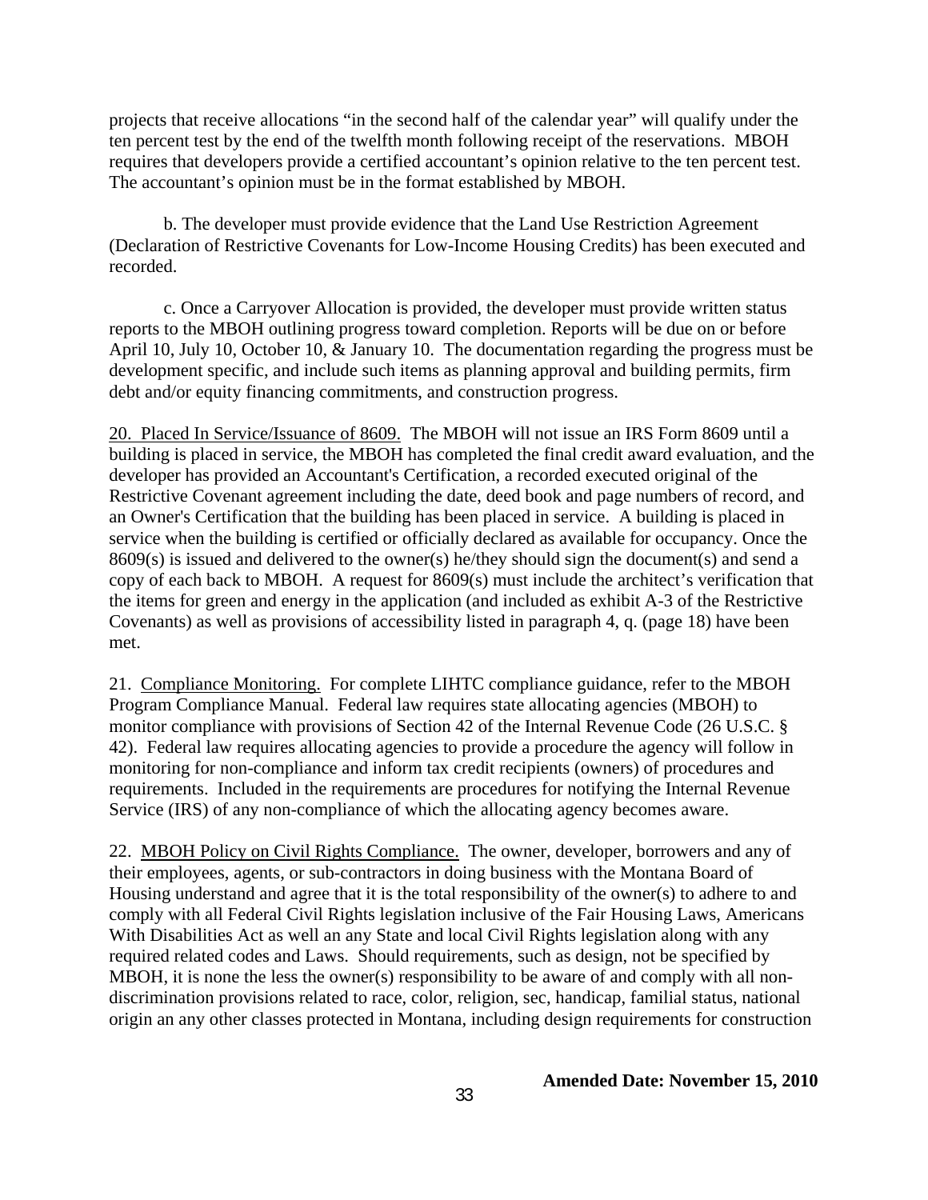projects that receive allocations "in the second half of the calendar year" will qualify under the ten percent test by the end of the twelfth month following receipt of the reservations. MBOH requires that developers provide a certified accountant's opinion relative to the ten percent test. The accountant's opinion must be in the format established by MBOH.

b. The developer must provide evidence that the Land Use Restriction Agreement (Declaration of Restrictive Covenants for Low-Income Housing Credits) has been executed and recorded.

c. Once a Carryover Allocation is provided, the developer must provide written status reports to the MBOH outlining progress toward completion. Reports will be due on or before April 10, July 10, October 10, & January 10. The documentation regarding the progress must be development specific, and include such items as planning approval and building permits, firm debt and/or equity financing commitments, and construction progress.

20. Placed In Service/Issuance of 8609. The MBOH will not issue an IRS Form 8609 until a building is placed in service, the MBOH has completed the final credit award evaluation, and the developer has provided an Accountant's Certification, a recorded executed original of the Restrictive Covenant agreement including the date, deed book and page numbers of record, and an Owner's Certification that the building has been placed in service. A building is placed in service when the building is certified or officially declared as available for occupancy. Once the 8609(s) is issued and delivered to the owner(s) he/they should sign the document(s) and send a copy of each back to MBOH. A request for 8609(s) must include the architect's verification that the items for green and energy in the application (and included as exhibit A-3 of the Restrictive Covenants) as well as provisions of accessibility listed in paragraph 4, q. (page 18) have been met.

21. Compliance Monitoring. For complete LIHTC compliance guidance, refer to the MBOH Program Compliance Manual. Federal law requires state allocating agencies (MBOH) to monitor compliance with provisions of Section 42 of the Internal Revenue Code (26 U.S.C. § 42). Federal law requires allocating agencies to provide a procedure the agency will follow in monitoring for non-compliance and inform tax credit recipients (owners) of procedures and requirements. Included in the requirements are procedures for notifying the Internal Revenue Service (IRS) of any non-compliance of which the allocating agency becomes aware.

22. MBOH Policy on Civil Rights Compliance. The owner, developer, borrowers and any of their employees, agents, or sub-contractors in doing business with the Montana Board of Housing understand and agree that it is the total responsibility of the owner(s) to adhere to and comply with all Federal Civil Rights legislation inclusive of the Fair Housing Laws, Americans With Disabilities Act as well an any State and local Civil Rights legislation along with any required related codes and Laws. Should requirements, such as design, not be specified by MBOH, it is none the less the owner(s) responsibility to be aware of and comply with all non-discrimination provisions related to race, color, religion, sec, handicap, familial status, national origin an any other classes protected in Montana, including design requirements for construction

**Amended Date: November 15, 2010**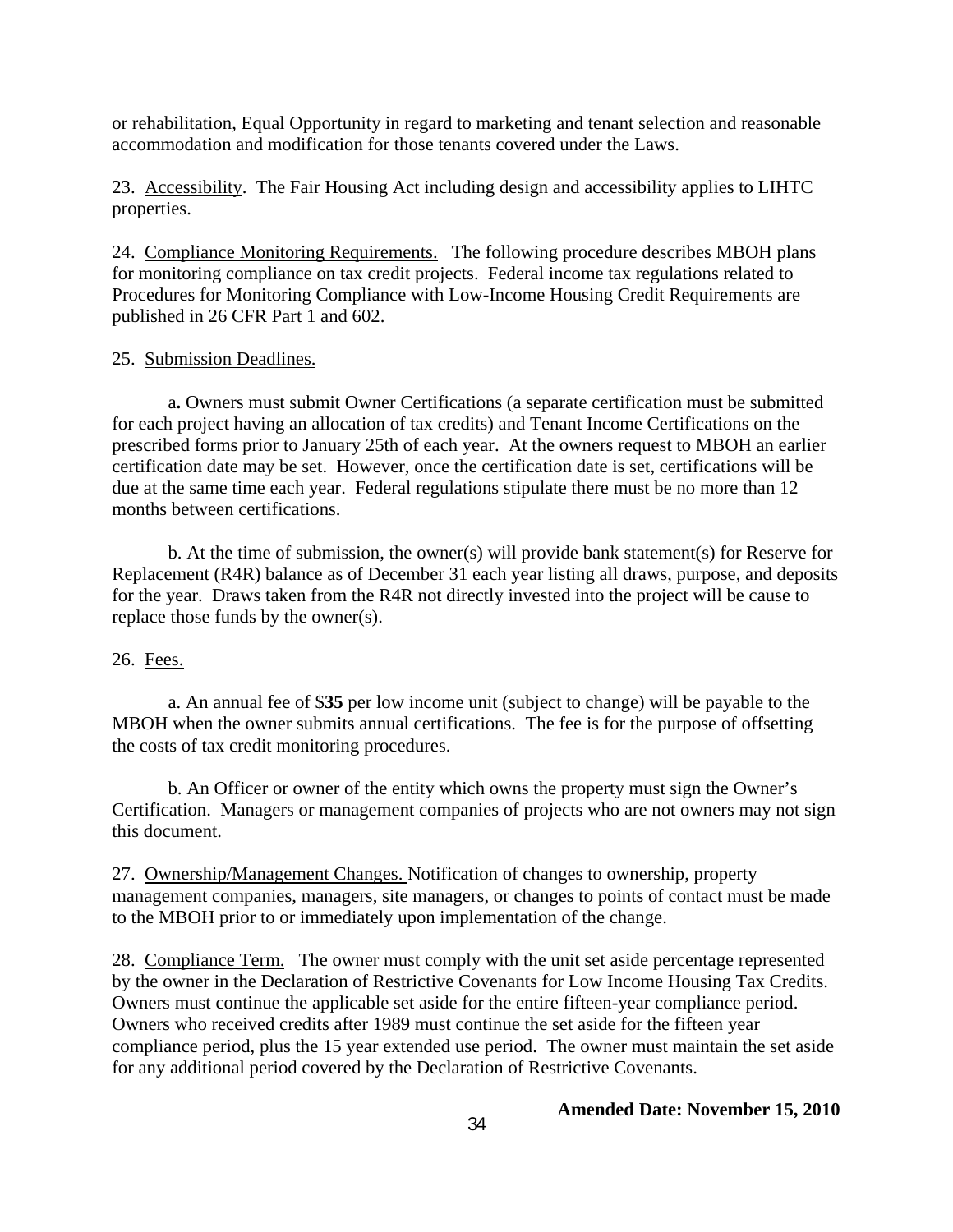or rehabilitation, Equal Opportunity in regard to marketing and tenant selection and reasonable accommodation and modification for those tenants covered under the Laws.

23. <u>Accessibility</u>. The Fair Housing Act including design and accessibility applies to LIHTC properties.

24. <u>Compliance Monitoring Requirements.</u> The following procedure describes MBOH plans for monitoring compliance on tax credit projects. Federal income tax regulations related to Procedures for Monitoring Compliance with Low-Income Housing Credit Requirements are published in 26 CFR Part 1 and 602.

25. <u>Submission Deadlines.</u>

a**.** Owners must submit Owner Certifications (a separate certification must be submitted for each project having an allocation of tax credits) and Tenant Income Certifications on the prescribed forms prior to January 25th of each year. At the owners request to MBOH an earlier certification date may be set. However, once the certification date is set, certifications will be due at the same time each year. Federal regulations stipulate there must be no more than 12 months between certifications.

b. At the time of submission, the owner(s) will provide bank statement(s) for Reserve for Replacement (R4R) balance as of December 31 each year listing all draws, purpose, and deposits for the year. Draws taken from the R4R not directly invested into the project will be cause to replace those funds by the owner(s).

26. <u>Fees.</u>

a. An annual fee of $**35** per low income unit (subject to change) will be payable to the MBOH when the owner submits annual certifications. The fee is for the purpose of offsetting the costs of tax credit monitoring procedures.

b. An Officer or owner of the entity which owns the property must sign the Owner's Certification. Managers or management companies of projects who are not owners may not sign this document.

27. <u>Ownership/Management Changes.</u> Notification of changes to ownership, property management companies, managers, site managers, or changes to points of contact must be made to the MBOH prior to or immediately upon implementation of the change.

28. <u>Compliance Term.</u> The owner must comply with the unit set aside percentage represented by the owner in the Declaration of Restrictive Covenants for Low Income Housing Tax Credits. Owners must continue the applicable set aside for the entire fifteen-year compliance period. Owners who received credits after 1989 must continue the set aside for the fifteen year compliance period, plus the 15 year extended use period. The owner must maintain the set aside for any additional period covered by the Declaration of Restrictive Covenants.

**Amended Date: November 15, 2010**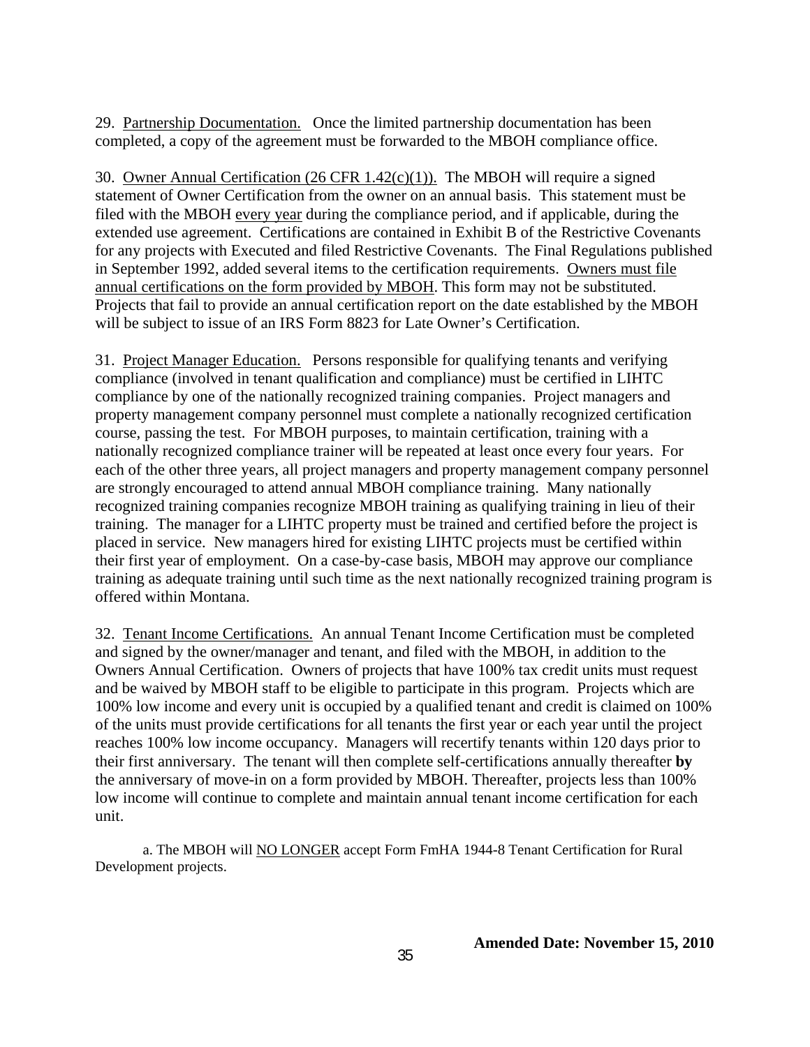29. Partnership Documentation. Once the limited partnership documentation has been completed, a copy of the agreement must be forwarded to the MBOH compliance office.

30. Owner Annual Certification (26 CFR 1.42(c)(1)). The MBOH will require a signed statement of Owner Certification from the owner on an annual basis. This statement must be filed with the MBOH every year during the compliance period, and if applicable, during the extended use agreement. Certifications are contained in Exhibit B of the Restrictive Covenants for any projects with Executed and filed Restrictive Covenants. The Final Regulations published in September 1992, added several items to the certification requirements. Owners must file annual certifications on the form provided by MBOH. This form may not be substituted. Projects that fail to provide an annual certification report on the date established by the MBOH will be subject to issue of an IRS Form 8823 for Late Owner's Certification.

31. Project Manager Education. Persons responsible for qualifying tenants and verifying compliance (involved in tenant qualification and compliance) must be certified in LIHTC compliance by one of the nationally recognized training companies. Project managers and property management company personnel must complete a nationally recognized certification course, passing the test. For MBOH purposes, to maintain certification, training with a nationally recognized compliance trainer will be repeated at least once every four years. For each of the other three years, all project managers and property management company personnel are strongly encouraged to attend annual MBOH compliance training. Many nationally recognized training companies recognize MBOH training as qualifying training in lieu of their training. The manager for a LIHTC property must be trained and certified before the project is placed in service. New managers hired for existing LIHTC projects must be certified within their first year of employment. On a case-by-case basis, MBOH may approve our compliance training as adequate training until such time as the next nationally recognized training program is offered within Montana.

32. Tenant Income Certifications. An annual Tenant Income Certification must be completed and signed by the owner/manager and tenant, and filed with the MBOH, in addition to the Owners Annual Certification. Owners of projects that have 100% tax credit units must request and be waived by MBOH staff to be eligible to participate in this program. Projects which are 100% low income and every unit is occupied by a qualified tenant and credit is claimed on 100% of the units must provide certifications for all tenants the first year or each year until the project reaches 100% low income occupancy. Managers will recertify tenants within 120 days prior to their first anniversary. The tenant will then complete self-certifications annually thereafter **by** the anniversary of move-in on a form provided by MBOH. Thereafter, projects less than 100% low income will continue to complete and maintain annual tenant income certification for each unit.

a. The MBOH will NO LONGER accept Form FmHA 1944-8 Tenant Certification for Rural Development projects.

**Amended Date: November 15, 2010**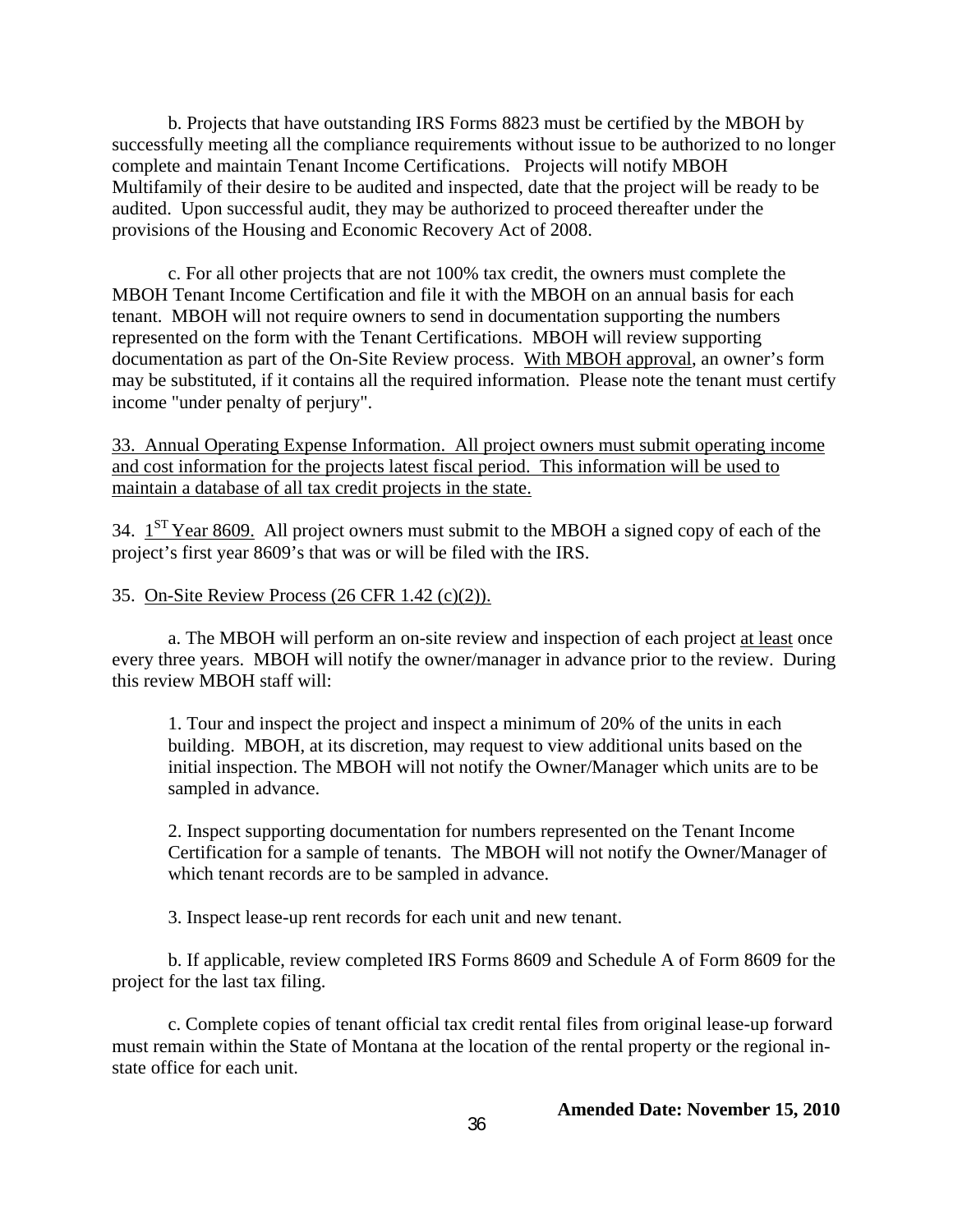b. Projects that have outstanding IRS Forms 8823 must be certified by the MBOH by successfully meeting all the compliance requirements without issue to be authorized to no longer complete and maintain Tenant Income Certifications. Projects will notify MBOH Multifamily of their desire to be audited and inspected, date that the project will be ready to be audited. Upon successful audit, they may be authorized to proceed thereafter under the provisions of the Housing and Economic Recovery Act of 2008.

c. For all other projects that are not 100% tax credit, the owners must complete the MBOH Tenant Income Certification and file it with the MBOH on an annual basis for each tenant. MBOH will not require owners to send in documentation supporting the numbers represented on the form with the Tenant Certifications. MBOH will review supporting documentation as part of the On-Site Review process. <u>With MBOH approval</u>, an owner's form may be substituted, if it contains all the required information. Please note the tenant must certify income "under penalty of perjury".

<u>33. Annual Operating Expense Information. All project owners must submit operating income and cost information for the projects latest fiscal period. This information will be used to maintain a database of all tax credit projects in the state.</u>

34. <u>1ST Year 8609.</u> All project owners must submit to the MBOH a signed copy of each of the project's first year 8609's that was or will be filed with the IRS.

35. <u>On-Site Review Process (26 CFR 1.42 (c)(2)).</u>

a. The MBOH will perform an on-site review and inspection of each project <u>at least</u> once every three years. MBOH will notify the owner/manager in advance prior to the review. During this review MBOH staff will:

1. Tour and inspect the project and inspect a minimum of 20% of the units in each building. MBOH, at its discretion, may request to view additional units based on the initial inspection. The MBOH will not notify the Owner/Manager which units are to be sampled in advance.

2. Inspect supporting documentation for numbers represented on the Tenant Income Certification for a sample of tenants. The MBOH will not notify the Owner/Manager of which tenant records are to be sampled in advance.

3. Inspect lease-up rent records for each unit and new tenant.

b. If applicable, review completed IRS Forms 8609 and Schedule A of Form 8609 for the project for the last tax filing.

c. Complete copies of tenant official tax credit rental files from original lease-up forward must remain within the State of Montana at the location of the rental property or the regional in-state office for each unit.

**Amended Date: November 15, 2010**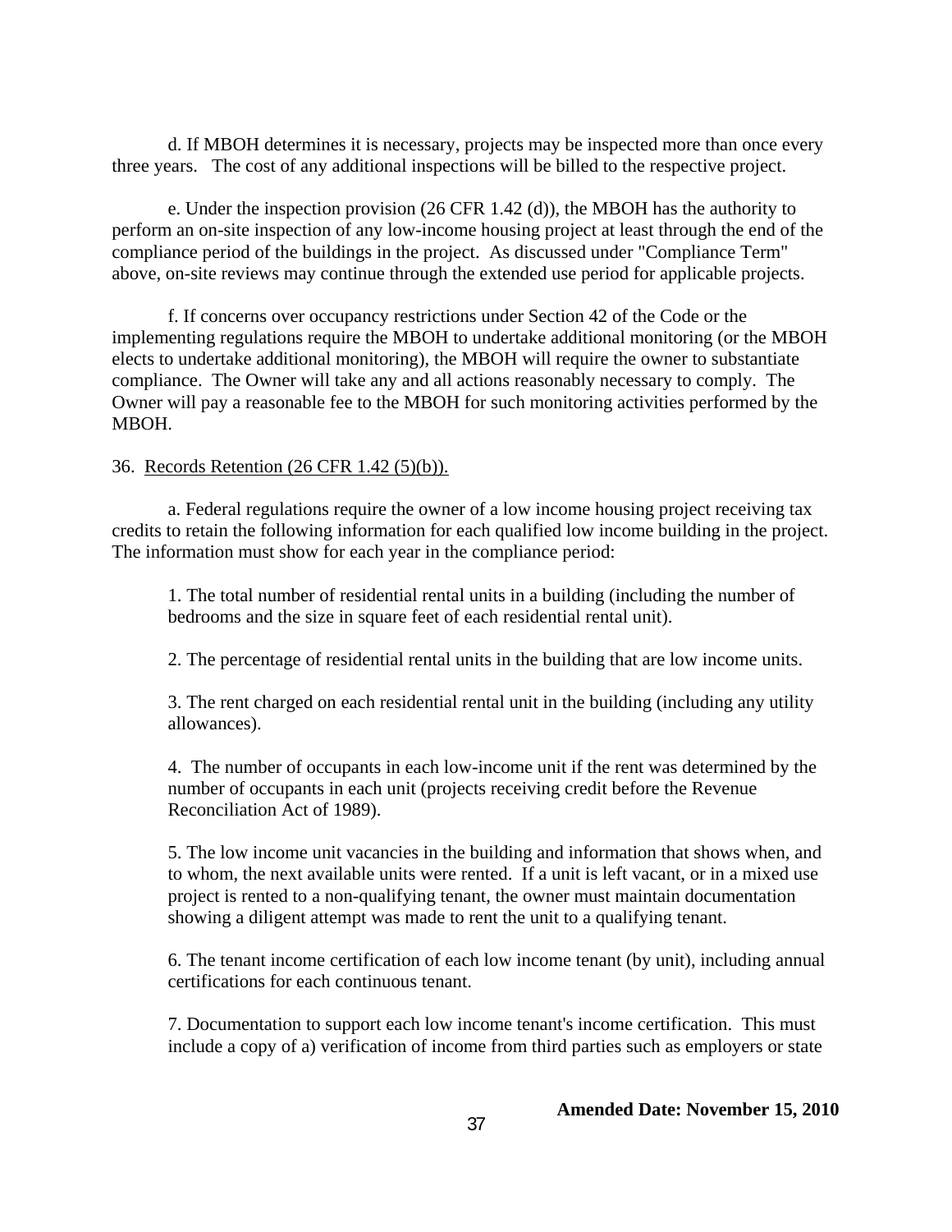d. If MBOH determines it is necessary, projects may be inspected more than once every three years. The cost of any additional inspections will be billed to the respective project.

e. Under the inspection provision (26 CFR 1.42 (d)), the MBOH has the authority to perform an on-site inspection of any low-income housing project at least through the end of the compliance period of the buildings in the project. As discussed under "Compliance Term" above, on-site reviews may continue through the extended use period for applicable projects.

f. If concerns over occupancy restrictions under Section 42 of the Code or the implementing regulations require the MBOH to undertake additional monitoring (or the MBOH elects to undertake additional monitoring), the MBOH will require the owner to substantiate compliance. The Owner will take any and all actions reasonably necessary to comply. The Owner will pay a reasonable fee to the MBOH for such monitoring activities performed by the MBOH.

36. <u>Records Retention (26 CFR 1.42 (5)(b)).</u>

a. Federal regulations require the owner of a low income housing project receiving tax credits to retain the following information for each qualified low income building in the project. The information must show for each year in the compliance period:

1. The total number of residential rental units in a building (including the number of bedrooms and the size in square feet of each residential rental unit).

2. The percentage of residential rental units in the building that are low income units.

3. The rent charged on each residential rental unit in the building (including any utility allowances).

4. The number of occupants in each low-income unit if the rent was determined by the number of occupants in each unit (projects receiving credit before the Revenue Reconciliation Act of 1989).

5. The low income unit vacancies in the building and information that shows when, and to whom, the next available units were rented. If a unit is left vacant, or in a mixed use project is rented to a non-qualifying tenant, the owner must maintain documentation showing a diligent attempt was made to rent the unit to a qualifying tenant.

6. The tenant income certification of each low income tenant (by unit), including annual certifications for each continuous tenant.

7. Documentation to support each low income tenant's income certification. This must include a copy of a) verification of income from third parties such as employers or state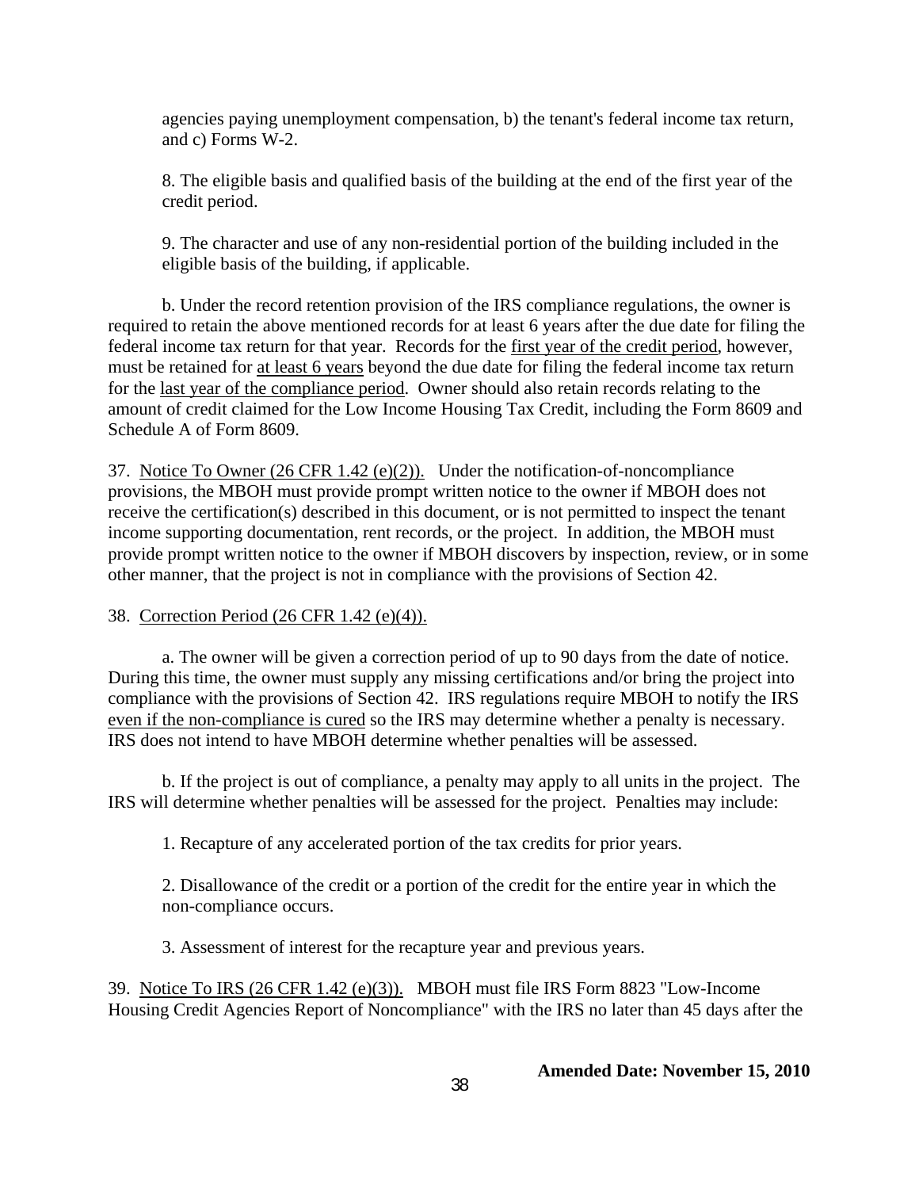agencies paying unemployment compensation, b) the tenant's federal income tax return, and c) Forms W-2.

8. The eligible basis and qualified basis of the building at the end of the first year of the credit period.

9. The character and use of any non-residential portion of the building included in the eligible basis of the building, if applicable.

b. Under the record retention provision of the IRS compliance regulations, the owner is required to retain the above mentioned records for at least 6 years after the due date for filing the federal income tax return for that year. Records for the first year of the credit period, however, must be retained for at least 6 years beyond the due date for filing the federal income tax return for the last year of the compliance period. Owner should also retain records relating to the amount of credit claimed for the Low Income Housing Tax Credit, including the Form 8609 and Schedule A of Form 8609.

37. Notice To Owner (26 CFR 1.42 (e)(2)). Under the notification-of-noncompliance provisions, the MBOH must provide prompt written notice to the owner if MBOH does not receive the certification(s) described in this document, or is not permitted to inspect the tenant income supporting documentation, rent records, or the project. In addition, the MBOH must provide prompt written notice to the owner if MBOH discovers by inspection, review, or in some other manner, that the project is not in compliance with the provisions of Section 42.

38. Correction Period (26 CFR 1.42 (e)(4)).

a. The owner will be given a correction period of up to 90 days from the date of notice. During this time, the owner must supply any missing certifications and/or bring the project into compliance with the provisions of Section 42. IRS regulations require MBOH to notify the IRS even if the non-compliance is cured so the IRS may determine whether a penalty is necessary. IRS does not intend to have MBOH determine whether penalties will be assessed.

b. If the project is out of compliance, a penalty may apply to all units in the project. The IRS will determine whether penalties will be assessed for the project. Penalties may include:

1. Recapture of any accelerated portion of the tax credits for prior years.

2. Disallowance of the credit or a portion of the credit for the entire year in which the non-compliance occurs.

3. Assessment of interest for the recapture year and previous years.

39. Notice To IRS (26 CFR 1.42 (e)(3)). MBOH must file IRS Form 8823 "Low-Income Housing Credit Agencies Report of Noncompliance" with the IRS no later than 45 days after the

**Amended Date: November 15, 2010**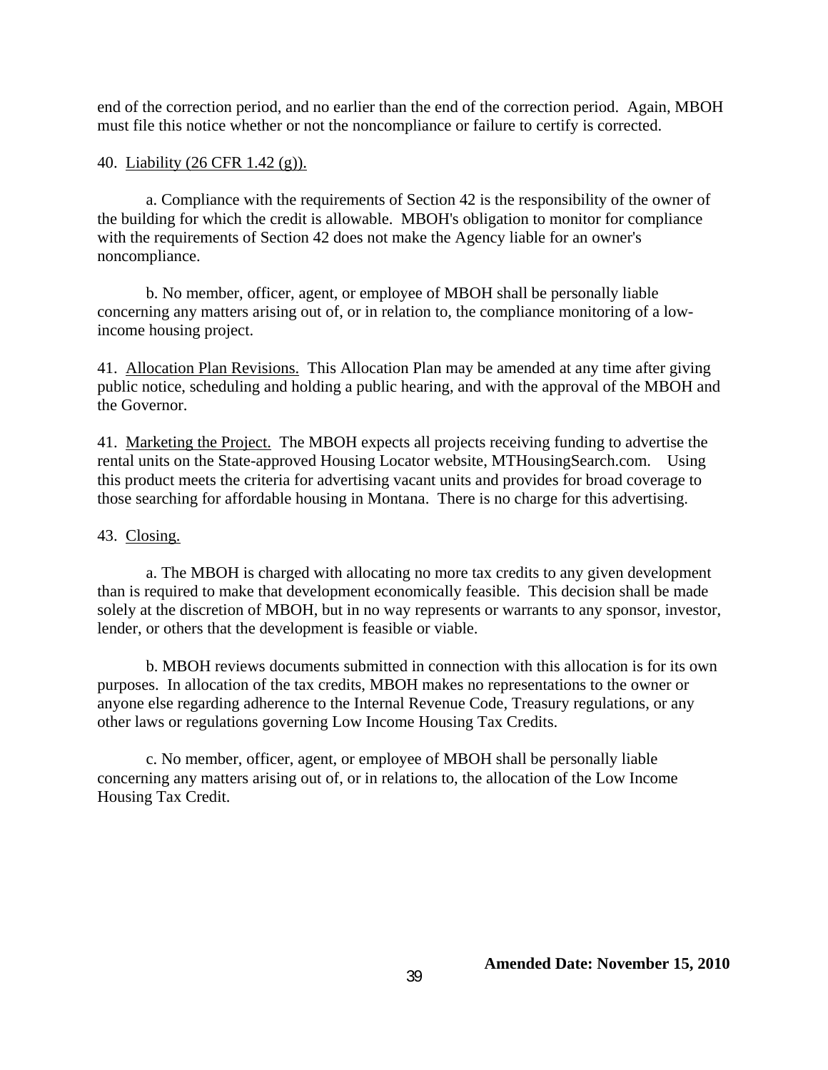end of the correction period, and no earlier than the end of the correction period. Again, MBOH must file this notice whether or not the noncompliance or failure to certify is corrected.

40. <u>Liability (26 CFR 1.42 (g)).</u>

a. Compliance with the requirements of Section 42 is the responsibility of the owner of the building for which the credit is allowable. MBOH's obligation to monitor for compliance with the requirements of Section 42 does not make the Agency liable for an owner's noncompliance.

b. No member, officer, agent, or employee of MBOH shall be personally liable concerning any matters arising out of, or in relation to, the compliance monitoring of a low-income housing project.

41. <u>Allocation Plan Revisions.</u> This Allocation Plan may be amended at any time after giving public notice, scheduling and holding a public hearing, and with the approval of the MBOH and the Governor.

41. <u>Marketing the Project.</u> The MBOH expects all projects receiving funding to advertise the rental units on the State-approved Housing Locator website, MTHousingSearch.com. Using this product meets the criteria for advertising vacant units and provides for broad coverage to those searching for affordable housing in Montana. There is no charge for this advertising.

43. <u>Closing.</u>

a. The MBOH is charged with allocating no more tax credits to any given development than is required to make that development economically feasible. This decision shall be made solely at the discretion of MBOH, but in no way represents or warrants to any sponsor, investor, lender, or others that the development is feasible or viable.

b. MBOH reviews documents submitted in connection with this allocation is for its own purposes. In allocation of the tax credits, MBOH makes no representations to the owner or anyone else regarding adherence to the Internal Revenue Code, Treasury regulations, or any other laws or regulations governing Low Income Housing Tax Credits.

c. No member, officer, agent, or employee of MBOH shall be personally liable concerning any matters arising out of, or in relations to, the allocation of the Low Income Housing Tax Credit.

**Amended Date: November 15, 2010**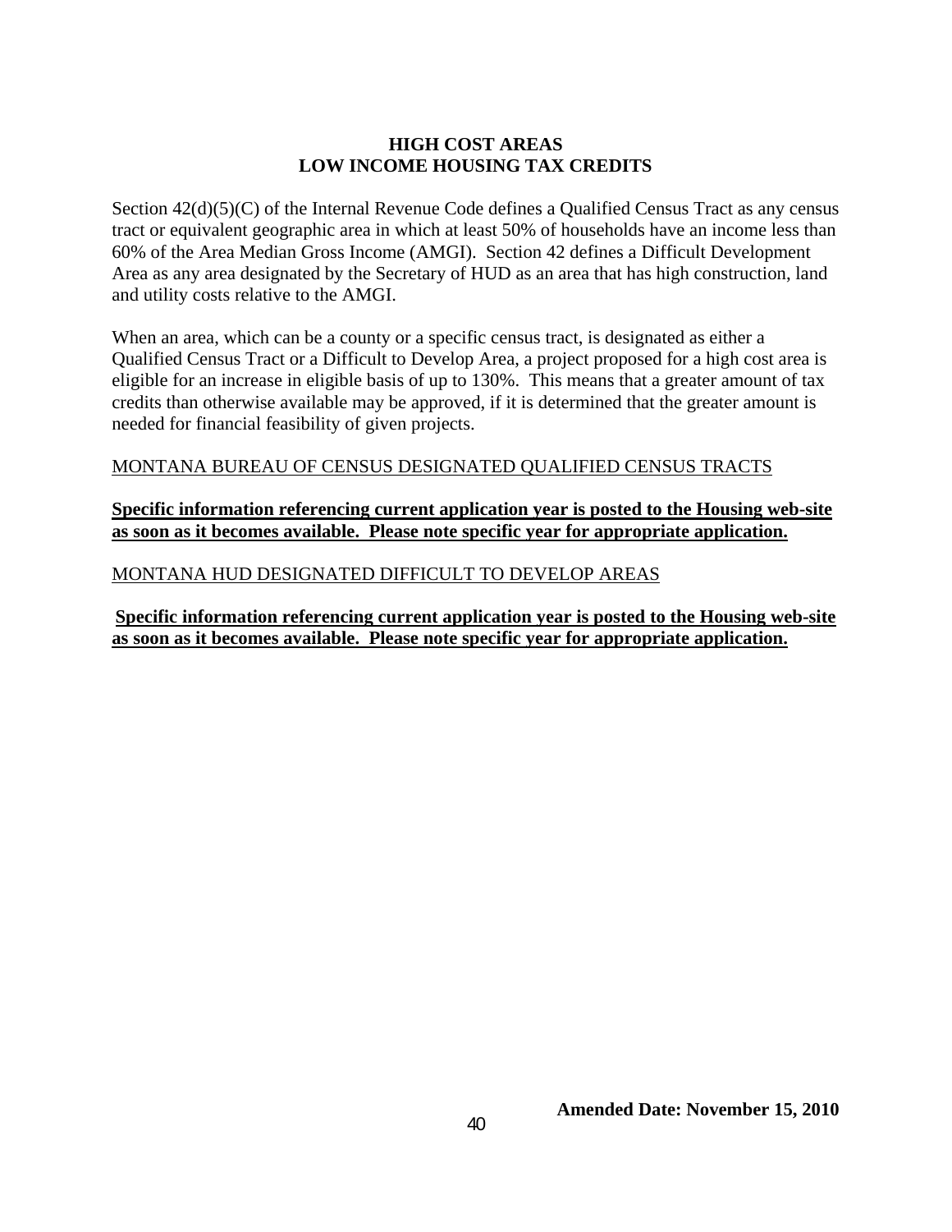**HIGH COST AREAS**
**LOW INCOME HOUSING TAX CREDITS**

Section 42(d)(5)(C) of the Internal Revenue Code defines a Qualified Census Tract as any census tract or equivalent geographic area in which at least 50% of households have an income less than 60% of the Area Median Gross Income (AMGI). Section 42 defines a Difficult Development Area as any area designated by the Secretary of HUD as an area that has high construction, land and utility costs relative to the AMGI.

When an area, which can be a county or a specific census tract, is designated as either a Qualified Census Tract or a Difficult to Develop Area, a project proposed for a high cost area is eligible for an increase in eligible basis of up to 130%. This means that a greater amount of tax credits than otherwise available may be approved, if it is determined that the greater amount is needed for financial feasibility of given projects.

<u>MONTANA BUREAU OF CENSUS DESIGNATED QUALIFIED CENSUS TRACTS</u>

<u>**Specific information referencing current application year is posted to the Housing web-site as soon as it becomes available. Please note specific year for appropriate application.**</u>

<u>MONTANA HUD DESIGNATED DIFFICULT TO DEVELOP AREAS</u>

<u>**Specific information referencing current application year is posted to the Housing web-site as soon as it becomes available. Please note specific year for appropriate application.**</u>

**Amended Date: November 15, 2010**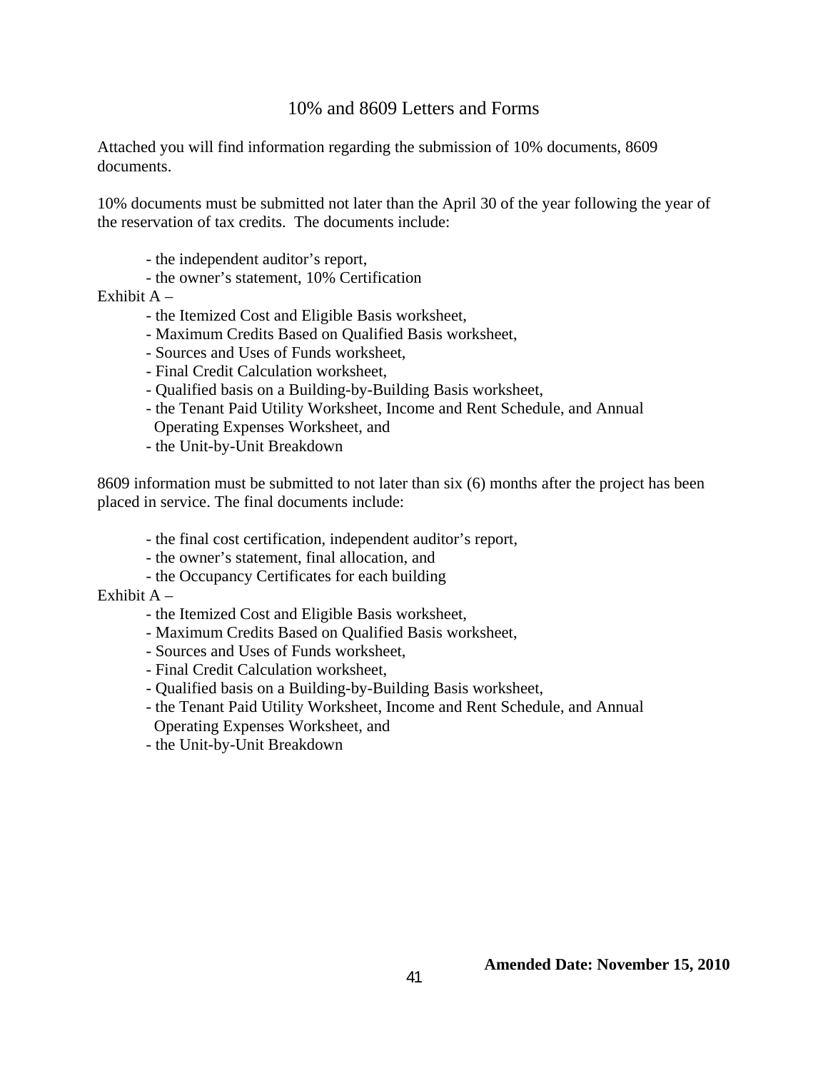# 10% and 8609 Letters and Forms

Attached you will find information regarding the submission of 10% documents, 8609 documents.

10% documents must be submitted not later than the April 30 of the year following the year of the reservation of tax credits. The documents include:

- the independent auditor's report,
- the owner's statement, 10% Certification

Exhibit A –

- the Itemized Cost and Eligible Basis worksheet,
- Maximum Credits Based on Qualified Basis worksheet,
- Sources and Uses of Funds worksheet,
- Final Credit Calculation worksheet,
- Qualified basis on a Building-by-Building Basis worksheet,
- the Tenant Paid Utility Worksheet, Income and Rent Schedule, and Annual Operating Expenses Worksheet, and
- the Unit-by-Unit Breakdown

8609 information must be submitted to not later than six (6) months after the project has been placed in service. The final documents include:

- the final cost certification, independent auditor's report,
- the owner's statement, final allocation, and
- the Occupancy Certificates for each building

Exhibit A –

- the Itemized Cost and Eligible Basis worksheet,
- Maximum Credits Based on Qualified Basis worksheet,
- Sources and Uses of Funds worksheet,
- Final Credit Calculation worksheet,
- Qualified basis on a Building-by-Building Basis worksheet,
- the Tenant Paid Utility Worksheet, Income and Rent Schedule, and Annual Operating Expenses Worksheet, and
- the Unit-by-Unit Breakdown

**Amended Date: November 15, 2010**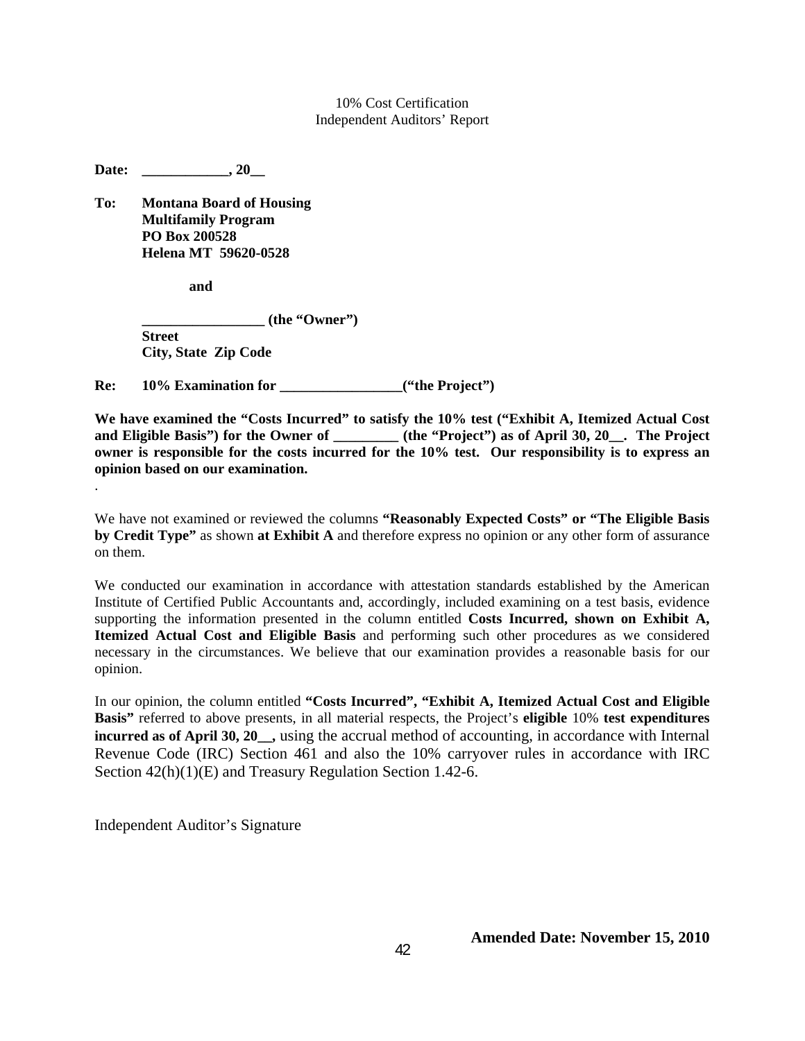10% Cost Certification
Independent Auditors' Report

**Date: \_\_\_\_\_\_\_\_\_\_\_\_, 20\_\_**

**To: Montana Board of Housing**
**Multifamily Program**
**PO Box 200528**
**Helena MT 59620-0528**

**and**

**\_\_\_\_\_\_\_\_\_\_\_\_\_\_\_\_\_ (the "Owner")**
**Street**
**City, State Zip Code**

**Re: 10% Examination for \_\_\_\_\_\_\_\_\_\_\_\_\_\_\_\_\_("the Project")**

**We have examined the "Costs Incurred" to satisfy the 10% test ("Exhibit A, Itemized Actual Cost and Eligible Basis") for the Owner of \_\_\_\_\_\_\_\_\_ (the "Project") as of April 30, 20\_\_. The Project owner is responsible for the costs incurred for the 10% test. Our responsibility is to express an opinion based on our examination.**

.

We have not examined or reviewed the columns **"Reasonably Expected Costs" or "The Eligible Basis by Credit Type"** as shown **at Exhibit A** and therefore express no opinion or any other form of assurance on them.

We conducted our examination in accordance with attestation standards established by the American Institute of Certified Public Accountants and, accordingly, included examining on a test basis, evidence supporting the information presented in the column entitled **Costs Incurred, shown on Exhibit A, Itemized Actual Cost and Eligible Basis** and performing such other procedures as we considered necessary in the circumstances. We believe that our examination provides a reasonable basis for our opinion.

In our opinion, the column entitled **"Costs Incurred", "Exhibit A, Itemized Actual Cost and Eligible Basis"** referred to above presents, in all material respects, the Project's **eligible** 10% **test expenditures incurred as of April 30, 20\_\_,** using the accrual method of accounting, in accordance with Internal Revenue Code (IRC) Section 461 and also the 10% carryover rules in accordance with IRC Section 42(h)(1)(E) and Treasury Regulation Section 1.42-6.

Independent Auditor's Signature

**Amended Date: November 15, 2010**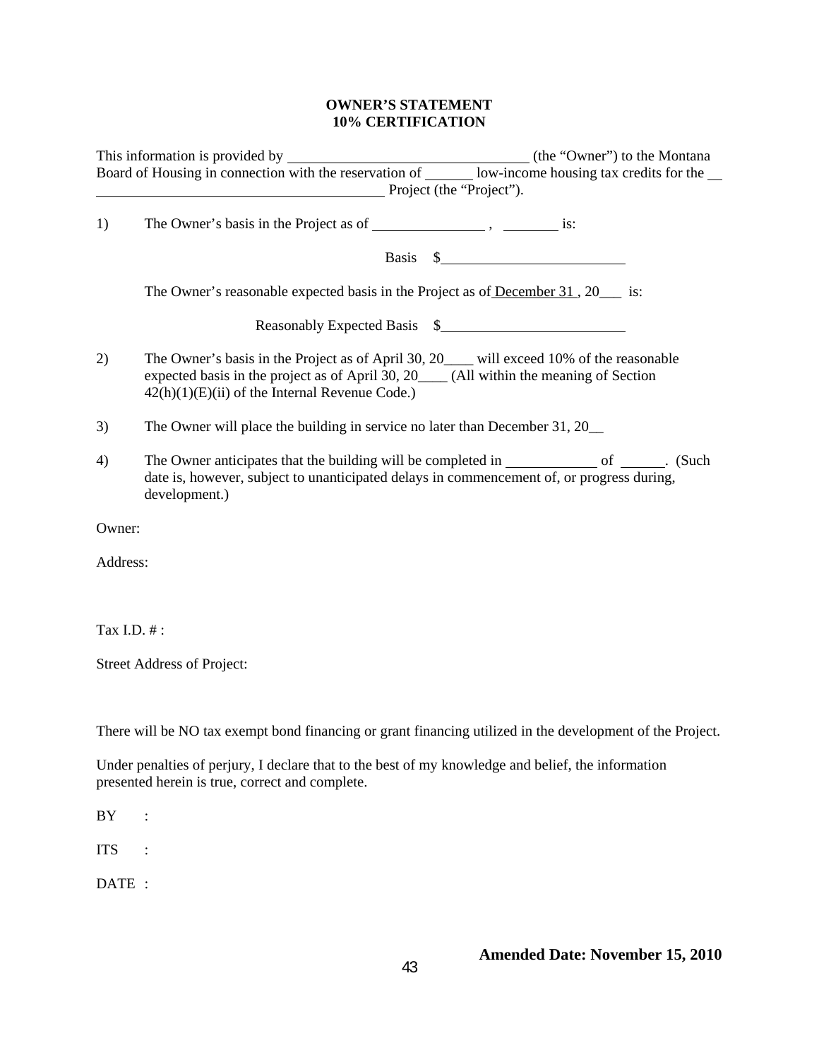**OWNER'S STATEMENT**
**10% CERTIFICATION**

This information is provided by ________________________________ (the "Owner") to the Montana Board of Housing in connection with the reservation of ______ low-income housing tax credits for the __ ________________________________________ Project (the "Project").

1) The Owner's basis in the Project as of _______________ , ________ is:

Basis $_________________________

The Owner's reasonable expected basis in the Project as of December 31 , 20___ is:

Reasonably Expected Basis $_________________________

2) The Owner's basis in the Project as of April 30, 20____ will exceed 10% of the reasonable expected basis in the project as of April 30, 20____ (All within the meaning of Section 42(h)(1)(E)(ii) of the Internal Revenue Code.)

3) The Owner will place the building in service no later than December 31, 20__

4) The Owner anticipates that the building will be completed in ____________ of ______. (Such date is, however, subject to unanticipated delays in commencement of, or progress during, development.)

Owner:

Address:

Tax I.D. # :

Street Address of Project:

There will be NO tax exempt bond financing or grant financing utilized in the development of the Project.

Under penalties of perjury, I declare that to the best of my knowledge and belief, the information presented herein is true, correct and complete.

BY :

ITS :

DATE :

**Amended Date: November 15, 2010**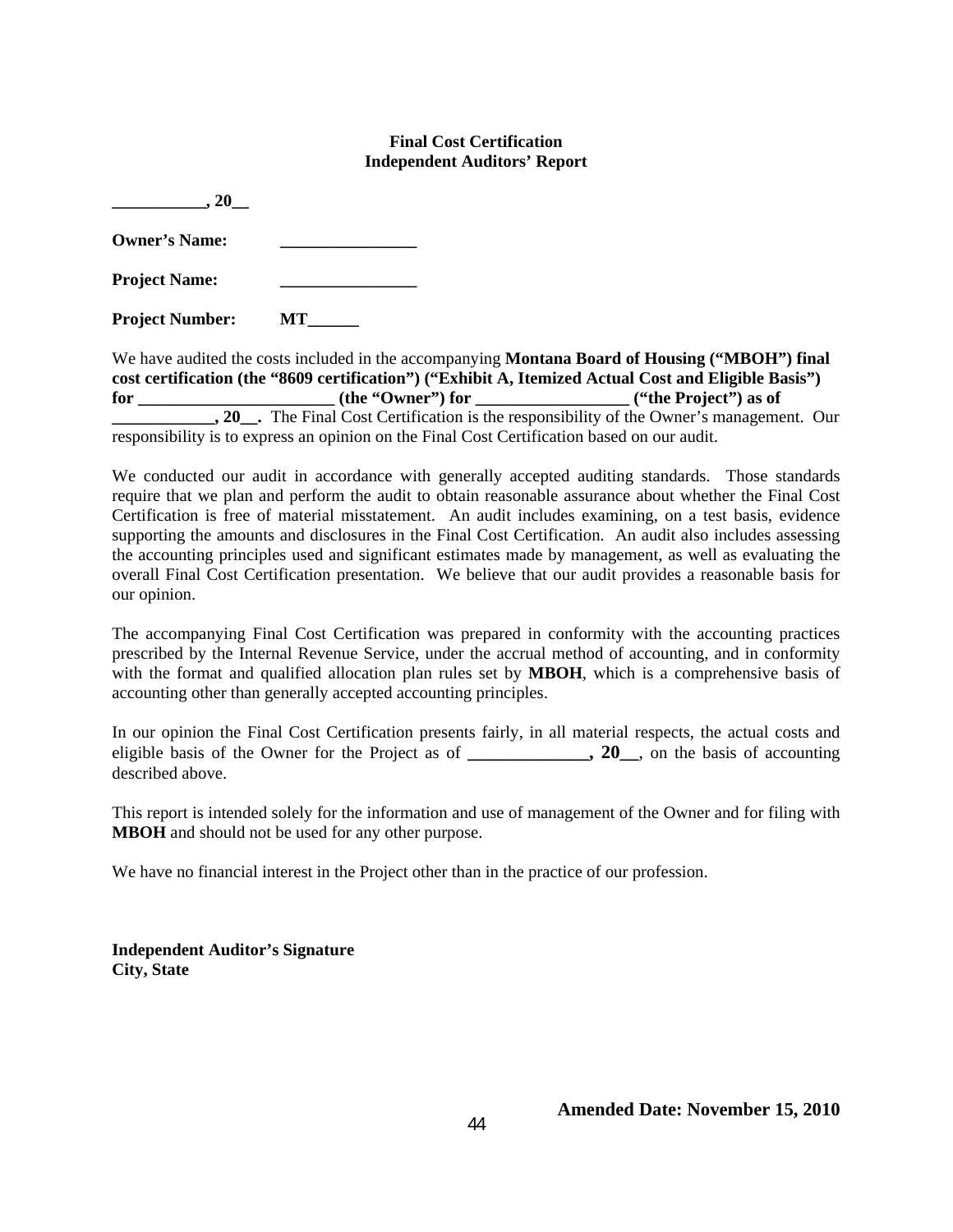**Final Cost Certification**
**Independent Auditors' Report**

**___________, 20__**

**Owner's Name:** ________________

**Project Name:** ________________

**Project Number:** **MT______**

We have audited the costs included in the accompanying **Montana Board of Housing ("MBOH") final cost certification (the "8609 certification") ("Exhibit A, Itemized Actual Cost and Eligible Basis") for ________________________ (the "Owner") for __________________ ("the Project") as of ____________, 20__.** The Final Cost Certification is the responsibility of the Owner's management. Our responsibility is to express an opinion on the Final Cost Certification based on our audit.

We conducted our audit in accordance with generally accepted auditing standards. Those standards require that we plan and perform the audit to obtain reasonable assurance about whether the Final Cost Certification is free of material misstatement. An audit includes examining, on a test basis, evidence supporting the amounts and disclosures in the Final Cost Certification. An audit also includes assessing the accounting principles used and significant estimates made by management, as well as evaluating the overall Final Cost Certification presentation. We believe that our audit provides a reasonable basis for our opinion.

The accompanying Final Cost Certification was prepared in conformity with the accounting practices prescribed by the Internal Revenue Service, under the accrual method of accounting, and in conformity with the format and qualified allocation plan rules set by **MBOH**, which is a comprehensive basis of accounting other than generally accepted accounting principles.

In our opinion the Final Cost Certification presents fairly, in all material respects, the actual costs and eligible basis of the Owner for the Project as of **______________, 20__**, on the basis of accounting described above.

This report is intended solely for the information and use of management of the Owner and for filing with **MBOH** and should not be used for any other purpose.

We have no financial interest in the Project other than in the practice of our profession.

**Independent Auditor's Signature**
**City, State**

**Amended Date: November 15, 2010**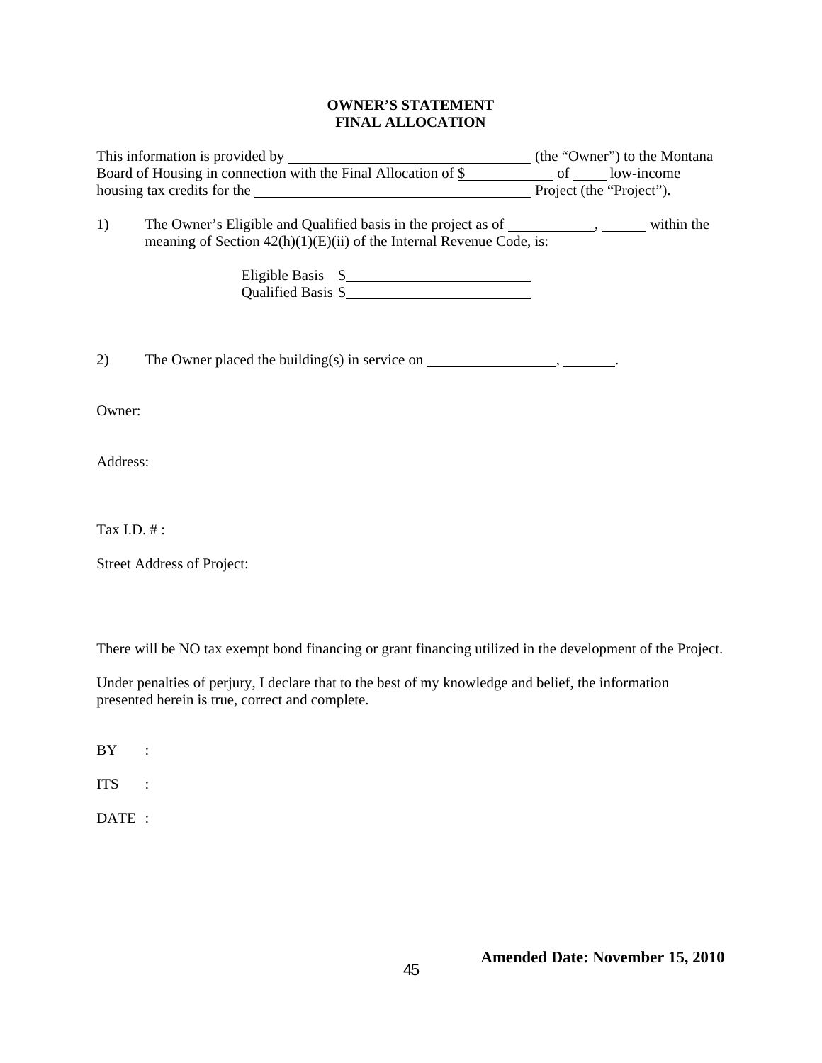**OWNER'S STATEMENT**
**FINAL ALLOCATION**

This information is provided by ________________________________ (the "Owner") to the Montana Board of Housing in connection with the Final Allocation of $____________ of ____ low-income housing tax credits for the ____________________________________ Project (the "Project").

1) The Owner's Eligible and Qualified basis in the project as of ___________, ______ within the meaning of Section 42(h)(1)(E)(ii) of the Internal Revenue Code, is:

Eligible Basis $_________________________
Qualified Basis $_________________________

2) The Owner placed the building(s) in service on _________________, _______.

Owner:

Address:

Tax I.D. # :

Street Address of Project:

There will be NO tax exempt bond financing or grant financing utilized in the development of the Project.

Under penalties of perjury, I declare that to the best of my knowledge and belief, the information presented herein is true, correct and complete.

BY :

ITS :

DATE :

**Amended Date: November 15, 2010**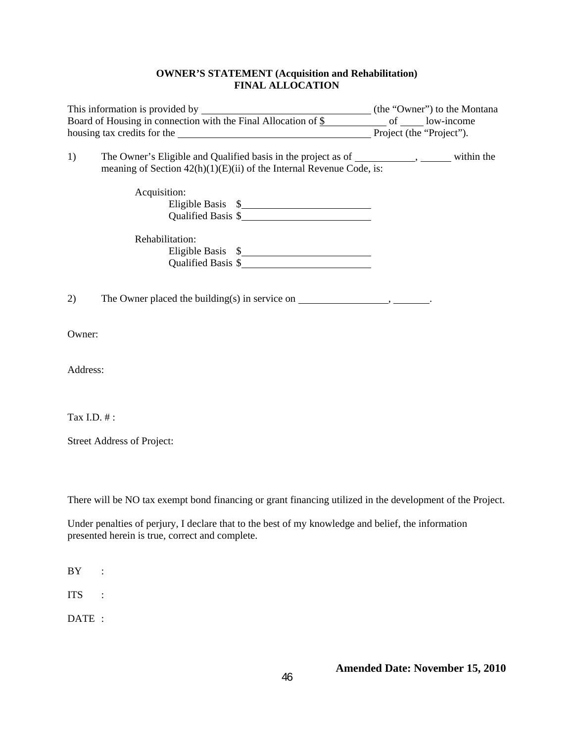**OWNER'S STATEMENT (Acquisition and Rehabilitation)**
**FINAL ALLOCATION**

This information is provided by ______________________________ (the "Owner") to the Montana Board of Housing in connection with the Final Allocation of $____________ of ____ low-income housing tax credits for the ___________________________________ Project (the "Project").

1) The Owner's Eligible and Qualified basis in the project as of ___________, ______ within the meaning of Section 42(h)(1)(E)(ii) of the Internal Revenue Code, is:

   Acquisition:
      Eligible Basis $________________________
      Qualified Basis $________________________

   Rehabilitation:
      Eligible Basis $________________________
      Qualified Basis $________________________

2) The Owner placed the building(s) in service on ________________, _______.

Owner:

Address:

Tax I.D. # :

Street Address of Project:

There will be NO tax exempt bond financing or grant financing utilized in the development of the Project.

Under penalties of perjury, I declare that to the best of my knowledge and belief, the information presented herein is true, correct and complete.

BY :

ITS :

DATE :

**Amended Date: November 15, 2010**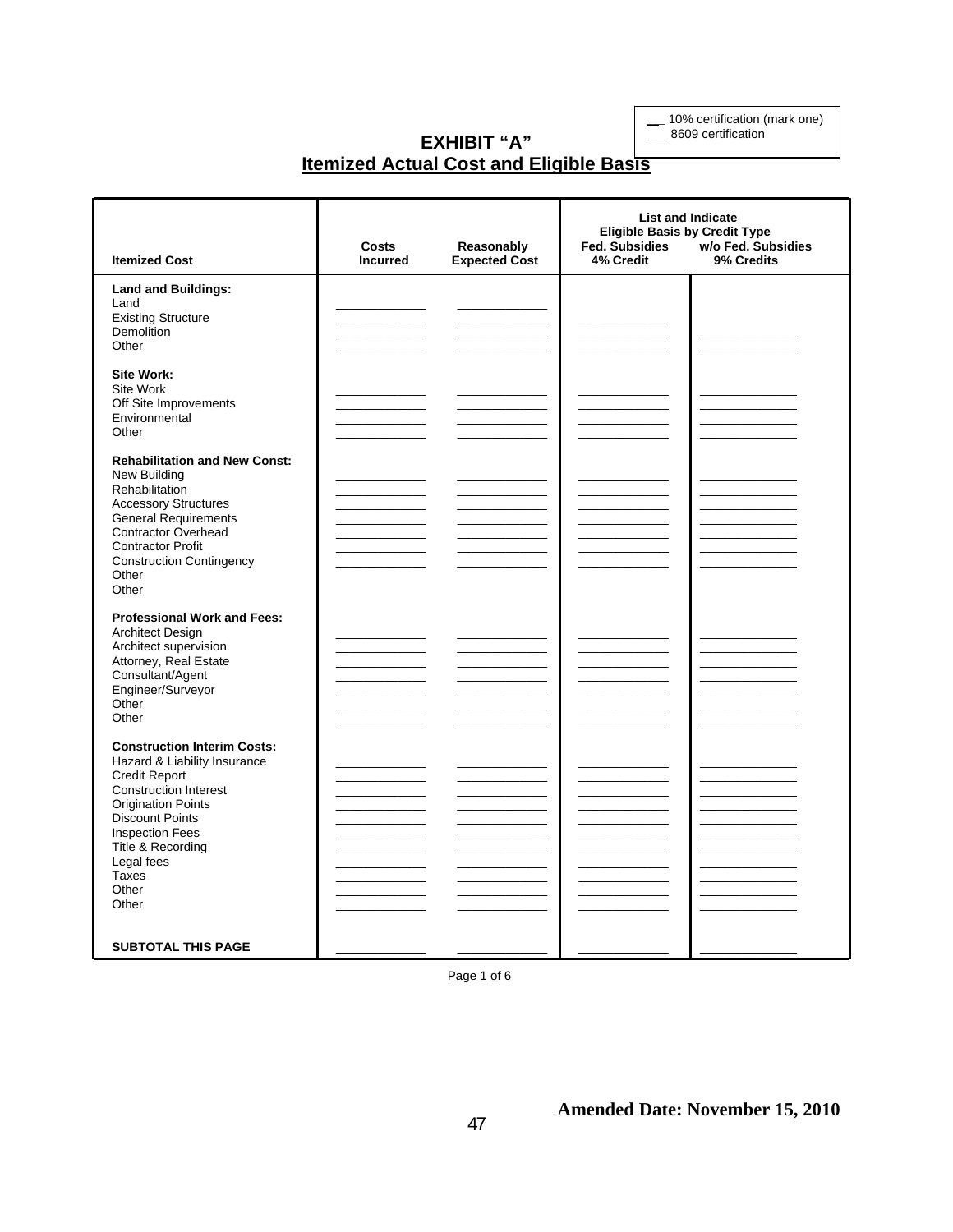__ 10% certification (mark one)
___ 8609 certification

# EXHIBIT "A"

## Itemized Actual Cost and Eligible Basis

| Itemized Cost | Costs Incurred | Reasonably Expected Cost | List and Indicate Eligible Basis by Credit Type — Fed. Subsidies 4% Credit | w/o Fed. Subsidies 9% Credits |
|---|---|---|---|---|
| **Land and Buildings:** | | | | |
| Land | ____________ | ____________ | | |
| Existing Structure | ____________ | ____________ | ____________ | |
| Demolition | ____________ | ____________ | ____________ | ____________ |
| Other | ____________ | ____________ | ____________ | ____________ |
| **Site Work:** | | | | |
| Site Work | ____________ | ____________ | ____________ | ____________ |
| Off Site Improvements | ____________ | ____________ | ____________ | ____________ |
| Environmental | ____________ | ____________ | ____________ | ____________ |
| Other | ____________ | ____________ | ____________ | ____________ |
| **Rehabilitation and New Const:** | | | | |
| New Building | ____________ | ____________ | ____________ | ____________ |
| Rehabilitation | ____________ | ____________ | ____________ | ____________ |
| Accessory Structures | ____________ | ____________ | ____________ | ____________ |
| General Requirements | ____________ | ____________ | ____________ | ____________ |
| Contractor Overhead | ____________ | ____________ | ____________ | ____________ |
| Contractor Profit | ____________ | ____________ | ____________ | ____________ |
| Construction Contingency | ____________ | ____________ | ____________ | ____________ |
| Other | | | | |
| Other | | | | |
| **Professional Work and Fees:** | | | | |
| Architect Design | ____________ | ____________ | ____________ | ____________ |
| Architect supervision | ____________ | ____________ | ____________ | ____________ |
| Attorney, Real Estate | ____________ | ____________ | ____________ | ____________ |
| Consultant/Agent | ____________ | ____________ | ____________ | ____________ |
| Engineer/Surveyor | ____________ | ____________ | ____________ | ____________ |
| Other | ____________ | ____________ | ____________ | ____________ |
| Other | ____________ | ____________ | ____________ | ____________ |
| **Construction Interim Costs:** | | | | |
| Hazard & Liability Insurance | ____________ | ____________ | ____________ | ____________ |
| Credit Report | ____________ | ____________ | ____________ | ____________ |
| Construction Interest | ____________ | ____________ | ____________ | ____________ |
| Origination Points | ____________ | ____________ | ____________ | ____________ |
| Discount Points | ____________ | ____________ | ____________ | ____________ |
| Inspection Fees | ____________ | ____________ | ____________ | ____________ |
| Title & Recording | ____________ | ____________ | ____________ | ____________ |
| Legal fees | ____________ | ____________ | ____________ | ____________ |
| Taxes | ____________ | ____________ | ____________ | ____________ |
| Other | ____________ | ____________ | ____________ | ____________ |
| Other | ____________ | ____________ | ____________ | ____________ |
| **SUBTOTAL THIS PAGE** | ____________ | ____________ | ____________ | ____________ |

Page 1 of 6

**Amended Date: November 15, 2010**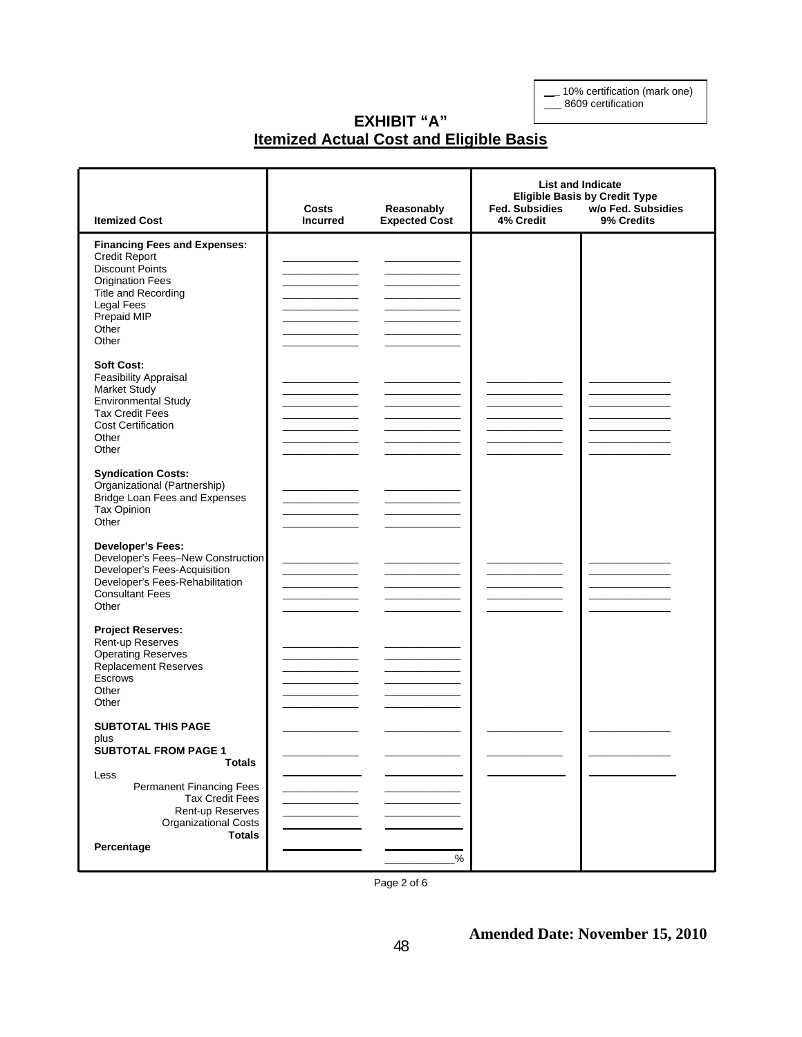__ 10% certification (mark one)
___ 8609 certification

# EXHIBIT "A"

## Itemized Actual Cost and Eligible Basis

| Itemized Cost | Costs Incurred | Reasonably Expected Cost | List and Indicate Eligible Basis by Credit Type Fed. Subsidies 4% Credit | w/o Fed. Subsidies 9% Credits |
|---|---|---|---|---|
| **Financing Fees and Expenses:** | | | | |
| Credit Report | ______ | ______ | | |
| Discount Points | ______ | ______ | | |
| Origination Fees | ______ | ______ | | |
| Title and Recording | ______ | ______ | | |
| Legal Fees | ______ | ______ | | |
| Prepaid MIP | ______ | ______ | | |
| Other | ______ | ______ | | |
| Other | ______ | ______ | | |
| **Soft Cost:** | | | | |
| Feasibility Appraisal | ______ | ______ | ______ | ______ |
| Market Study | ______ | ______ | ______ | ______ |
| Environmental Study | ______ | ______ | ______ | ______ |
| Tax Credit Fees | ______ | ______ | ______ | ______ |
| Cost Certification | ______ | ______ | ______ | ______ |
| Other | ______ | ______ | ______ | ______ |
| Other | ______ | ______ | ______ | ______ |
| **Syndication Costs:** | | | | |
| Organizational (Partnership) | ______ | ______ | | |
| Bridge Loan Fees and Expenses | ______ | ______ | | |
| Tax Opinion | ______ | ______ | | |
| Other | ______ | ______ | | |
| **Developer's Fees:** | | | | |
| Developer's Fees–New Construction | ______ | ______ | ______ | ______ |
| Developer's Fees-Acquisition | ______ | ______ | ______ | ______ |
| Developer's Fees-Rehabilitation | ______ | ______ | ______ | ______ |
| Consultant Fees | ______ | ______ | ______ | ______ |
| Other | ______ | ______ | ______ | ______ |
| **Project Reserves:** | | | | |
| Rent-up Reserves | ______ | ______ | | |
| Operating Reserves | ______ | ______ | | |
| Replacement Reserves | ______ | ______ | | |
| Escrows | ______ | ______ | | |
| Other | ______ | ______ | | |
| Other | ______ | ______ | | |
| **SUBTOTAL THIS PAGE** | ______ | ______ | ______ | ______ |
| plus | | | | |
| **SUBTOTAL FROM PAGE 1** | ______ | ______ | ______ | ______ |
| **Totals** | ______ | ______ | ______ | ______ |
| Less | | | | |
| Permanent Financing Fees | ______ | ______ | | |
| Tax Credit Fees | ______ | ______ | | |
| Rent-up Reserves | ______ | ______ | | |
| Organizational Costs | ______ | ______ | | |
| **Totals** | ______ | ______ | | |
| **Percentage** | ______ | ______% | | |

Page 2 of 6

**Amended Date: November 15, 2010**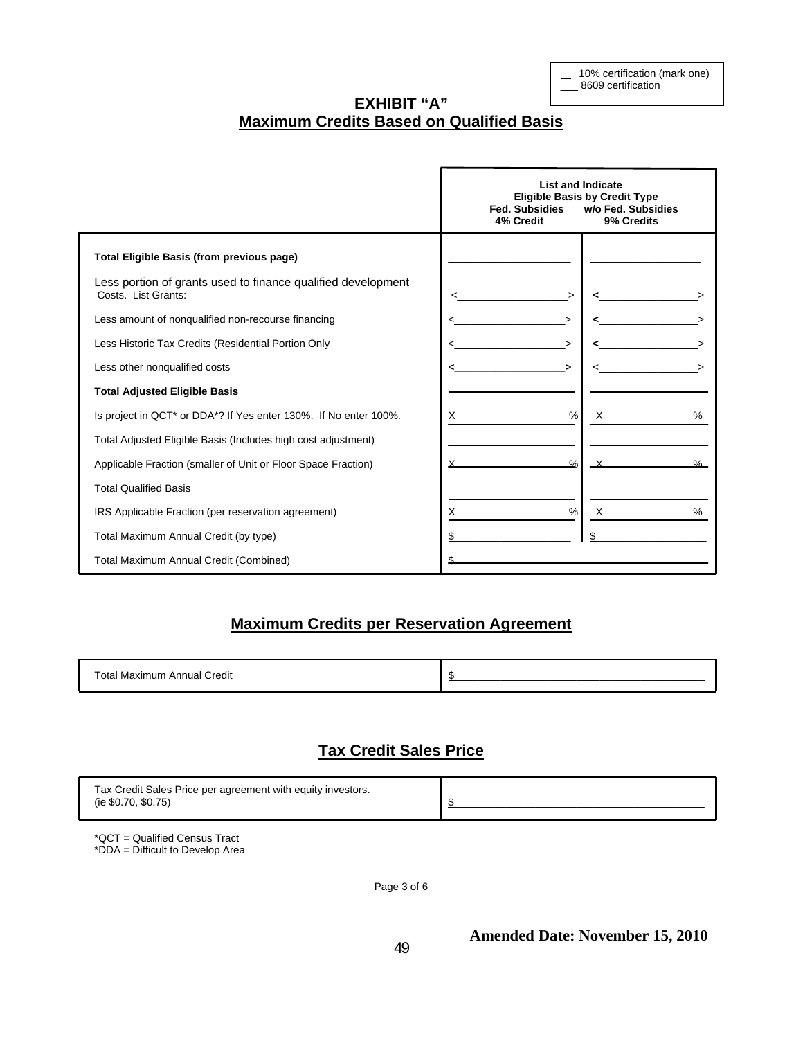__ 10% certification (mark one)
___ 8609 certification

# EXHIBIT "A"

## Maximum Credits Based on Qualified Basis

| | List and Indicate Eligible Basis by Credit Type Fed. Subsidies 4% Credit | w/o Fed. Subsidies 9% Credits |
|---|---|---|
| **Total Eligible Basis (from previous page)** | ____________ | ____________ |
| Less portion of grants used to finance qualified development Costs. List Grants: | <____________> | <____________> |
| Less amount of nonqualified non-recourse financing | <____________> | <____________> |
| Less Historic Tax Credits (Residential Portion Only | <____________> | <____________> |
| Less other nonqualified costs | <____________> | <____________> |
| **Total Adjusted Eligible Basis** | ____________ | ____________ |
| Is project in QCT* or DDA*? If Yes enter 130%. If No enter 100%. | X ____________ % | X ____________ % |
| Total Adjusted Eligible Basis (Includes high cost adjustment) | ____________ | ____________ |
| Applicable Fraction (smaller of Unit or Floor Space Fraction) | X ____________ % | X ____________ % |
| Total Qualified Basis | ____________ | ____________ |
| IRS Applicable Fraction (per reservation agreement) | X ____________ % | X ____________ % |
| Total Maximum Annual Credit (by type) | $____________ | $____________ |
| Total Maximum Annual Credit (Combined) | $____________ | |

## Maximum Credits per Reservation Agreement

| | |
|---|---|
| Total Maximum Annual Credit | $____________ |

## Tax Credit Sales Price

| | |
|---|---|
| Tax Credit Sales Price per agreement with equity investors. (ie $0.70, $0.75) | $____________ |

*QCT = Qualified Census Tract
*DDA = Difficult to Develop Area

**Amended Date: November 15, 2010**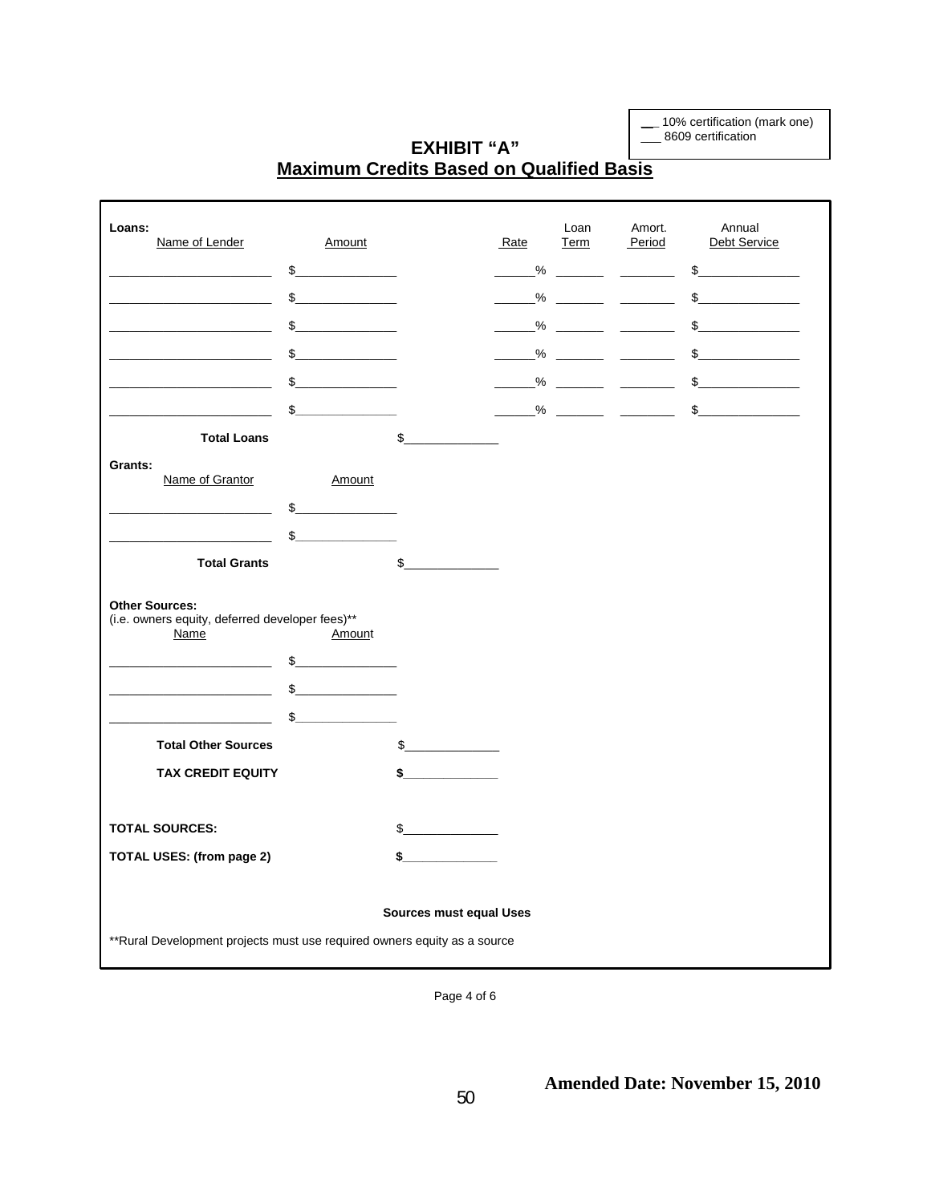__ 10% certification (mark one)
___ 8609 certification

# EXHIBIT "A"
## Maximum Credits Based on Qualified Basis

**Loans:**

| Name of Lender | Amount | | Rate | Loan Term | Amort. Period | Annual Debt Service |
|---|---|---|---|---|---|---|
| ____________ | $____________ | | ____% | ______ | ______ | $____________ |
| ____________ | $____________ | | ____% | ______ | ______ | $____________ |
| ____________ | $____________ | | ____% | ______ | ______ | $____________ |
| ____________ | $____________ | | ____% | ______ | ______ | $____________ |
| ____________ | $____________ | | ____% | ______ | ______ | $____________ |
| ____________ | $____________ | | ____% | ______ | ______ | $____________ |
| **Total Loans** | | $____________ | | | | |

**Grants:**

| Name of Grantor | Amount | |
|---|---|---|
| ____________ | $____________ | |
| ____________ | $____________ | |
| **Total Grants** | | $____________ |

**Other Sources:**
(i.e. owners equity, deferred developer fees)**

| Name | Amount | |
|---|---|---|
| ____________ | $____________ | |
| ____________ | $____________ | |
| ____________ | $____________ | |
| **Total Other Sources** | | $____________ |
| **TAX CREDIT EQUITY** | | **$____________** |

| | |
|---|---|
| **TOTAL SOURCES:** | $____________ |
| **TOTAL USES: (from page 2)** | **$____________** |

**Sources must equal Uses**

**Rural Development projects must use required owners equity as a source

**Amended Date: November 15, 2010**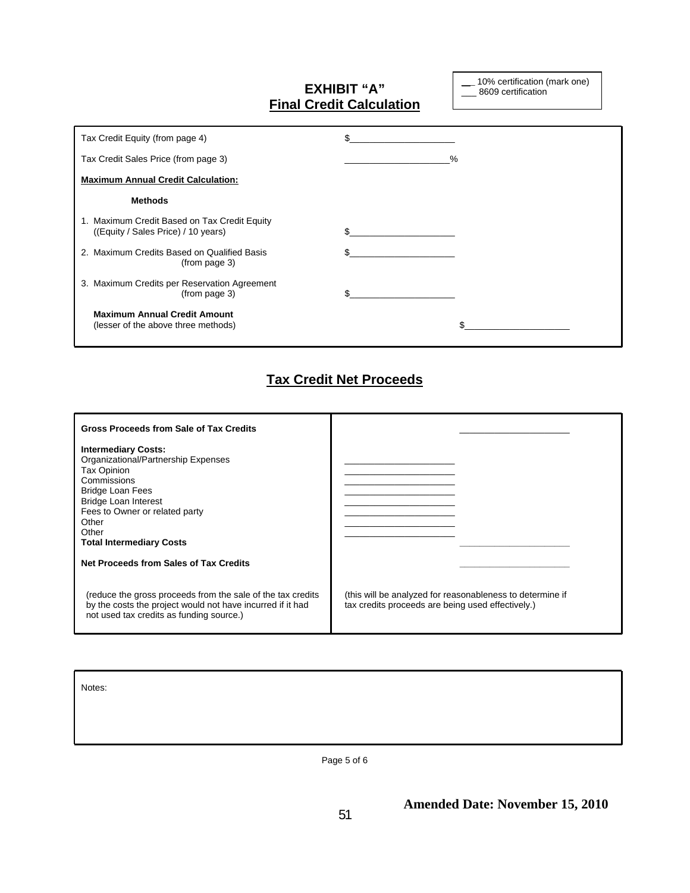# EXHIBIT "A"

## Final Credit Calculation

\_\_ 10% certification (mark one)
\_\_\_ 8609 certification

| | | |
|---|---|---|
| Tax Credit Equity (from page 4) | $\_\_\_\_\_\_\_\_\_\_\_\_\_\_\_\_\_\_\_\_ | |
| Tax Credit Sales Price (from page 3) | \_\_\_\_\_\_\_\_\_\_\_\_\_\_\_\_\_\_\_\_% | |
| **Maximum Annual Credit Calculation:** | | |
| **Methods** | | |
| 1. Maximum Credit Based on Tax Credit Equity ((Equity / Sales Price) / 10 years) | $\_\_\_\_\_\_\_\_\_\_\_\_\_\_\_\_\_\_\_\_ | |
| 2. Maximum Credits Based on Qualified Basis (from page 3) | $\_\_\_\_\_\_\_\_\_\_\_\_\_\_\_\_\_\_\_\_ | |
| 3. Maximum Credits per Reservation Agreement (from page 3) | $\_\_\_\_\_\_\_\_\_\_\_\_\_\_\_\_\_\_\_\_ | |
| **Maximum Annual Credit Amount** (lesser of the above three methods) | | $\_\_\_\_\_\_\_\_\_\_\_\_\_\_\_\_\_\_\_\_ |

## Tax Credit Net Proceeds

| | | |
|---|---|---|
| **Gross Proceeds from Sale of Tax Credits** | | \_\_\_\_\_\_\_\_\_\_\_\_\_\_\_\_\_\_\_\_ |
| **Intermediary Costs:** | | |
| Organizational/Partnership Expenses | \_\_\_\_\_\_\_\_\_\_\_\_\_\_\_\_\_\_\_\_ | |
| Tax Opinion | \_\_\_\_\_\_\_\_\_\_\_\_\_\_\_\_\_\_\_\_ | |
| Commissions | \_\_\_\_\_\_\_\_\_\_\_\_\_\_\_\_\_\_\_\_ | |
| Bridge Loan Fees | \_\_\_\_\_\_\_\_\_\_\_\_\_\_\_\_\_\_\_\_ | |
| Bridge Loan Interest | \_\_\_\_\_\_\_\_\_\_\_\_\_\_\_\_\_\_\_\_ | |
| Fees to Owner or related party | \_\_\_\_\_\_\_\_\_\_\_\_\_\_\_\_\_\_\_\_ | |
| Other | \_\_\_\_\_\_\_\_\_\_\_\_\_\_\_\_\_\_\_\_ | |
| Other | \_\_\_\_\_\_\_\_\_\_\_\_\_\_\_\_\_\_\_\_ | |
| **Total Intermediary Costs** | | \_\_\_\_\_\_\_\_\_\_\_\_\_\_\_\_\_\_\_\_ |
| **Net Proceeds from Sales of Tax Credits** | | \_\_\_\_\_\_\_\_\_\_\_\_\_\_\_\_\_\_\_\_ |
| (reduce the gross proceeds from the sale of the tax credits by the costs the project would not have incurred if it had not used tax credits as funding source.) | (this will be analyzed for reasonableness to determine if tax credits proceeds are being used effectively.) | |

Notes:

**Amended Date: November 15, 2010**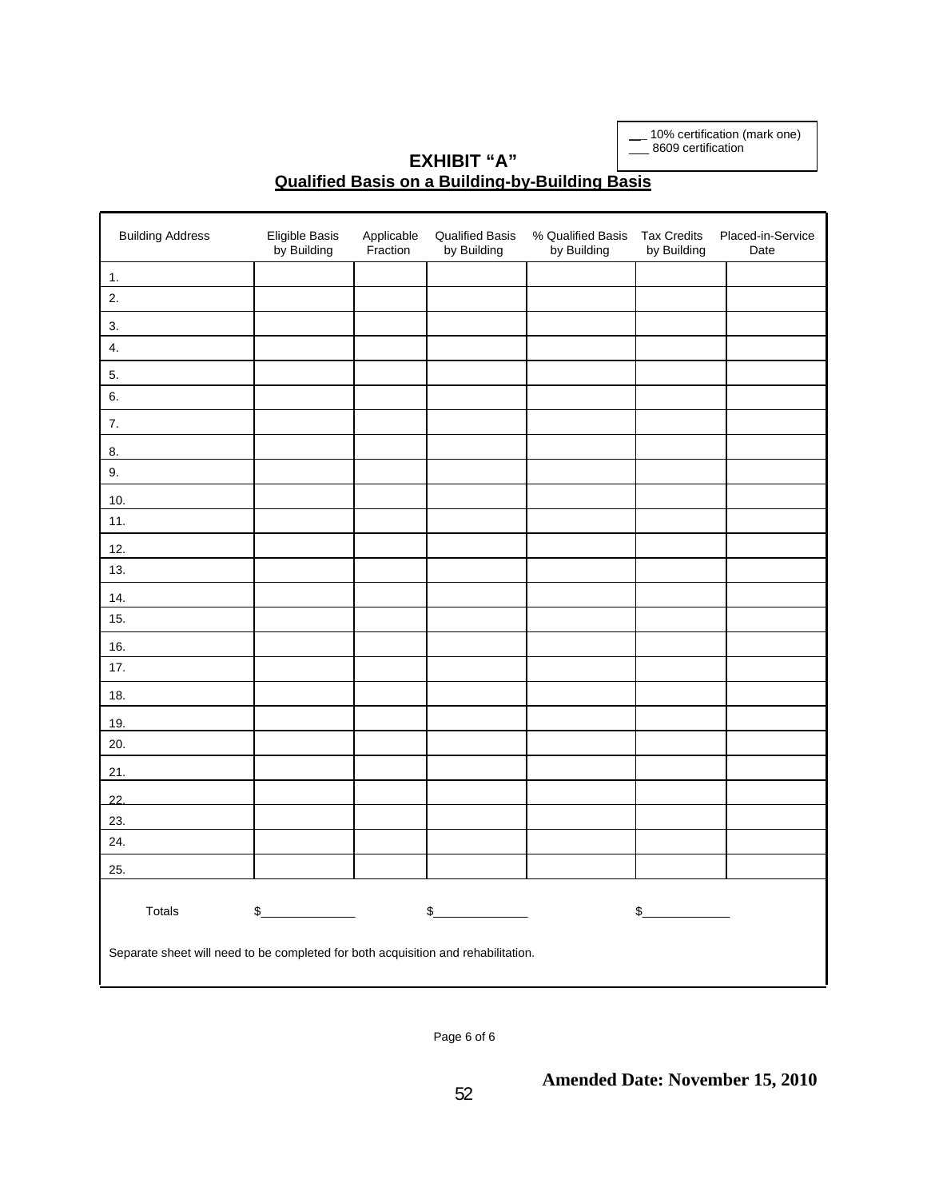__ 10% certification (mark one)
___ 8609 certification

## EXHIBIT "A"

### Qualified Basis on a Building-by-Building Basis

| Building Address | Eligible Basis by Building | Applicable Fraction | Qualified Basis by Building | % Qualified Basis by Building | Tax Credits by Building | Placed-in-Service Date |
|---|---|---|---|---|---|---|
| 1. | | | | | | |
| 2. | | | | | | |
| 3. | | | | | | |
| 4. | | | | | | |
| 5. | | | | | | |
| 6. | | | | | | |
| 7. | | | | | | |
| 8. | | | | | | |
| 9. | | | | | | |
| 10. | | | | | | |
| 11. | | | | | | |
| 12. | | | | | | |
| 13. | | | | | | |
| 14. | | | | | | |
| 15. | | | | | | |
| 16. | | | | | | |
| 17. | | | | | | |
| 18. | | | | | | |
| 19. | | | | | | |
| 20. | | | | | | |
| 21. | | | | | | |
| 22. | | | | | | |
| 23. | | | | | | |
| 24. | | | | | | |
| 25. | | | | | | |
| Totals | $______________ | | $______________ | | $_____________ | |

Separate sheet will need to be completed for both acquisition and rehabilitation.

**Amended Date: November 15, 2010**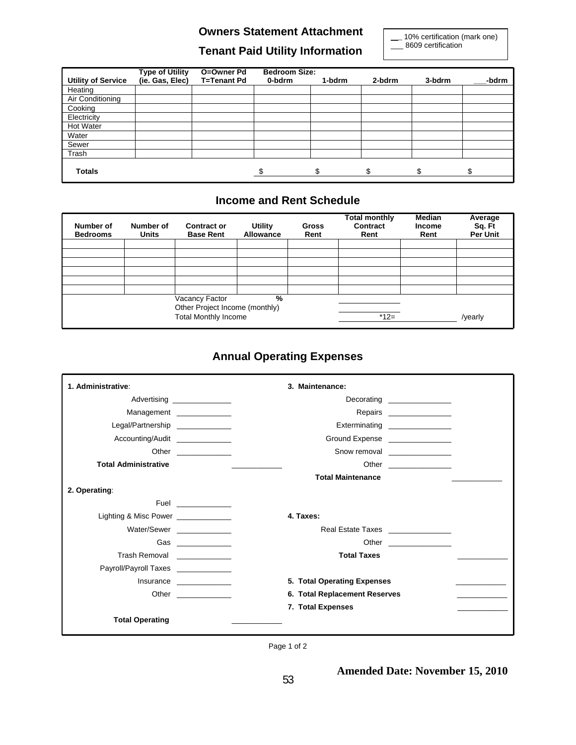## Owners Statement Attachment

## Tenant Paid Utility Information

__ 10% certification (mark one)
___ 8609 certification

| Utility of Service | Type of Utility (ie. Gas, Elec) | O=Owner Pd T=Tenant Pd | Bedroom Size: 0-bdrm | 1-bdrm | 2-bdrm | 3-bdrm | ___-bdrm |
|---|---|---|---|---|---|---|---|
| Heating | | | | | | | |
| Air Conditioning | | | | | | | |
| Cooking | | | | | | | |
| Electricity | | | | | | | |
| Hot Water | | | | | | | |
| Water | | | | | | | |
| Sewer | | | | | | | |
| Trash | | | | | | | |
| **Totals** | | | $ | $ | $ | $ | $ |

## Income and Rent Schedule

| Number of Bedrooms | Number of Units | Contract or Base Rent | Utility Allowance | Gross Rent | Total monthly Contract Rent | Median Income Rent | Average Sq. Ft Per Unit |
|---|---|---|---|---|---|---|---|
| | | | | | | | |
| | | | | | | | |
| | | | | | | | |
| | | | | | | | |
| | | | | | | | |
| | | | | | | | |
| | | Vacancy Factor | % | | ______ | | |
| | | Other Project Income (monthly) | | | ______ | | |
| | | Total Monthly Income | | | ______ *12= | ______ | /yearly |

## Annual Operating Expenses

**1. Administrative**:

- Advertising ______
- Management ______
- Legal/Partnership ______
- Accounting/Audit ______
- Other ______

**Total Administrative** ______

**2. Operating**:

- Fuel ______
- Lighting & Misc Power ______
- Water/Sewer ______
- Gas ______
- Trash Removal ______
- Payroll/Payroll Taxes ______
- Insurance ______
- Other ______

**Total Operating** ______

**3. Maintenance:**

- Decorating ______
- Repairs ______
- Exterminating ______
- Ground Expense ______
- Snow removal ______
- Other ______

**Total Maintenance** ______

**4. Taxes:**

- Real Estate Taxes ______
- Other ______

**Total Taxes** ______

**5. Total Operating Expenses** ______

**6. Total Replacement Reserves** ______

**7. Total Expenses** ______

**Amended Date: November 15, 2010**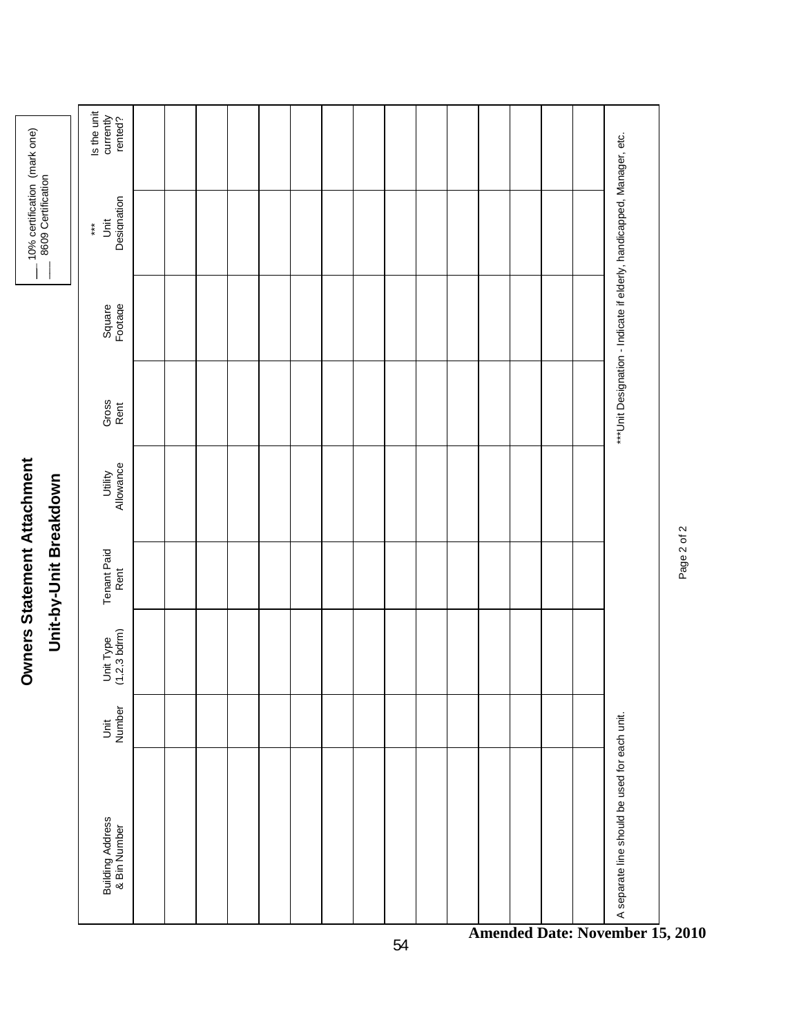# Owners Statement Attachment

## Unit-by-Unit Breakdown

___ 10% certification (mark one)
___ 8609 Certification

| Building Address & Bin Number | Unit Number | Unit Type (1,2,3 bdrm) | Tenant Paid Rent | Utility Allowance | Gross Rent | Square Footage | *** Unit Designation | Is the unit currently rented? |
|---|---|---|---|---|---|---|---|---|
| | | | | | | | | |
| | | | | | | | | |
| | | | | | | | | |
| | | | | | | | | |
| | | | | | | | | |
| | | | | | | | | |
| | | | | | | | | |
| | | | | | | | | |
| | | | | | | | | |
| | | | | | | | | |
| | | | | | | | | |
| | | | | | | | | |
| | | | | | | | | |
| | | | | | | | | |
| | | | | | | | | |

A separate line should be used for each unit.

***Unit Designation - Indicate if elderly, handicapped, Manager, etc.

**Amended Date: November 15, 2010**